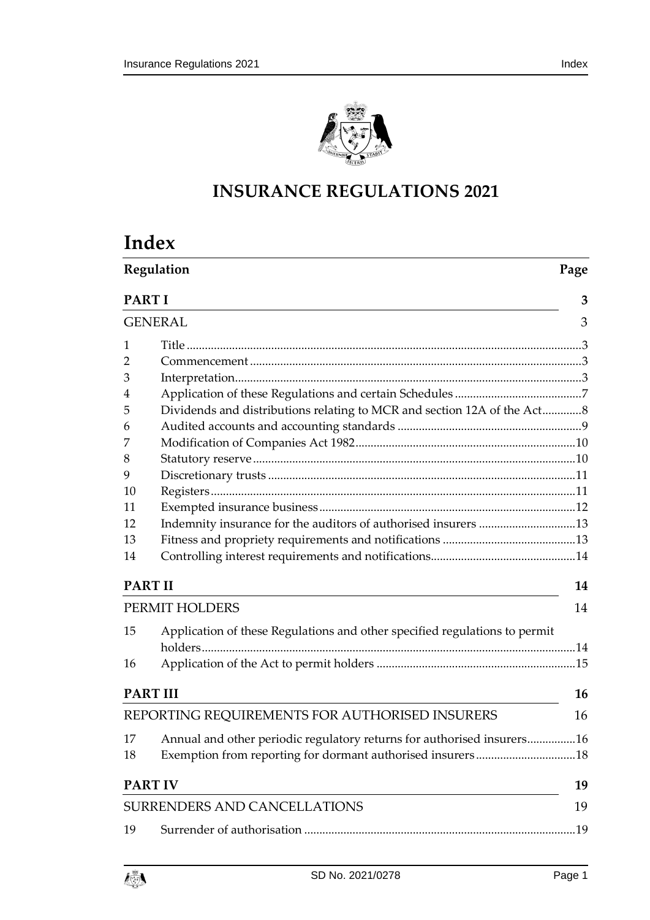# INSURANCE REGULATIONS 2021

# Index

| Regulation | | Page |
|---|---|---|
| **PART I** | | **3** |
| GENERAL | | 3 |
| 1 | Title | 3 |
| 2 | Commencement | 3 |
| 3 | Interpretation | 3 |
| 4 | Application of these Regulations and certain Schedules | 7 |
| 5 | Dividends and distributions relating to MCR and section 12A of the Act | 8 |
| 6 | Audited accounts and accounting standards | 9 |
| 7 | Modification of Companies Act 1982 | 10 |
| 8 | Statutory reserve | 10 |
| 9 | Discretionary trusts | 11 |
| 10 | Registers | 11 |
| 11 | Exempted insurance business | 12 |
| 12 | Indemnity insurance for the auditors of authorised insurers | 13 |
| 13 | Fitness and propriety requirements and notifications | 13 |
| 14 | Controlling interest requirements and notifications | 14 |
| **PART II** | | **14** |
| PERMIT HOLDERS | | 14 |
| 15 | Application of these Regulations and other specified regulations to permit holders | 14 |
| 16 | Application of the Act to permit holders | 15 |
| **PART III** | | **16** |
| REPORTING REQUIREMENTS FOR AUTHORISED INSURERS | | 16 |
| 17 | Annual and other periodic regulatory returns for authorised insurers | 16 |
| 18 | Exemption from reporting for dormant authorised insurers | 18 |
| **PART IV** | | **19** |
| SURRENDERS AND CANCELLATIONS | | 19 |
| 19 | Surrender of authorisation | 19 |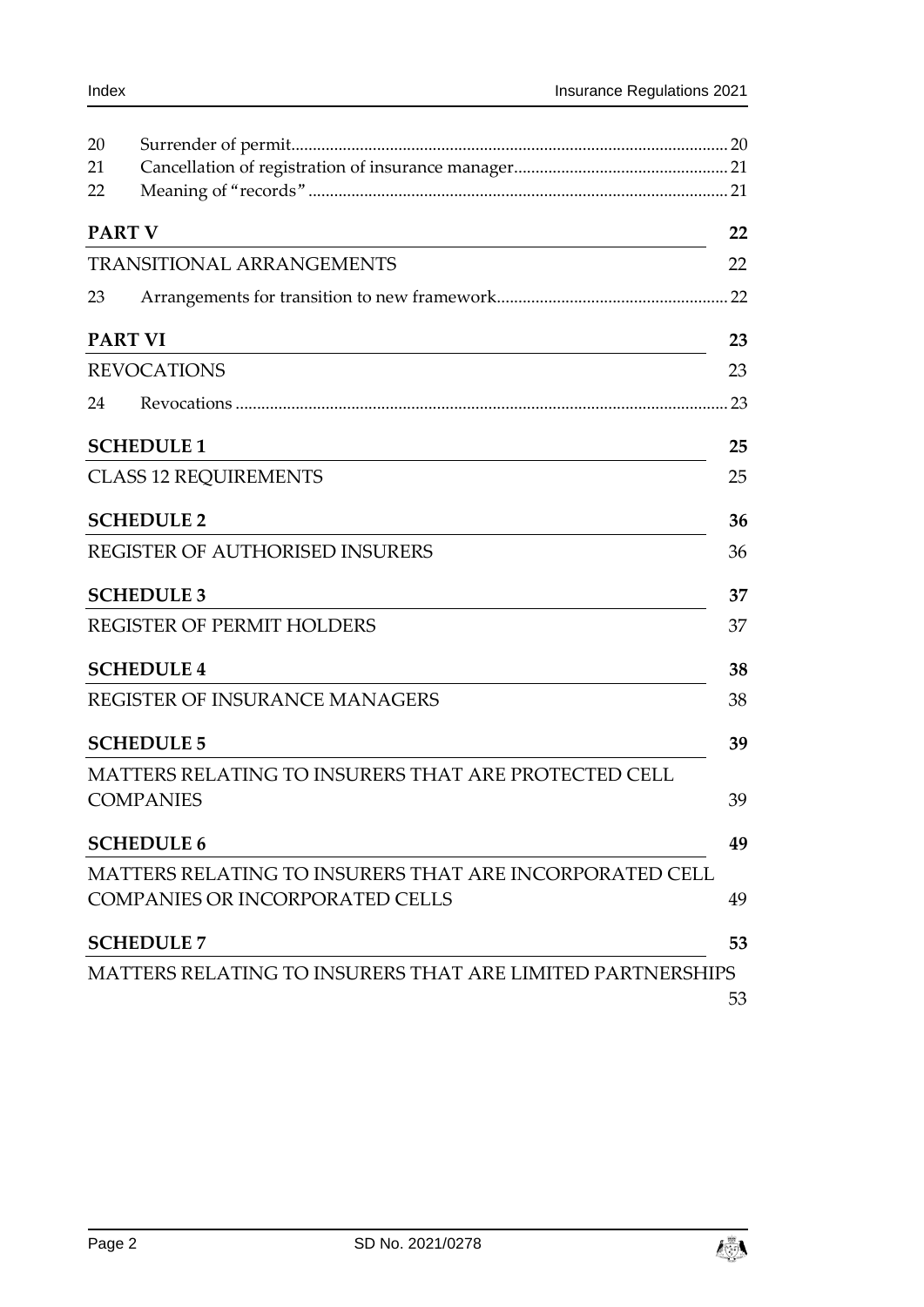20 Surrender of permit ..... 20
21 Cancellation of registration of insurance manager ..... 21
22 Meaning of "records" ..... 21

**PART V** 22

TRANSITIONAL ARRANGEMENTS 22

23 Arrangements for transition to new framework ..... 22

**PART VI** 23

REVOCATIONS 23

24 Revocations ..... 23

**SCHEDULE 1** 25

CLASS 12 REQUIREMENTS 25

**SCHEDULE 2** 36

REGISTER OF AUTHORISED INSURERS 36

**SCHEDULE 3** 37

REGISTER OF PERMIT HOLDERS 37

**SCHEDULE 4** 38

REGISTER OF INSURANCE MANAGERS 38

**SCHEDULE 5** 39

MATTERS RELATING TO INSURERS THAT ARE PROTECTED CELL COMPANIES 39

**SCHEDULE 6** 49

MATTERS RELATING TO INSURERS THAT ARE INCORPORATED CELL COMPANIES OR INCORPORATED CELLS 49

**SCHEDULE 7** 53

MATTERS RELATING TO INSURERS THAT ARE LIMITED PARTNERSHIPS 53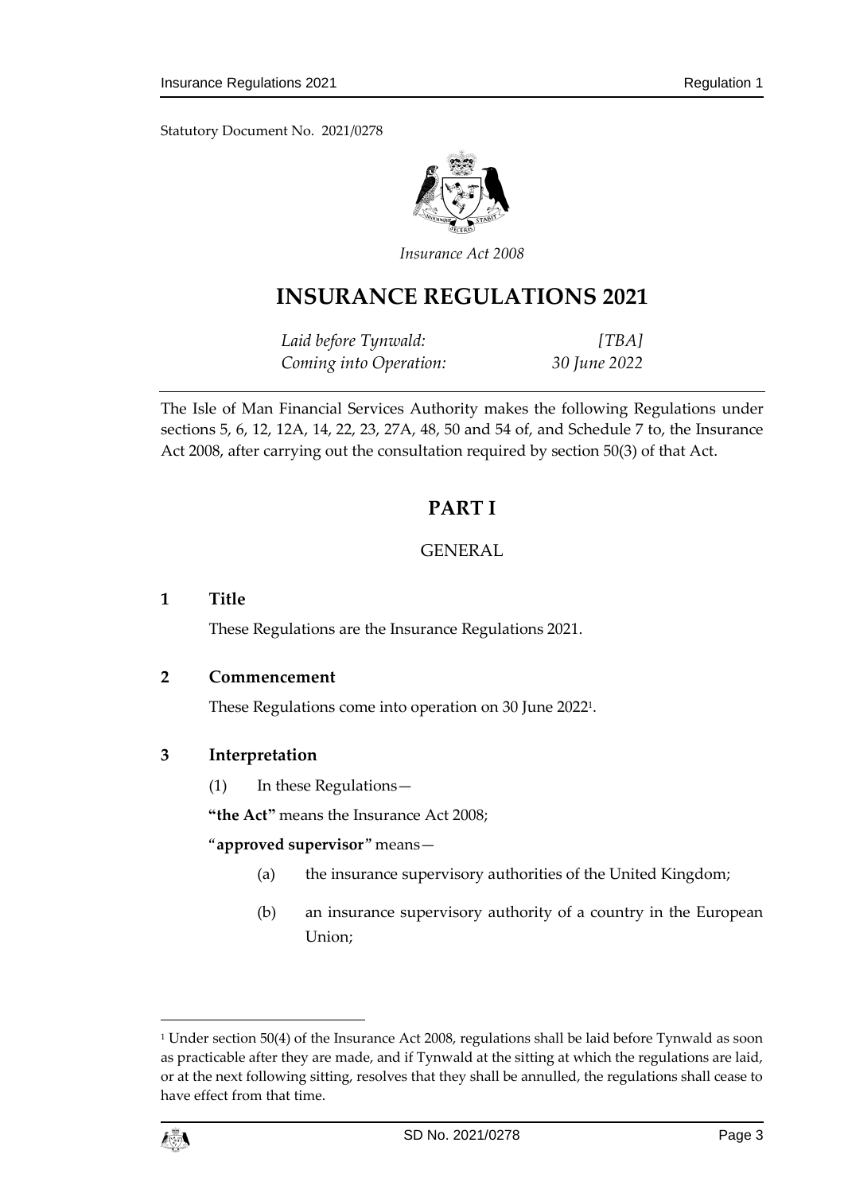Statutory Document No. 2021/0278

*Insurance Act 2008*

# INSURANCE REGULATIONS 2021

*Laid before Tynwald:* *[TBA]*
*Coming into Operation:* *30 June 2022*

The Isle of Man Financial Services Authority makes the following Regulations under sections 5, 6, 12, 12A, 14, 22, 23, 27A, 48, 50 and 54 of, and Schedule 7 to, the Insurance Act 2008, after carrying out the consultation required by section 50(3) of that Act.

## PART I

### GENERAL

**1 Title**

These Regulations are the Insurance Regulations 2021.

**2 Commencement**

These Regulations come into operation on 30 June 2022[1].

**3 Interpretation**

(1) In these Regulations—

**"the Act"** means the Insurance Act 2008;

"**approved supervisor**" means—

(a) the insurance supervisory authorities of the United Kingdom;

(b) an insurance supervisory authority of a country in the European Union;

[1] Under section 50(4) of the Insurance Act 2008, regulations shall be laid before Tynwald as soon as practicable after they are made, and if Tynwald at the sitting at which the regulations are laid, or at the next following sitting, resolves that they shall be annulled, the regulations shall cease to have effect from that time.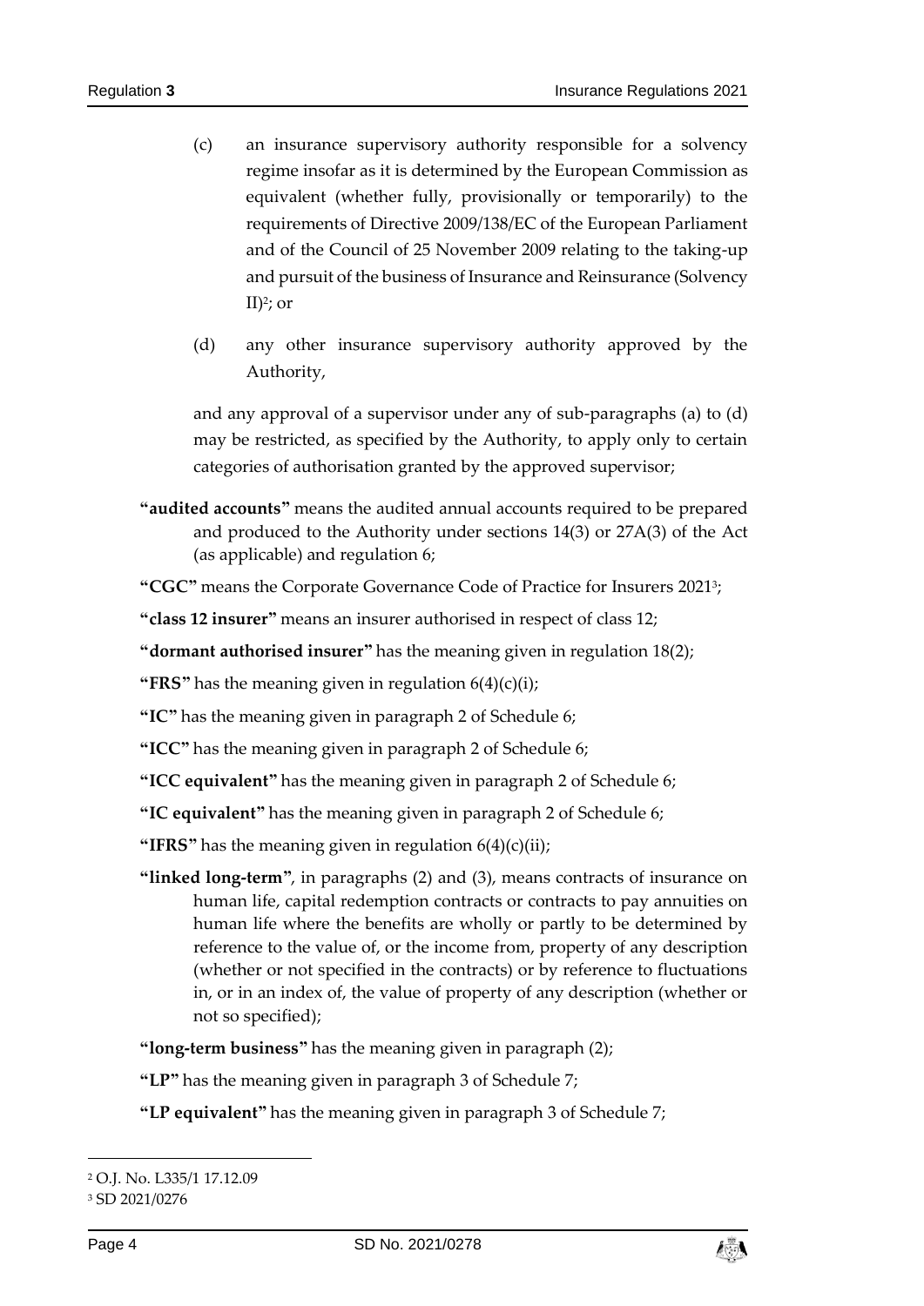(c) an insurance supervisory authority responsible for a solvency regime insofar as it is determined by the European Commission as equivalent (whether fully, provisionally or temporarily) to the requirements of Directive 2009/138/EC of the European Parliament and of the Council of 25 November 2009 relating to the taking-up and pursuit of the business of Insurance and Reinsurance (Solvency II)[2]; or

(d) any other insurance supervisory authority approved by the Authority,

and any approval of a supervisor under any of sub-paragraphs (a) to (d) may be restricted, as specified by the Authority, to apply only to certain categories of authorisation granted by the approved supervisor;

**"audited accounts"** means the audited annual accounts required to be prepared and produced to the Authority under sections 14(3) or 27A(3) of the Act (as applicable) and regulation 6;

**"CGC"** means the Corporate Governance Code of Practice for Insurers 2021[3];

**"class 12 insurer"** means an insurer authorised in respect of class 12;

**"dormant authorised insurer"** has the meaning given in regulation 18(2);

**"FRS"** has the meaning given in regulation 6(4)(c)(i);

**"IC"** has the meaning given in paragraph 2 of Schedule 6;

**"ICC"** has the meaning given in paragraph 2 of Schedule 6;

**"ICC equivalent"** has the meaning given in paragraph 2 of Schedule 6;

**"IC equivalent"** has the meaning given in paragraph 2 of Schedule 6;

**"IFRS"** has the meaning given in regulation 6(4)(c)(ii);

**"linked long-term"**, in paragraphs (2) and (3), means contracts of insurance on human life, capital redemption contracts or contracts to pay annuities on human life where the benefits are wholly or partly to be determined by reference to the value of, or the income from, property of any description (whether or not specified in the contracts) or by reference to fluctuations in, or in an index of, the value of property of any description (whether or not so specified);

**"long-term business"** has the meaning given in paragraph (2);

**"LP"** has the meaning given in paragraph 3 of Schedule 7;

**"LP equivalent"** has the meaning given in paragraph 3 of Schedule 7;

---

[2] O.J. No. L335/1 17.12.09

[3] SD 2021/0276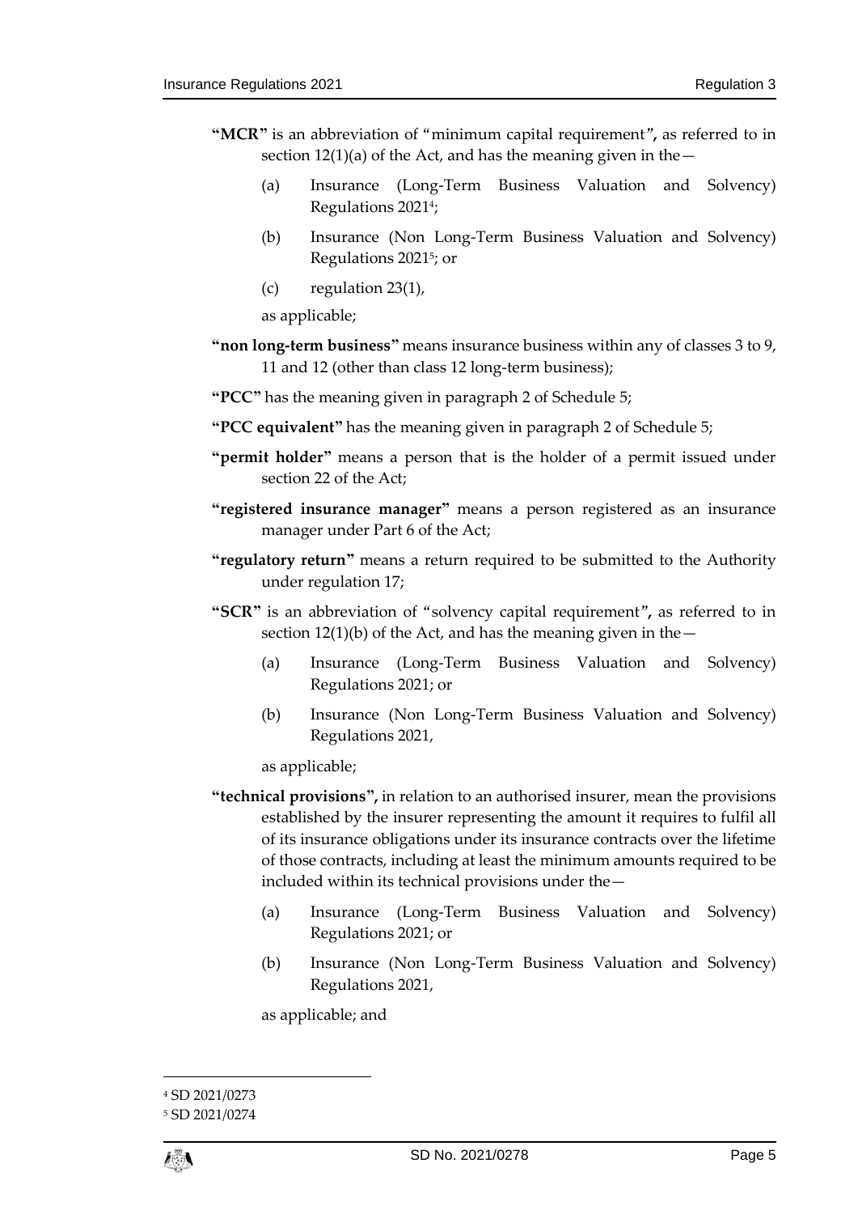**"MCR"** is an abbreviation of "minimum capital requirement"**,** as referred to in section 12(1)(a) of the Act, and has the meaning given in the—

(a) Insurance (Long-Term Business Valuation and Solvency) Regulations 2021[4];

(b) Insurance (Non Long-Term Business Valuation and Solvency) Regulations 2021[5]; or

(c) regulation 23(1),

as applicable;

**"non long-term business"** means insurance business within any of classes 3 to 9, 11 and 12 (other than class 12 long-term business);

**"PCC"** has the meaning given in paragraph 2 of Schedule 5;

**"PCC equivalent"** has the meaning given in paragraph 2 of Schedule 5;

**"permit holder"** means a person that is the holder of a permit issued under section 22 of the Act;

**"registered insurance manager"** means a person registered as an insurance manager under Part 6 of the Act;

**"regulatory return"** means a return required to be submitted to the Authority under regulation 17;

**"SCR"** is an abbreviation of "solvency capital requirement"**,** as referred to in section 12(1)(b) of the Act, and has the meaning given in the—

(a) Insurance (Long-Term Business Valuation and Solvency) Regulations 2021; or

(b) Insurance (Non Long-Term Business Valuation and Solvency) Regulations 2021,

as applicable;

**"technical provisions",** in relation to an authorised insurer, mean the provisions established by the insurer representing the amount it requires to fulfil all of its insurance obligations under its insurance contracts over the lifetime of those contracts, including at least the minimum amounts required to be included within its technical provisions under the—

(a) Insurance (Long-Term Business Valuation and Solvency) Regulations 2021; or

(b) Insurance (Non Long-Term Business Valuation and Solvency) Regulations 2021,

as applicable; and

[4] SD 2021/0273

[5] SD 2021/0274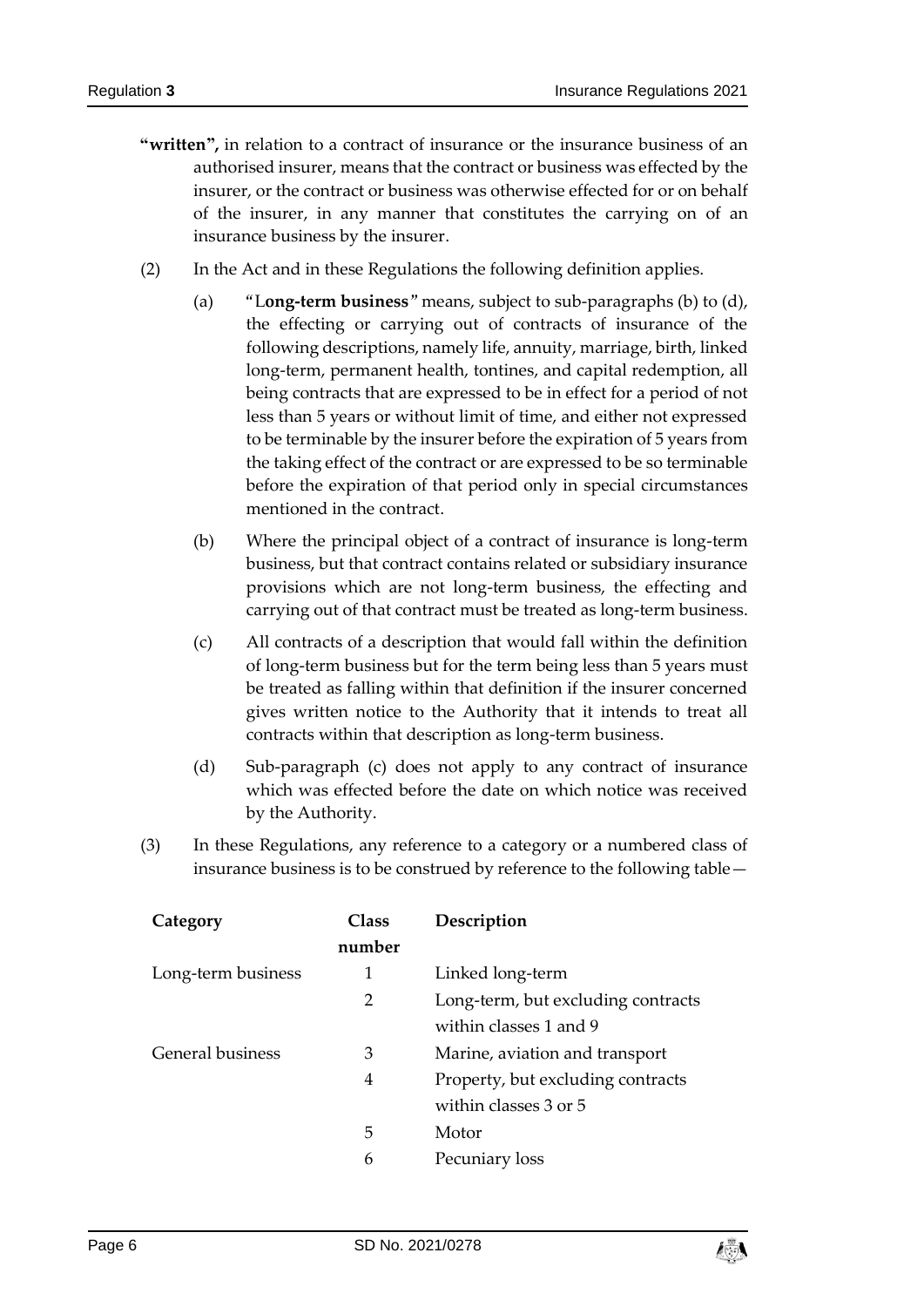**"written",** in relation to a contract of insurance or the insurance business of an authorised insurer, means that the contract or business was effected by the insurer, or the contract or business was otherwise effected for or on behalf of the insurer, in any manner that constitutes the carrying on of an insurance business by the insurer.

(2) In the Act and in these Regulations the following definition applies.

(a) "L**ong-term business**" means, subject to sub-paragraphs (b) to (d), the effecting or carrying out of contracts of insurance of the following descriptions, namely life, annuity, marriage, birth, linked long-term, permanent health, tontines, and capital redemption, all being contracts that are expressed to be in effect for a period of not less than 5 years or without limit of time, and either not expressed to be terminable by the insurer before the expiration of 5 years from the taking effect of the contract or are expressed to be so terminable before the expiration of that period only in special circumstances mentioned in the contract.

(b) Where the principal object of a contract of insurance is long-term business, but that contract contains related or subsidiary insurance provisions which are not long-term business, the effecting and carrying out of that contract must be treated as long-term business.

(c) All contracts of a description that would fall within the definition of long-term business but for the term being less than 5 years must be treated as falling within that definition if the insurer concerned gives written notice to the Authority that it intends to treat all contracts within that description as long-term business.

(d) Sub-paragraph (c) does not apply to any contract of insurance which was effected before the date on which notice was received by the Authority.

(3) In these Regulations, any reference to a category or a numbered class of insurance business is to be construed by reference to the following table—

| Category | Class number | Description |
|---|---|---|
| Long-term business | 1 | Linked long-term |
| | 2 | Long-term, but excluding contracts within classes 1 and 9 |
| General business | 3 | Marine, aviation and transport |
| | 4 | Property, but excluding contracts within classes 3 or 5 |
| | 5 | Motor |
| | 6 | Pecuniary loss |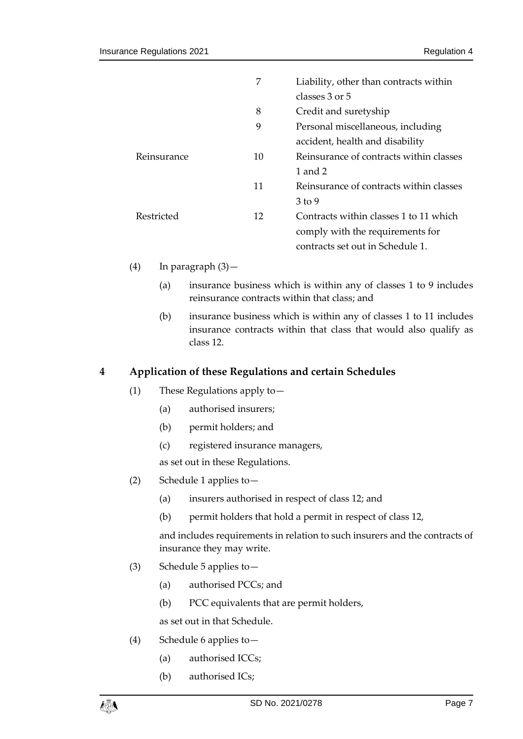| | | |
|---|---|---|
| | 7 | Liability, other than contracts within classes 3 or 5 |
| | 8 | Credit and suretyship |
| | 9 | Personal miscellaneous, including accident, health and disability |
| Reinsurance | 10 | Reinsurance of contracts within classes 1 and 2 |
| | 11 | Reinsurance of contracts within classes 3 to 9 |
| Restricted | 12 | Contracts within classes 1 to 11 which comply with the requirements for contracts set out in Schedule 1. |

(4) In paragraph (3)—

(a) insurance business which is within any of classes 1 to 9 includes reinsurance contracts within that class; and

(b) insurance business which is within any of classes 1 to 11 includes insurance contracts within that class that would also qualify as class 12.

## 4 Application of these Regulations and certain Schedules

(1) These Regulations apply to—

(a) authorised insurers;

(b) permit holders; and

(c) registered insurance managers,

as set out in these Regulations.

(2) Schedule 1 applies to—

(a) insurers authorised in respect of class 12; and

(b) permit holders that hold a permit in respect of class 12,

and includes requirements in relation to such insurers and the contracts of insurance they may write.

(3) Schedule 5 applies to—

(a) authorised PCCs; and

(b) PCC equivalents that are permit holders,

as set out in that Schedule.

(4) Schedule 6 applies to—

(a) authorised ICCs;

(b) authorised ICs;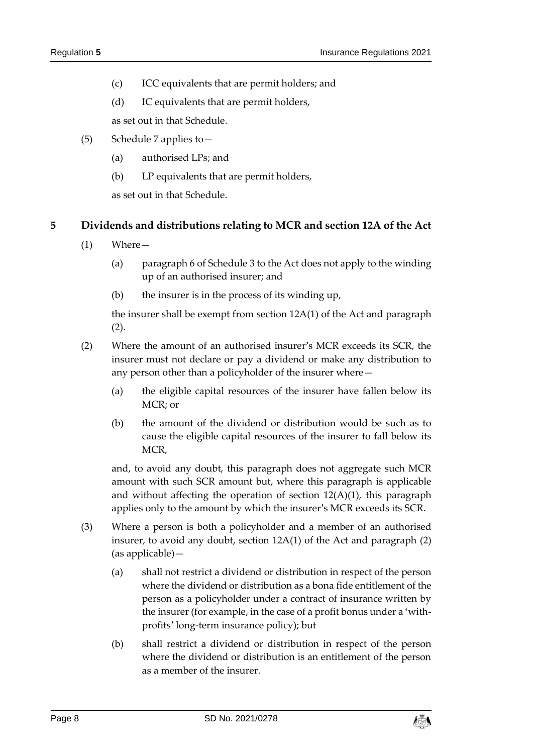(c) ICC equivalents that are permit holders; and

(d) IC equivalents that are permit holders,

as set out in that Schedule.

(5) Schedule 7 applies to—

(a) authorised LPs; and

(b) LP equivalents that are permit holders,

as set out in that Schedule.

## 5 Dividends and distributions relating to MCR and section 12A of the Act

(1) Where—

(a) paragraph 6 of Schedule 3 to the Act does not apply to the winding up of an authorised insurer; and

(b) the insurer is in the process of its winding up,

the insurer shall be exempt from section 12A(1) of the Act and paragraph (2).

(2) Where the amount of an authorised insurer's MCR exceeds its SCR, the insurer must not declare or pay a dividend or make any distribution to any person other than a policyholder of the insurer where—

(a) the eligible capital resources of the insurer have fallen below its MCR; or

(b) the amount of the dividend or distribution would be such as to cause the eligible capital resources of the insurer to fall below its MCR,

and, to avoid any doubt, this paragraph does not aggregate such MCR amount with such SCR amount but, where this paragraph is applicable and without affecting the operation of section 12(A)(1), this paragraph applies only to the amount by which the insurer's MCR exceeds its SCR.

(3) Where a person is both a policyholder and a member of an authorised insurer, to avoid any doubt, section 12A(1) of the Act and paragraph (2) (as applicable)—

(a) shall not restrict a dividend or distribution in respect of the person where the dividend or distribution as a bona fide entitlement of the person as a policyholder under a contract of insurance written by the insurer (for example, in the case of a profit bonus under a 'with-profits' long-term insurance policy); but

(b) shall restrict a dividend or distribution in respect of the person where the dividend or distribution is an entitlement of the person as a member of the insurer.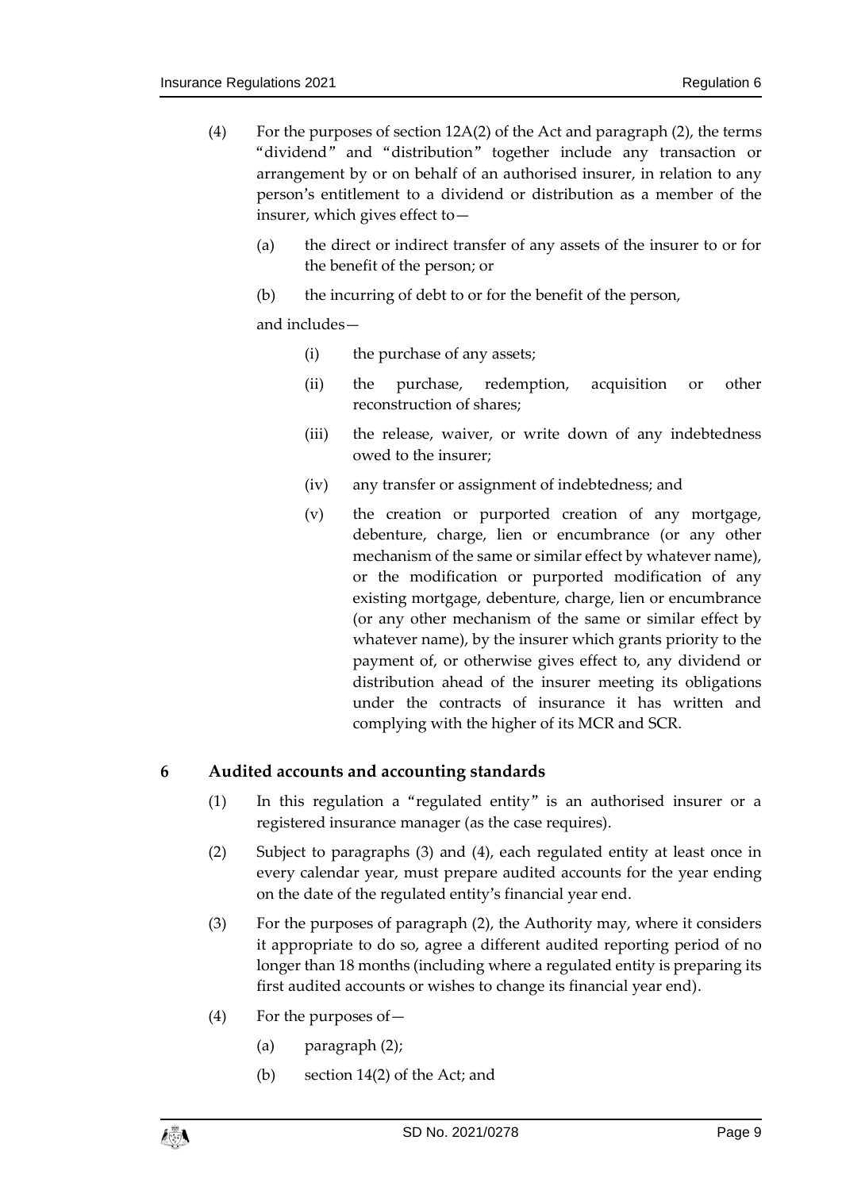(4) For the purposes of section 12A(2) of the Act and paragraph (2), the terms "dividend" and "distribution" together include any transaction or arrangement by or on behalf of an authorised insurer, in relation to any person's entitlement to a dividend or distribution as a member of the insurer, which gives effect to—

(a) the direct or indirect transfer of any assets of the insurer to or for the benefit of the person; or

(b) the incurring of debt to or for the benefit of the person,

and includes—

(i) the purchase of any assets;

(ii) the purchase, redemption, acquisition or other reconstruction of shares;

(iii) the release, waiver, or write down of any indebtedness owed to the insurer;

(iv) any transfer or assignment of indebtedness; and

(v) the creation or purported creation of any mortgage, debenture, charge, lien or encumbrance (or any other mechanism of the same or similar effect by whatever name), or the modification or purported modification of any existing mortgage, debenture, charge, lien or encumbrance (or any other mechanism of the same or similar effect by whatever name), by the insurer which grants priority to the payment of, or otherwise gives effect to, any dividend or distribution ahead of the insurer meeting its obligations under the contracts of insurance it has written and complying with the higher of its MCR and SCR.

## 6 Audited accounts and accounting standards

(1) In this regulation a "regulated entity" is an authorised insurer or a registered insurance manager (as the case requires).

(2) Subject to paragraphs (3) and (4), each regulated entity at least once in every calendar year, must prepare audited accounts for the year ending on the date of the regulated entity's financial year end.

(3) For the purposes of paragraph (2), the Authority may, where it considers it appropriate to do so, agree a different audited reporting period of no longer than 18 months (including where a regulated entity is preparing its first audited accounts or wishes to change its financial year end).

(4) For the purposes of—

(a) paragraph (2);

(b) section 14(2) of the Act; and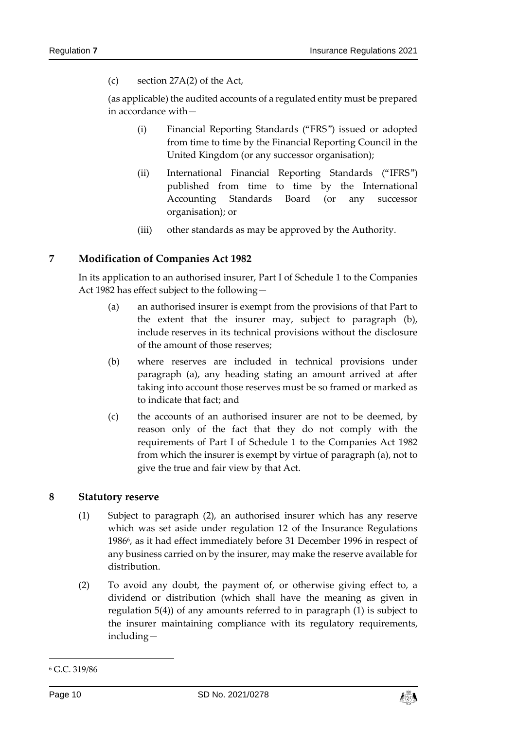(c) section 27A(2) of the Act,

(as applicable) the audited accounts of a regulated entity must be prepared in accordance with—

(i) Financial Reporting Standards ("FRS") issued or adopted from time to time by the Financial Reporting Council in the United Kingdom (or any successor organisation);

(ii) International Financial Reporting Standards ("IFRS") published from time to time by the International Accounting Standards Board (or any successor organisation); or

(iii) other standards as may be approved by the Authority.

## 7 Modification of Companies Act 1982

In its application to an authorised insurer, Part I of Schedule 1 to the Companies Act 1982 has effect subject to the following—

(a) an authorised insurer is exempt from the provisions of that Part to the extent that the insurer may, subject to paragraph (b), include reserves in its technical provisions without the disclosure of the amount of those reserves;

(b) where reserves are included in technical provisions under paragraph (a), any heading stating an amount arrived at after taking into account those reserves must be so framed or marked as to indicate that fact; and

(c) the accounts of an authorised insurer are not to be deemed, by reason only of the fact that they do not comply with the requirements of Part I of Schedule 1 to the Companies Act 1982 from which the insurer is exempt by virtue of paragraph (a), not to give the true and fair view by that Act.

## 8 Statutory reserve

(1) Subject to paragraph (2), an authorised insurer which has any reserve which was set aside under regulation 12 of the Insurance Regulations 1986[6], as it had effect immediately before 31 December 1996 in respect of any business carried on by the insurer, may make the reserve available for distribution.

(2) To avoid any doubt, the payment of, or otherwise giving effect to, a dividend or distribution (which shall have the meaning as given in regulation 5(4)) of any amounts referred to in paragraph (1) is subject to the insurer maintaining compliance with its regulatory requirements, including—

---

[6] G.C. 319/86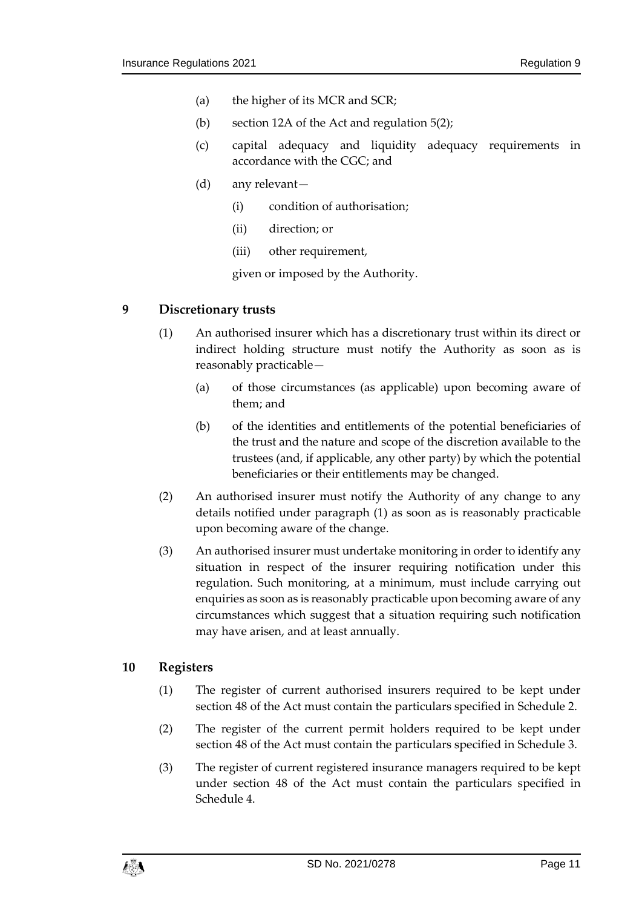(a) the higher of its MCR and SCR;

(b) section 12A of the Act and regulation 5(2);

(c) capital adequacy and liquidity adequacy requirements in accordance with the CGC; and

(d) any relevant—

  (i) condition of authorisation;

  (ii) direction; or

  (iii) other requirement,

  given or imposed by the Authority.

## 9 Discretionary trusts

(1) An authorised insurer which has a discretionary trust within its direct or indirect holding structure must notify the Authority as soon as is reasonably practicable—

  (a) of those circumstances (as applicable) upon becoming aware of them; and

  (b) of the identities and entitlements of the potential beneficiaries of the trust and the nature and scope of the discretion available to the trustees (and, if applicable, any other party) by which the potential beneficiaries or their entitlements may be changed.

(2) An authorised insurer must notify the Authority of any change to any details notified under paragraph (1) as soon as is reasonably practicable upon becoming aware of the change.

(3) An authorised insurer must undertake monitoring in order to identify any situation in respect of the insurer requiring notification under this regulation. Such monitoring, at a minimum, must include carrying out enquiries as soon as is reasonably practicable upon becoming aware of any circumstances which suggest that a situation requiring such notification may have arisen, and at least annually.

## 10 Registers

(1) The register of current authorised insurers required to be kept under section 48 of the Act must contain the particulars specified in Schedule 2.

(2) The register of the current permit holders required to be kept under section 48 of the Act must contain the particulars specified in Schedule 3.

(3) The register of current registered insurance managers required to be kept under section 48 of the Act must contain the particulars specified in Schedule 4.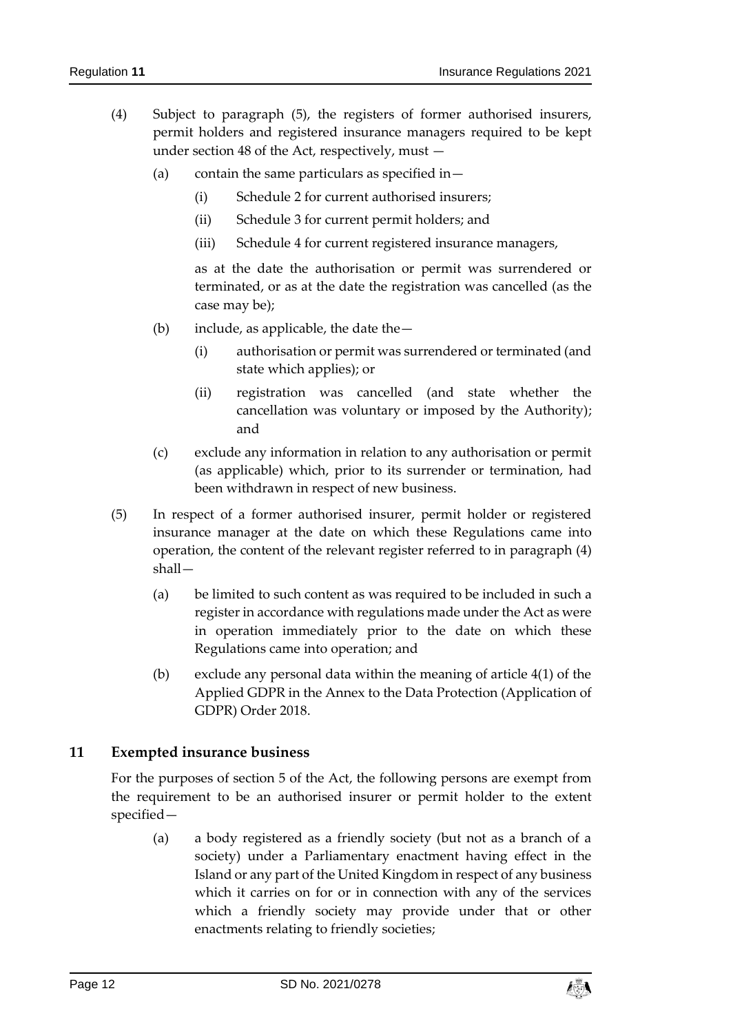(4) Subject to paragraph (5), the registers of former authorised insurers, permit holders and registered insurance managers required to be kept under section 48 of the Act, respectively, must —

(a) contain the same particulars as specified in—

(i) Schedule 2 for current authorised insurers;

(ii) Schedule 3 for current permit holders; and

(iii) Schedule 4 for current registered insurance managers,

as at the date the authorisation or permit was surrendered or terminated, or as at the date the registration was cancelled (as the case may be);

(b) include, as applicable, the date the—

(i) authorisation or permit was surrendered or terminated (and state which applies); or

(ii) registration was cancelled (and state whether the cancellation was voluntary or imposed by the Authority); and

(c) exclude any information in relation to any authorisation or permit (as applicable) which, prior to its surrender or termination, had been withdrawn in respect of new business.

(5) In respect of a former authorised insurer, permit holder or registered insurance manager at the date on which these Regulations came into operation, the content of the relevant register referred to in paragraph (4) shall—

(a) be limited to such content as was required to be included in such a register in accordance with regulations made under the Act as were in operation immediately prior to the date on which these Regulations came into operation; and

(b) exclude any personal data within the meaning of article 4(1) of the Applied GDPR in the Annex to the Data Protection (Application of GDPR) Order 2018.

## 11 Exempted insurance business

For the purposes of section 5 of the Act, the following persons are exempt from the requirement to be an authorised insurer or permit holder to the extent specified—

(a) a body registered as a friendly society (but not as a branch of a society) under a Parliamentary enactment having effect in the Island or any part of the United Kingdom in respect of any business which it carries on for or in connection with any of the services which a friendly society may provide under that or other enactments relating to friendly societies;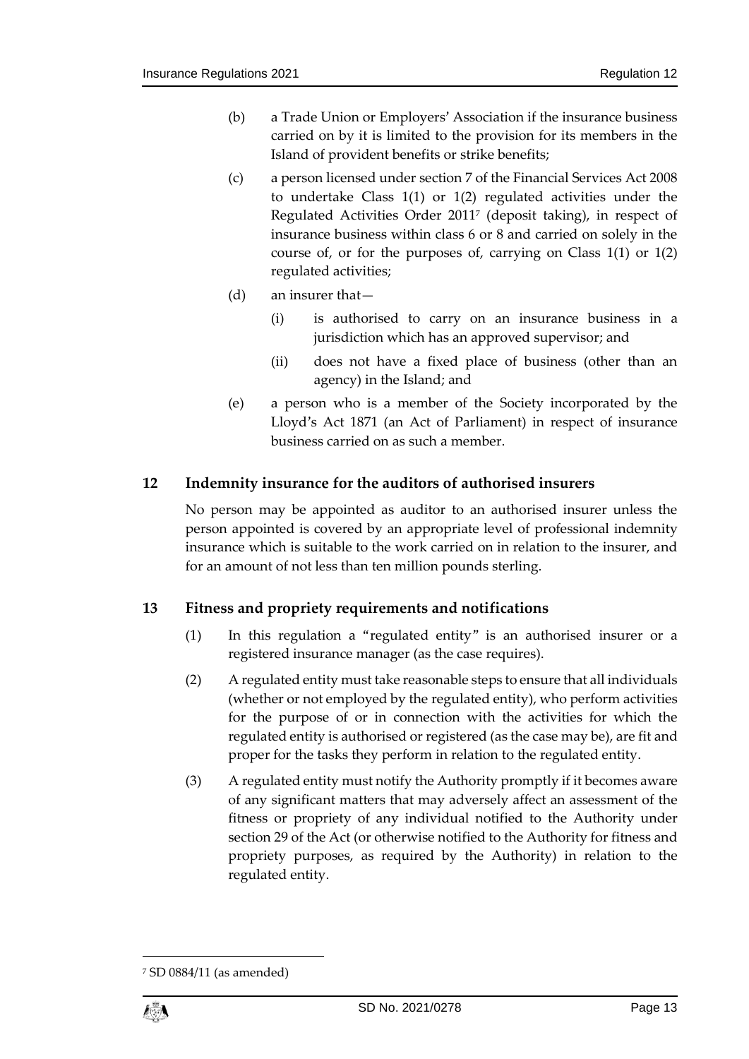(b) a Trade Union or Employers' Association if the insurance business carried on by it is limited to the provision for its members in the Island of provident benefits or strike benefits;

(c) a person licensed under section 7 of the Financial Services Act 2008 to undertake Class 1(1) or 1(2) regulated activities under the Regulated Activities Order 2011[7] (deposit taking), in respect of insurance business within class 6 or 8 and carried on solely in the course of, or for the purposes of, carrying on Class 1(1) or 1(2) regulated activities;

(d) an insurer that—

   (i) is authorised to carry on an insurance business in a jurisdiction which has an approved supervisor; and

   (ii) does not have a fixed place of business (other than an agency) in the Island; and

(e) a person who is a member of the Society incorporated by the Lloyd's Act 1871 (an Act of Parliament) in respect of insurance business carried on as such a member.

## 12 Indemnity insurance for the auditors of authorised insurers

No person may be appointed as auditor to an authorised insurer unless the person appointed is covered by an appropriate level of professional indemnity insurance which is suitable to the work carried on in relation to the insurer, and for an amount of not less than ten million pounds sterling.

## 13 Fitness and propriety requirements and notifications

(1) In this regulation a "regulated entity" is an authorised insurer or a registered insurance manager (as the case requires).

(2) A regulated entity must take reasonable steps to ensure that all individuals (whether or not employed by the regulated entity), who perform activities for the purpose of or in connection with the activities for which the regulated entity is authorised or registered (as the case may be), are fit and proper for the tasks they perform in relation to the regulated entity.

(3) A regulated entity must notify the Authority promptly if it becomes aware of any significant matters that may adversely affect an assessment of the fitness or propriety of any individual notified to the Authority under section 29 of the Act (or otherwise notified to the Authority for fitness and propriety purposes, as required by the Authority) in relation to the regulated entity.

[7] SD 0884/11 (as amended)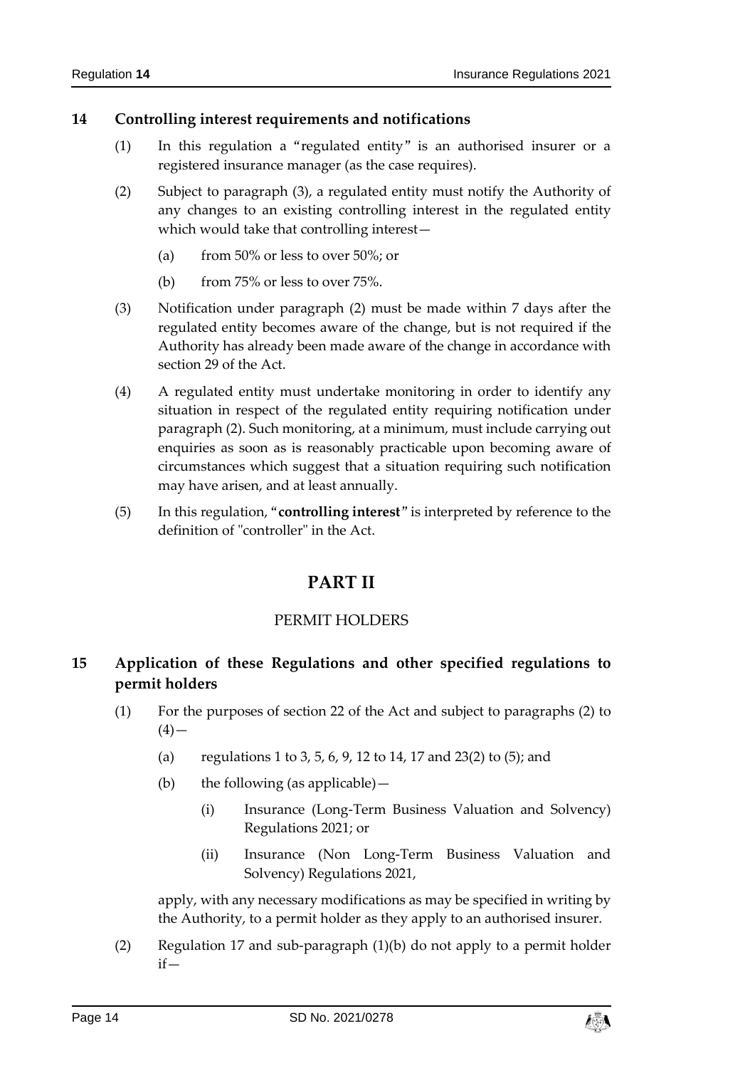### 14 Controlling interest requirements and notifications

(1) In this regulation a "regulated entity" is an authorised insurer or a registered insurance manager (as the case requires).

(2) Subject to paragraph (3), a regulated entity must notify the Authority of any changes to an existing controlling interest in the regulated entity which would take that controlling interest—

(a) from 50% or less to over 50%; or

(b) from 75% or less to over 75%.

(3) Notification under paragraph (2) must be made within 7 days after the regulated entity becomes aware of the change, but is not required if the Authority has already been made aware of the change in accordance with section 29 of the Act.

(4) A regulated entity must undertake monitoring in order to identify any situation in respect of the regulated entity requiring notification under paragraph (2). Such monitoring, at a minimum, must include carrying out enquiries as soon as is reasonably practicable upon becoming aware of circumstances which suggest that a situation requiring such notification may have arisen, and at least annually.

(5) In this regulation, "**controlling interest**" is interpreted by reference to the definition of "controller" in the Act.

# PART II

## PERMIT HOLDERS

### 15 Application of these Regulations and other specified regulations to permit holders

(1) For the purposes of section 22 of the Act and subject to paragraphs (2) to (4)—

(a) regulations 1 to 3, 5, 6, 9, 12 to 14, 17 and 23(2) to (5); and

(b) the following (as applicable)—

(i) Insurance (Long-Term Business Valuation and Solvency) Regulations 2021; or

(ii) Insurance (Non Long-Term Business Valuation and Solvency) Regulations 2021,

apply, with any necessary modifications as may be specified in writing by the Authority, to a permit holder as they apply to an authorised insurer.

(2) Regulation 17 and sub-paragraph (1)(b) do not apply to a permit holder if—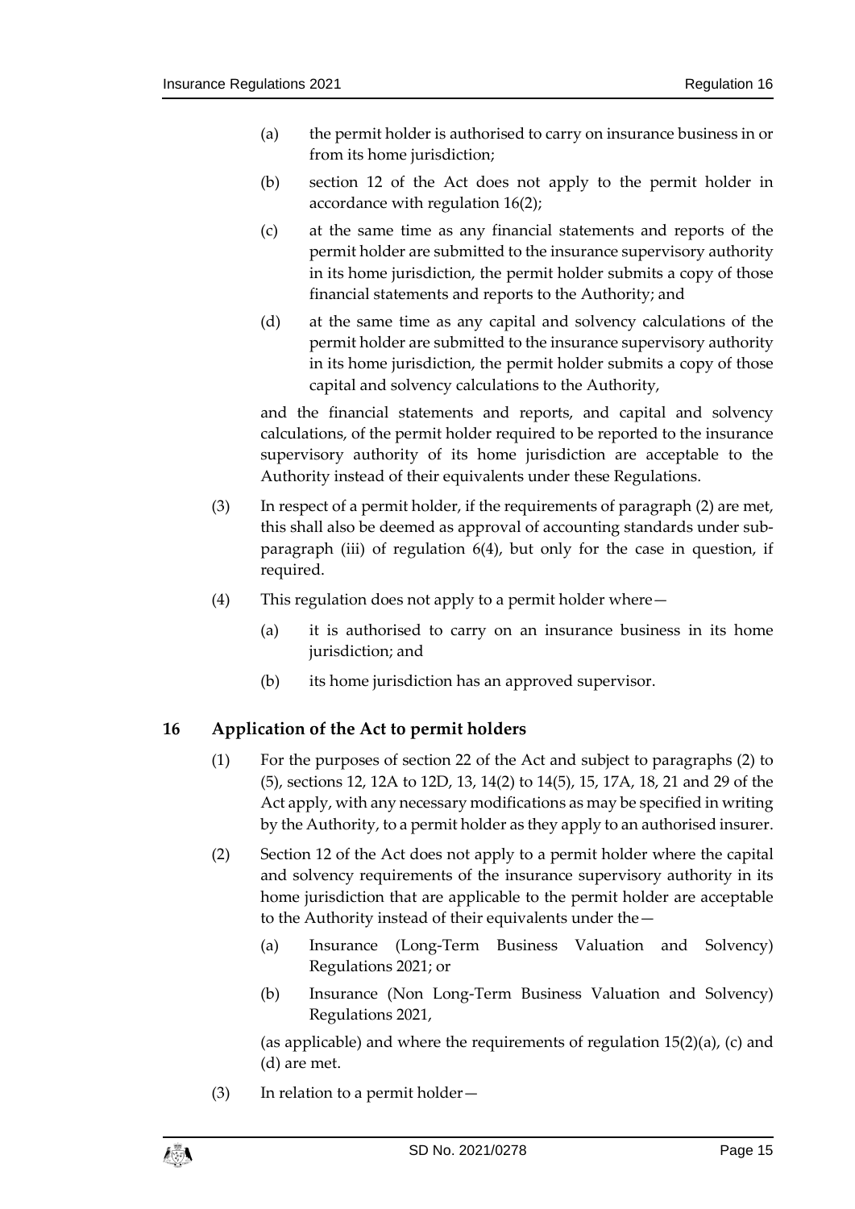(a) the permit holder is authorised to carry on insurance business in or from its home jurisdiction;

(b) section 12 of the Act does not apply to the permit holder in accordance with regulation 16(2);

(c) at the same time as any financial statements and reports of the permit holder are submitted to the insurance supervisory authority in its home jurisdiction, the permit holder submits a copy of those financial statements and reports to the Authority; and

(d) at the same time as any capital and solvency calculations of the permit holder are submitted to the insurance supervisory authority in its home jurisdiction, the permit holder submits a copy of those capital and solvency calculations to the Authority,

and the financial statements and reports, and capital and solvency calculations, of the permit holder required to be reported to the insurance supervisory authority of its home jurisdiction are acceptable to the Authority instead of their equivalents under these Regulations.

(3) In respect of a permit holder, if the requirements of paragraph (2) are met, this shall also be deemed as approval of accounting standards under sub-paragraph (iii) of regulation 6(4), but only for the case in question, if required.

(4) This regulation does not apply to a permit holder where—

(a) it is authorised to carry on an insurance business in its home jurisdiction; and

(b) its home jurisdiction has an approved supervisor.

## 16 Application of the Act to permit holders

(1) For the purposes of section 22 of the Act and subject to paragraphs (2) to (5), sections 12, 12A to 12D, 13, 14(2) to 14(5), 15, 17A, 18, 21 and 29 of the Act apply, with any necessary modifications as may be specified in writing by the Authority, to a permit holder as they apply to an authorised insurer.

(2) Section 12 of the Act does not apply to a permit holder where the capital and solvency requirements of the insurance supervisory authority in its home jurisdiction that are applicable to the permit holder are acceptable to the Authority instead of their equivalents under the—

(a) Insurance (Long-Term Business Valuation and Solvency) Regulations 2021; or

(b) Insurance (Non Long-Term Business Valuation and Solvency) Regulations 2021,

(as applicable) and where the requirements of regulation 15(2)(a), (c) and (d) are met.

(3) In relation to a permit holder—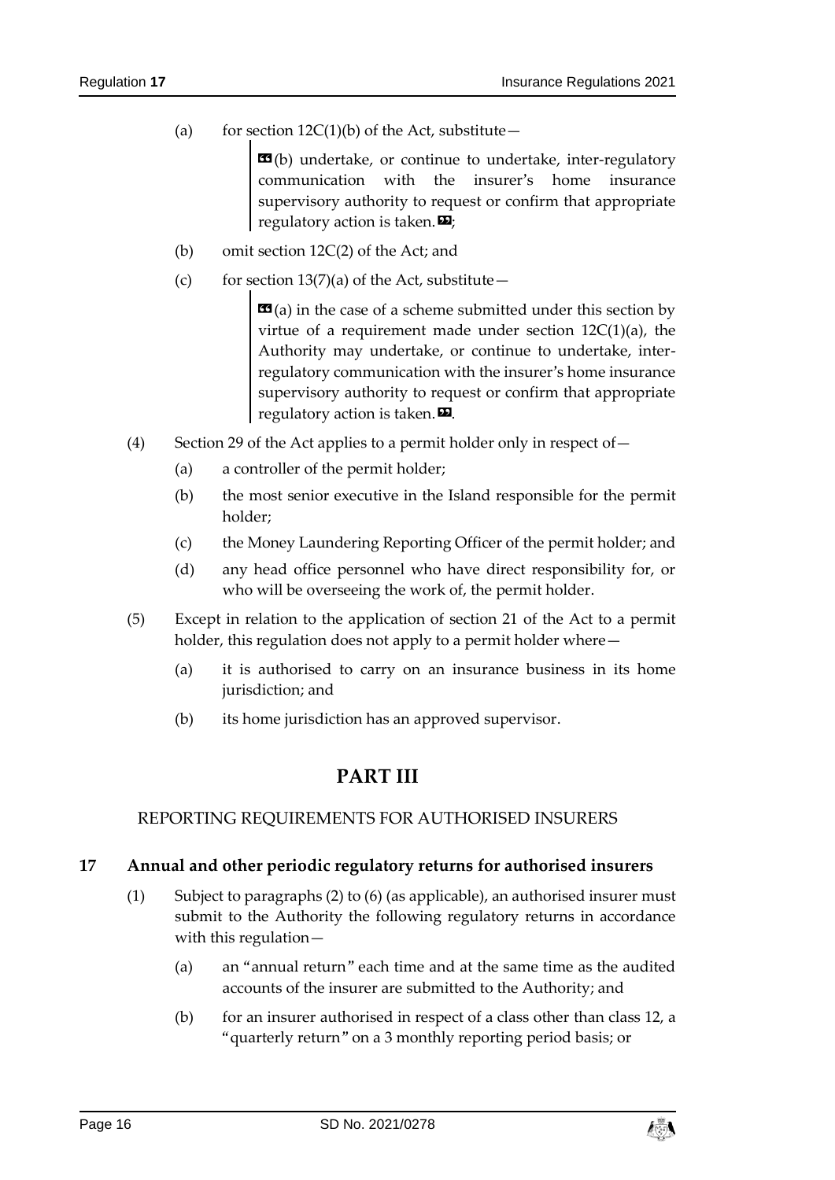(a) for section 12C(1)(b) of the Act, substitute—

> «(b) undertake, or continue to undertake, inter-regulatory communication with the insurer's home insurance supervisory authority to request or confirm that appropriate regulatory action is taken.»;

(b) omit section 12C(2) of the Act; and

(c) for section 13(7)(a) of the Act, substitute—

> «(a) in the case of a scheme submitted under this section by virtue of a requirement made under section 12C(1)(a), the Authority may undertake, or continue to undertake, inter-regulatory communication with the insurer's home insurance supervisory authority to request or confirm that appropriate regulatory action is taken.».

(4) Section 29 of the Act applies to a permit holder only in respect of—

(a) a controller of the permit holder;

(b) the most senior executive in the Island responsible for the permit holder;

(c) the Money Laundering Reporting Officer of the permit holder; and

(d) any head office personnel who have direct responsibility for, or who will be overseeing the work of, the permit holder.

(5) Except in relation to the application of section 21 of the Act to a permit holder, this regulation does not apply to a permit holder where—

(a) it is authorised to carry on an insurance business in its home jurisdiction; and

(b) its home jurisdiction has an approved supervisor.

# PART III

## REPORTING REQUIREMENTS FOR AUTHORISED INSURERS

### 17 Annual and other periodic regulatory returns for authorised insurers

(1) Subject to paragraphs (2) to (6) (as applicable), an authorised insurer must submit to the Authority the following regulatory returns in accordance with this regulation—

(a) an "annual return" each time and at the same time as the audited accounts of the insurer are submitted to the Authority; and

(b) for an insurer authorised in respect of a class other than class 12, a "quarterly return" on a 3 monthly reporting period basis; or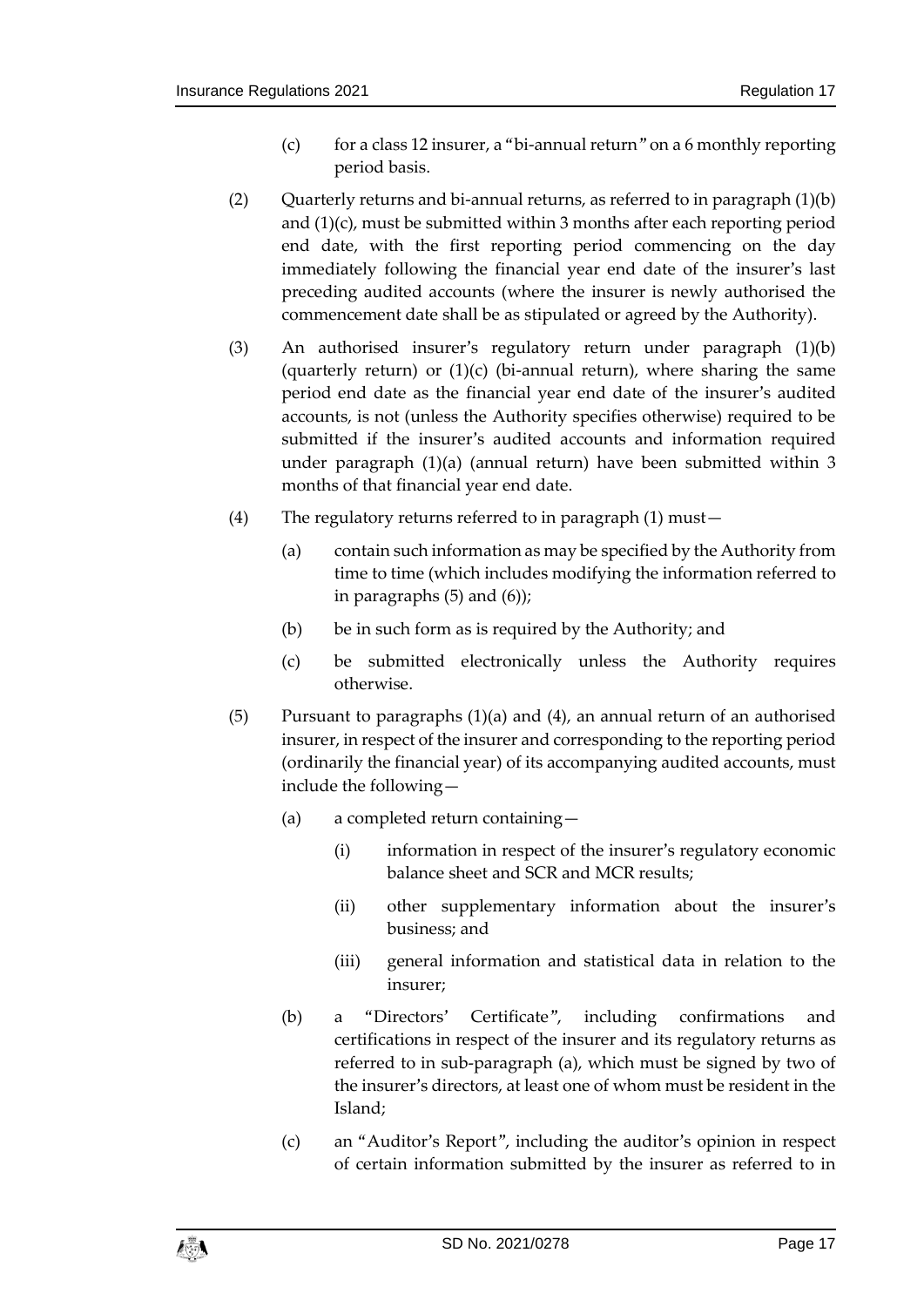(c) for a class 12 insurer, a "bi-annual return" on a 6 monthly reporting period basis.

(2) Quarterly returns and bi-annual returns, as referred to in paragraph (1)(b) and (1)(c), must be submitted within 3 months after each reporting period end date, with the first reporting period commencing on the day immediately following the financial year end date of the insurer's last preceding audited accounts (where the insurer is newly authorised the commencement date shall be as stipulated or agreed by the Authority).

(3) An authorised insurer's regulatory return under paragraph (1)(b) (quarterly return) or (1)(c) (bi-annual return), where sharing the same period end date as the financial year end date of the insurer's audited accounts, is not (unless the Authority specifies otherwise) required to be submitted if the insurer's audited accounts and information required under paragraph (1)(a) (annual return) have been submitted within 3 months of that financial year end date.

(4) The regulatory returns referred to in paragraph (1) must—

(a) contain such information as may be specified by the Authority from time to time (which includes modifying the information referred to in paragraphs (5) and (6));

(b) be in such form as is required by the Authority; and

(c) be submitted electronically unless the Authority requires otherwise.

(5) Pursuant to paragraphs (1)(a) and (4), an annual return of an authorised insurer, in respect of the insurer and corresponding to the reporting period (ordinarily the financial year) of its accompanying audited accounts, must include the following—

(a) a completed return containing—

(i) information in respect of the insurer's regulatory economic balance sheet and SCR and MCR results;

(ii) other supplementary information about the insurer's business; and

(iii) general information and statistical data in relation to the insurer;

(b) a "Directors' Certificate", including confirmations and certifications in respect of the insurer and its regulatory returns as referred to in sub-paragraph (a), which must be signed by two of the insurer's directors, at least one of whom must be resident in the Island;

(c) an "Auditor's Report", including the auditor's opinion in respect of certain information submitted by the insurer as referred to in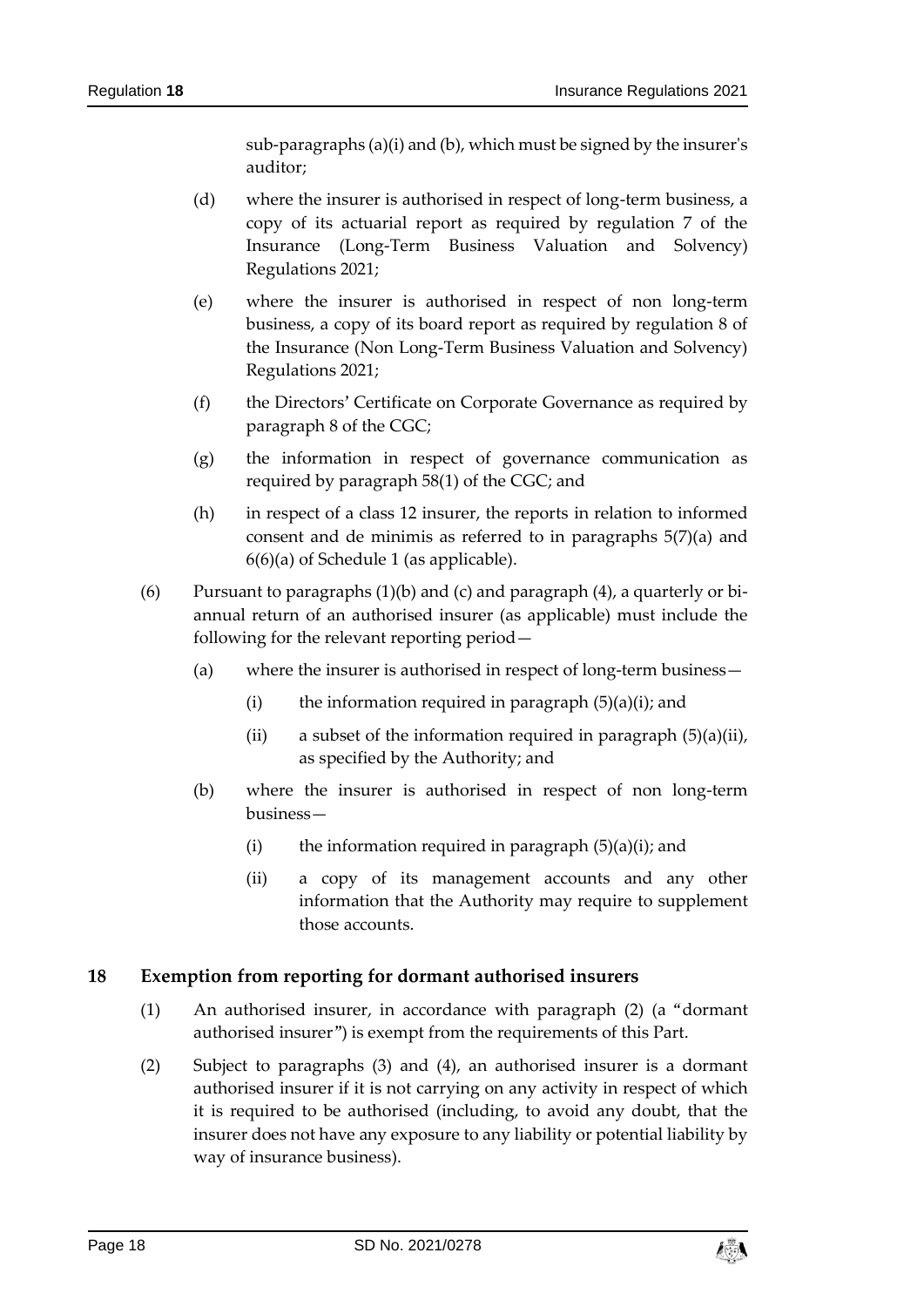sub-paragraphs (a)(i) and (b), which must be signed by the insurer's auditor;

(d) where the insurer is authorised in respect of long-term business, a copy of its actuarial report as required by regulation 7 of the Insurance (Long-Term Business Valuation and Solvency) Regulations 2021;

(e) where the insurer is authorised in respect of non long-term business, a copy of its board report as required by regulation 8 of the Insurance (Non Long-Term Business Valuation and Solvency) Regulations 2021;

(f) the Directors' Certificate on Corporate Governance as required by paragraph 8 of the CGC;

(g) the information in respect of governance communication as required by paragraph 58(1) of the CGC; and

(h) in respect of a class 12 insurer, the reports in relation to informed consent and de minimis as referred to in paragraphs 5(7)(a) and 6(6)(a) of Schedule 1 (as applicable).

(6) Pursuant to paragraphs (1)(b) and (c) and paragraph (4), a quarterly or bi-annual return of an authorised insurer (as applicable) must include the following for the relevant reporting period—

(a) where the insurer is authorised in respect of long-term business—

(i) the information required in paragraph (5)(a)(i); and

(ii) a subset of the information required in paragraph (5)(a)(ii), as specified by the Authority; and

(b) where the insurer is authorised in respect of non long-term business—

(i) the information required in paragraph (5)(a)(i); and

(ii) a copy of its management accounts and any other information that the Authority may require to supplement those accounts.

## 18 Exemption from reporting for dormant authorised insurers

(1) An authorised insurer, in accordance with paragraph (2) (a "dormant authorised insurer") is exempt from the requirements of this Part.

(2) Subject to paragraphs (3) and (4), an authorised insurer is a dormant authorised insurer if it is not carrying on any activity in respect of which it is required to be authorised (including, to avoid any doubt, that the insurer does not have any exposure to any liability or potential liability by way of insurance business).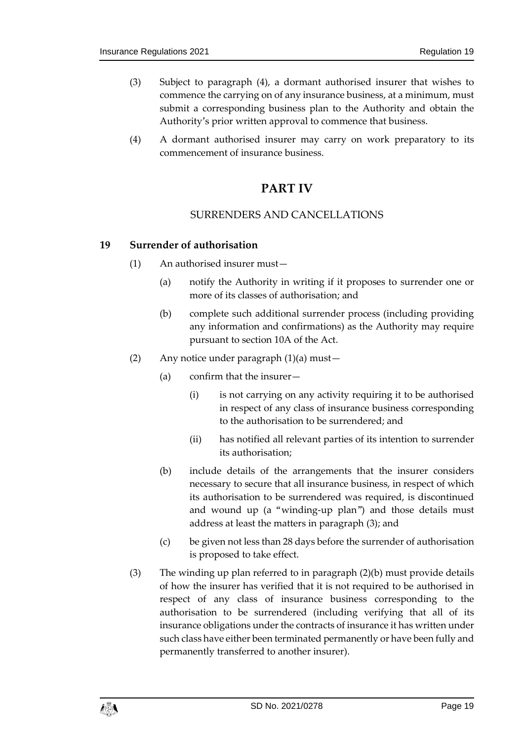(3) Subject to paragraph (4), a dormant authorised insurer that wishes to commence the carrying on of any insurance business, at a minimum, must submit a corresponding business plan to the Authority and obtain the Authority's prior written approval to commence that business.

(4) A dormant authorised insurer may carry on work preparatory to its commencement of insurance business.

# PART IV

## SURRENDERS AND CANCELLATIONS

### 19 Surrender of authorisation

(1) An authorised insurer must—

(a) notify the Authority in writing if it proposes to surrender one or more of its classes of authorisation; and

(b) complete such additional surrender process (including providing any information and confirmations) as the Authority may require pursuant to section 10A of the Act.

(2) Any notice under paragraph (1)(a) must—

(a) confirm that the insurer—

(i) is not carrying on any activity requiring it to be authorised in respect of any class of insurance business corresponding to the authorisation to be surrendered; and

(ii) has notified all relevant parties of its intention to surrender its authorisation;

(b) include details of the arrangements that the insurer considers necessary to secure that all insurance business, in respect of which its authorisation to be surrendered was required, is discontinued and wound up (a "winding-up plan") and those details must address at least the matters in paragraph (3); and

(c) be given not less than 28 days before the surrender of authorisation is proposed to take effect.

(3) The winding up plan referred to in paragraph (2)(b) must provide details of how the insurer has verified that it is not required to be authorised in respect of any class of insurance business corresponding to the authorisation to be surrendered (including verifying that all of its insurance obligations under the contracts of insurance it has written under such class have either been terminated permanently or have been fully and permanently transferred to another insurer).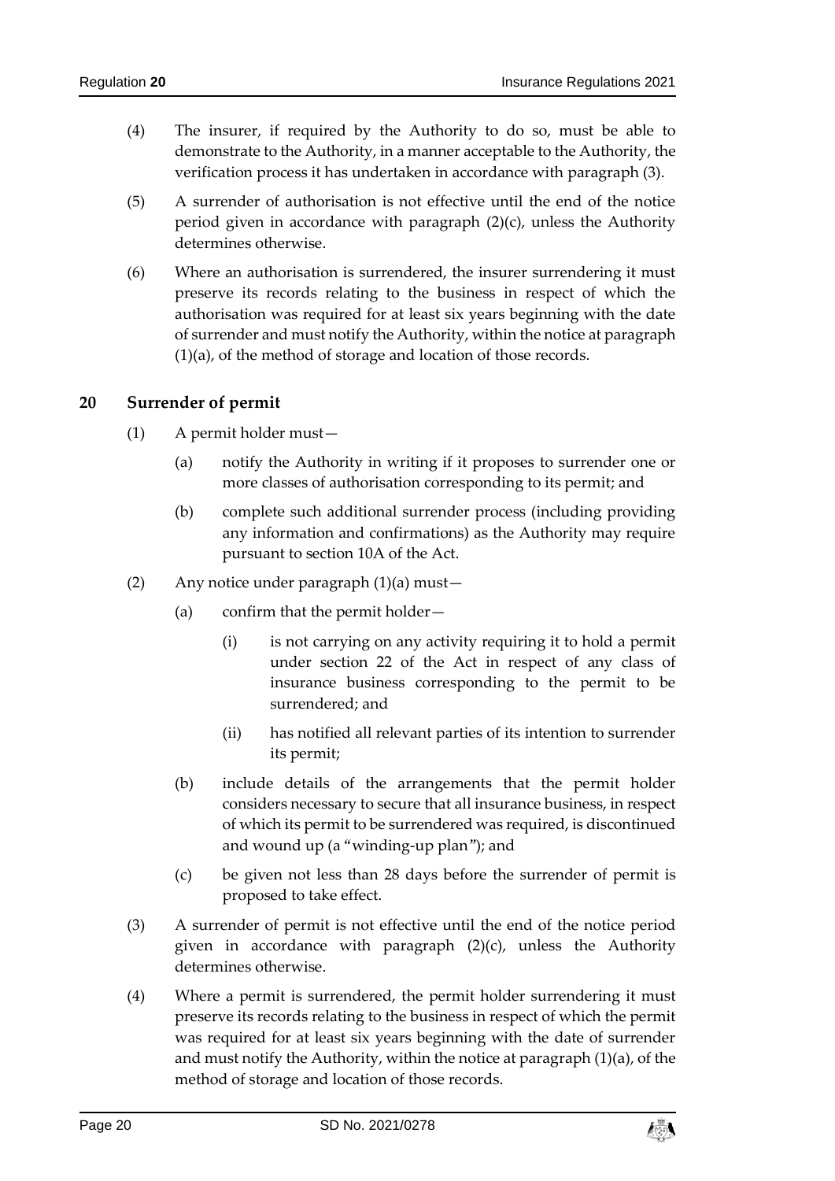(4) The insurer, if required by the Authority to do so, must be able to demonstrate to the Authority, in a manner acceptable to the Authority, the verification process it has undertaken in accordance with paragraph (3).

(5) A surrender of authorisation is not effective until the end of the notice period given in accordance with paragraph (2)(c), unless the Authority determines otherwise.

(6) Where an authorisation is surrendered, the insurer surrendering it must preserve its records relating to the business in respect of which the authorisation was required for at least six years beginning with the date of surrender and must notify the Authority, within the notice at paragraph (1)(a), of the method of storage and location of those records.

## 20 Surrender of permit

(1) A permit holder must—

(a) notify the Authority in writing if it proposes to surrender one or more classes of authorisation corresponding to its permit; and

(b) complete such additional surrender process (including providing any information and confirmations) as the Authority may require pursuant to section 10A of the Act.

(2) Any notice under paragraph (1)(a) must—

(a) confirm that the permit holder—

(i) is not carrying on any activity requiring it to hold a permit under section 22 of the Act in respect of any class of insurance business corresponding to the permit to be surrendered; and

(ii) has notified all relevant parties of its intention to surrender its permit;

(b) include details of the arrangements that the permit holder considers necessary to secure that all insurance business, in respect of which its permit to be surrendered was required, is discontinued and wound up (a "winding-up plan"); and

(c) be given not less than 28 days before the surrender of permit is proposed to take effect.

(3) A surrender of permit is not effective until the end of the notice period given in accordance with paragraph (2)(c), unless the Authority determines otherwise.

(4) Where a permit is surrendered, the permit holder surrendering it must preserve its records relating to the business in respect of which the permit was required for at least six years beginning with the date of surrender and must notify the Authority, within the notice at paragraph (1)(a), of the method of storage and location of those records.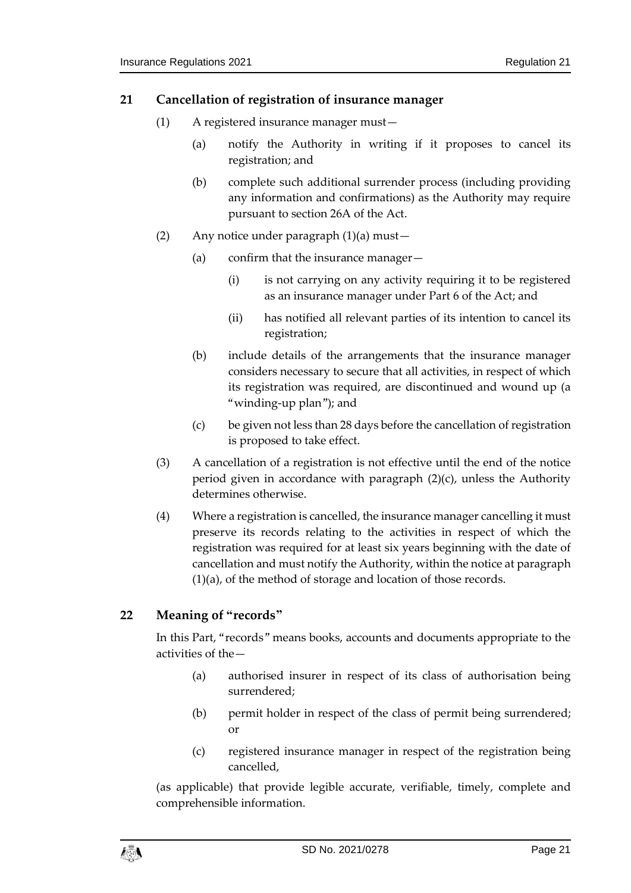## 21 Cancellation of registration of insurance manager

(1) A registered insurance manager must—

  (a) notify the Authority in writing if it proposes to cancel its registration; and

  (b) complete such additional surrender process (including providing any information and confirmations) as the Authority may require pursuant to section 26A of the Act.

(2) Any notice under paragraph (1)(a) must—

  (a) confirm that the insurance manager—

    (i) is not carrying on any activity requiring it to be registered as an insurance manager under Part 6 of the Act; and

    (ii) has notified all relevant parties of its intention to cancel its registration;

  (b) include details of the arrangements that the insurance manager considers necessary to secure that all activities, in respect of which its registration was required, are discontinued and wound up (a "winding-up plan"); and

  (c) be given not less than 28 days before the cancellation of registration is proposed to take effect.

(3) A cancellation of a registration is not effective until the end of the notice period given in accordance with paragraph (2)(c), unless the Authority determines otherwise.

(4) Where a registration is cancelled, the insurance manager cancelling it must preserve its records relating to the activities in respect of which the registration was required for at least six years beginning with the date of cancellation and must notify the Authority, within the notice at paragraph (1)(a), of the method of storage and location of those records.

## 22 Meaning of "records"

In this Part, "records" means books, accounts and documents appropriate to the activities of the—

  (a) authorised insurer in respect of its class of authorisation being surrendered;

  (b) permit holder in respect of the class of permit being surrendered; or

  (c) registered insurance manager in respect of the registration being cancelled,

(as applicable) that provide legible accurate, verifiable, timely, complete and comprehensible information.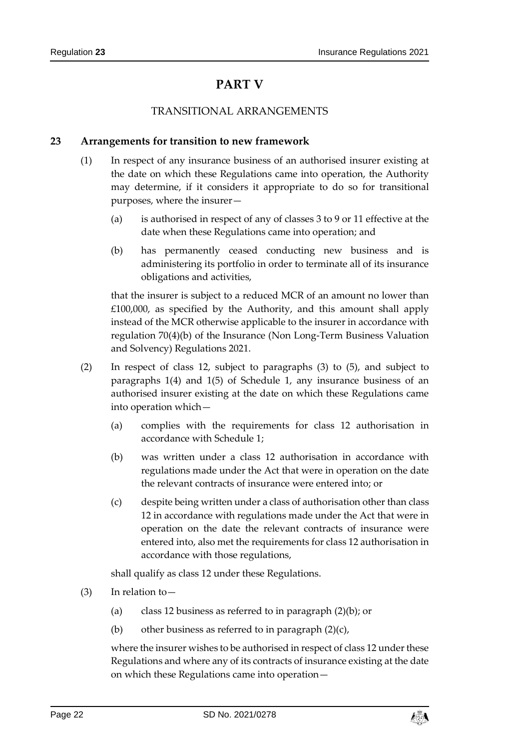# PART V

## TRANSITIONAL ARRANGEMENTS

### 23 Arrangements for transition to new framework

(1) In respect of any insurance business of an authorised insurer existing at the date on which these Regulations came into operation, the Authority may determine, if it considers it appropriate to do so for transitional purposes, where the insurer—

(a) is authorised in respect of any of classes 3 to 9 or 11 effective at the date when these Regulations came into operation; and

(b) has permanently ceased conducting new business and is administering its portfolio in order to terminate all of its insurance obligations and activities,

that the insurer is subject to a reduced MCR of an amount no lower than £100,000, as specified by the Authority, and this amount shall apply instead of the MCR otherwise applicable to the insurer in accordance with regulation 70(4)(b) of the Insurance (Non Long-Term Business Valuation and Solvency) Regulations 2021.

(2) In respect of class 12, subject to paragraphs (3) to (5), and subject to paragraphs 1(4) and 1(5) of Schedule 1, any insurance business of an authorised insurer existing at the date on which these Regulations came into operation which—

(a) complies with the requirements for class 12 authorisation in accordance with Schedule 1;

(b) was written under a class 12 authorisation in accordance with regulations made under the Act that were in operation on the date the relevant contracts of insurance were entered into; or

(c) despite being written under a class of authorisation other than class 12 in accordance with regulations made under the Act that were in operation on the date the relevant contracts of insurance were entered into, also met the requirements for class 12 authorisation in accordance with those regulations,

shall qualify as class 12 under these Regulations.

(3) In relation to—

(a) class 12 business as referred to in paragraph (2)(b); or

(b) other business as referred to in paragraph (2)(c),

where the insurer wishes to be authorised in respect of class 12 under these Regulations and where any of its contracts of insurance existing at the date on which these Regulations came into operation—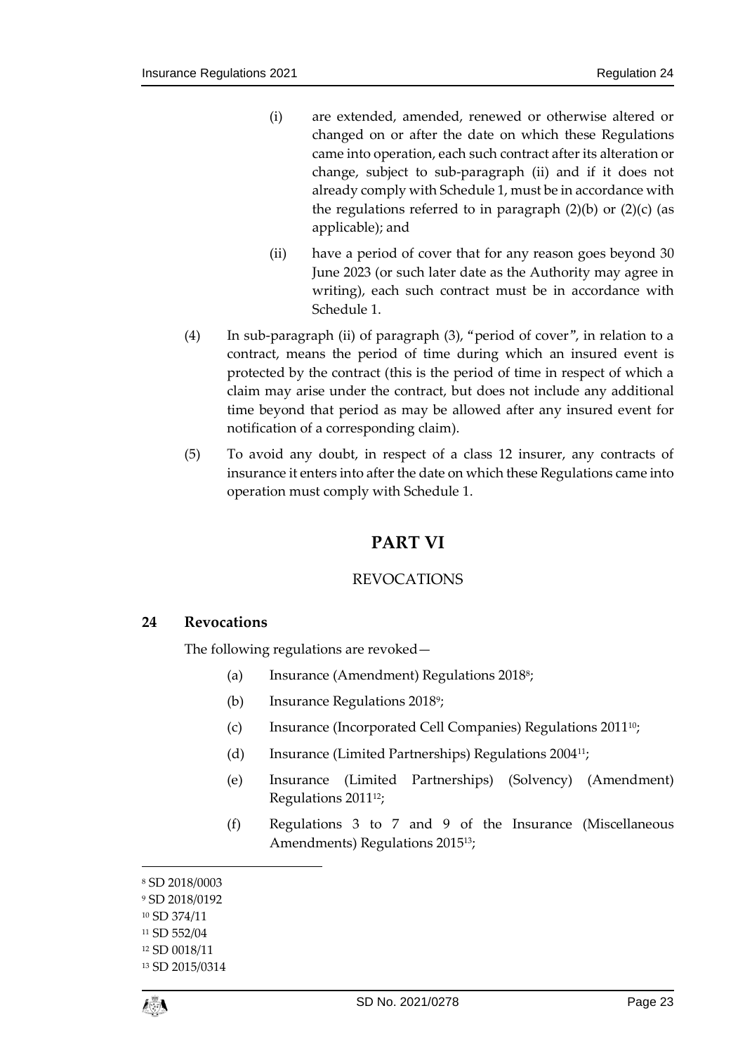(i) are extended, amended, renewed or otherwise altered or changed on or after the date on which these Regulations came into operation, each such contract after its alteration or change, subject to sub-paragraph (ii) and if it does not already comply with Schedule 1, must be in accordance with the regulations referred to in paragraph (2)(b) or (2)(c) (as applicable); and

(ii) have a period of cover that for any reason goes beyond 30 June 2023 (or such later date as the Authority may agree in writing), each such contract must be in accordance with Schedule 1.

(4) In sub-paragraph (ii) of paragraph (3), "period of cover", in relation to a contract, means the period of time during which an insured event is protected by the contract (this is the period of time in respect of which a claim may arise under the contract, but does not include any additional time beyond that period as may be allowed after any insured event for notification of a corresponding claim).

(5) To avoid any doubt, in respect of a class 12 insurer, any contracts of insurance it enters into after the date on which these Regulations came into operation must comply with Schedule 1.

# PART VI

## REVOCATIONS

### 24 Revocations

The following regulations are revoked—

(a) Insurance (Amendment) Regulations 2018[8];

(b) Insurance Regulations 2018[9];

(c) Insurance (Incorporated Cell Companies) Regulations 2011[10];

(d) Insurance (Limited Partnerships) Regulations 2004[11];

(e) Insurance (Limited Partnerships) (Solvency) (Amendment) Regulations 2011[12];

(f) Regulations 3 to 7 and 9 of the Insurance (Miscellaneous Amendments) Regulations 2015[13];

---

[8] SD 2018/0003
[9] SD 2018/0192
[10] SD 374/11
[11] SD 552/04
[12] SD 0018/11
[13] SD 2015/0314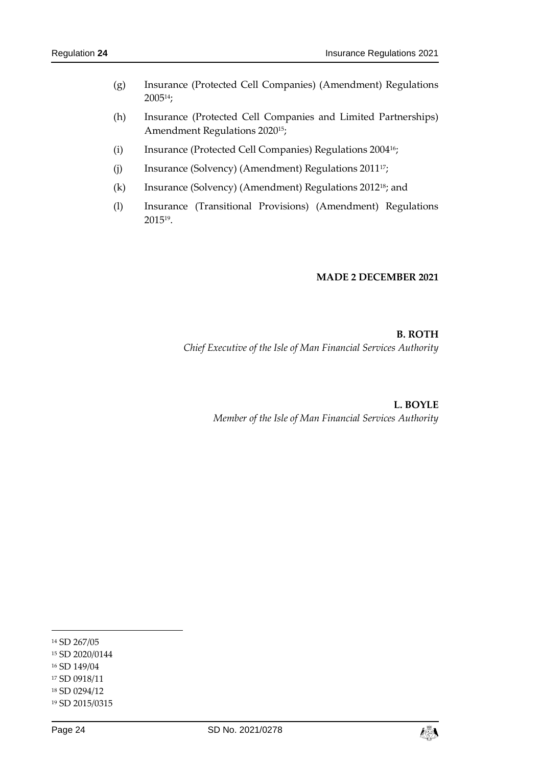(g) Insurance (Protected Cell Companies) (Amendment) Regulations 2005[14];

(h) Insurance (Protected Cell Companies and Limited Partnerships) Amendment Regulations 2020[15];

(i) Insurance (Protected Cell Companies) Regulations 2004[16];

(j) Insurance (Solvency) (Amendment) Regulations 2011[17];

(k) Insurance (Solvency) (Amendment) Regulations 2012[18]; and

(l) Insurance (Transitional Provisions) (Amendment) Regulations 2015[19].

**MADE 2 DECEMBER 2021**

**B. ROTH**
*Chief Executive of the Isle of Man Financial Services Authority*

**L. BOYLE**
*Member of the Isle of Man Financial Services Authority*

---

[14] SD 267/05

[15] SD 2020/0144

[16] SD 149/04

[17] SD 0918/11

[18] SD 0294/12

[19] SD 2015/0315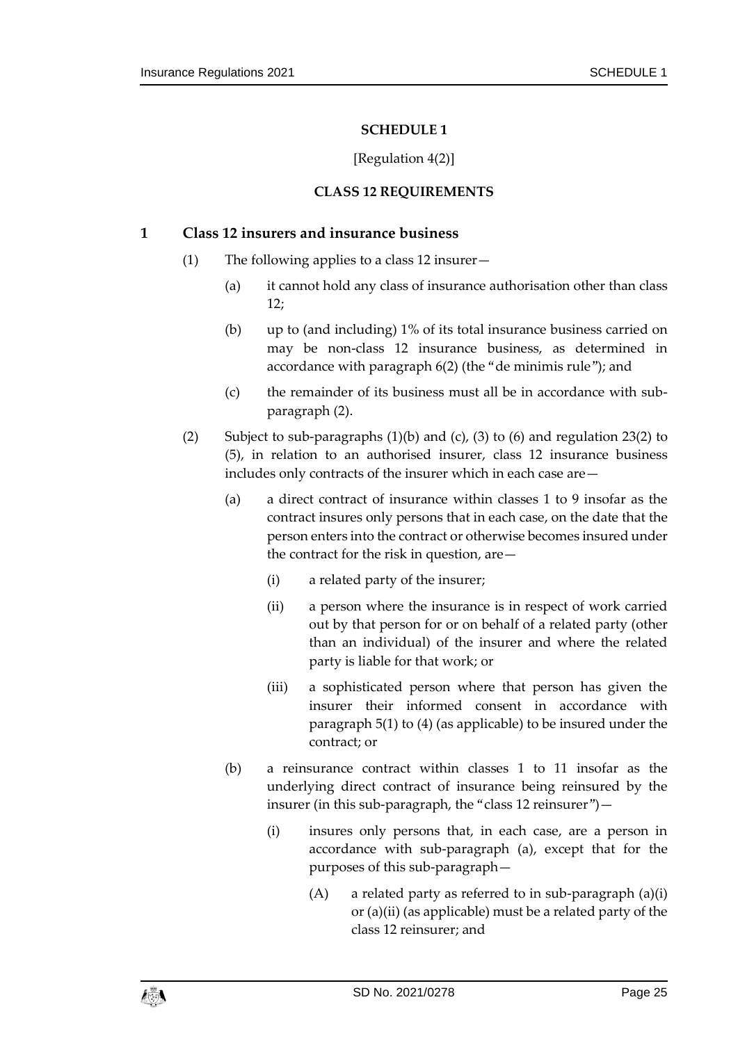## SCHEDULE 1

[Regulation 4(2)]

## CLASS 12 REQUIREMENTS

### 1 Class 12 insurers and insurance business

(1) The following applies to a class 12 insurer—

(a) it cannot hold any class of insurance authorisation other than class 12;

(b) up to (and including) 1% of its total insurance business carried on may be non-class 12 insurance business, as determined in accordance with paragraph 6(2) (the "de minimis rule"); and

(c) the remainder of its business must all be in accordance with sub-paragraph (2).

(2) Subject to sub-paragraphs (1)(b) and (c), (3) to (6) and regulation 23(2) to (5), in relation to an authorised insurer, class 12 insurance business includes only contracts of the insurer which in each case are—

(a) a direct contract of insurance within classes 1 to 9 insofar as the contract insures only persons that in each case, on the date that the person enters into the contract or otherwise becomes insured under the contract for the risk in question, are—

(i) a related party of the insurer;

(ii) a person where the insurance is in respect of work carried out by that person for or on behalf of a related party (other than an individual) of the insurer and where the related party is liable for that work; or

(iii) a sophisticated person where that person has given the insurer their informed consent in accordance with paragraph 5(1) to (4) (as applicable) to be insured under the contract; or

(b) a reinsurance contract within classes 1 to 11 insofar as the underlying direct contract of insurance being reinsured by the insurer (in this sub-paragraph, the "class 12 reinsurer")—

(i) insures only persons that, in each case, are a person in accordance with sub-paragraph (a), except that for the purposes of this sub-paragraph—

(A) a related party as referred to in sub-paragraph (a)(i) or (a)(ii) (as applicable) must be a related party of the class 12 reinsurer; and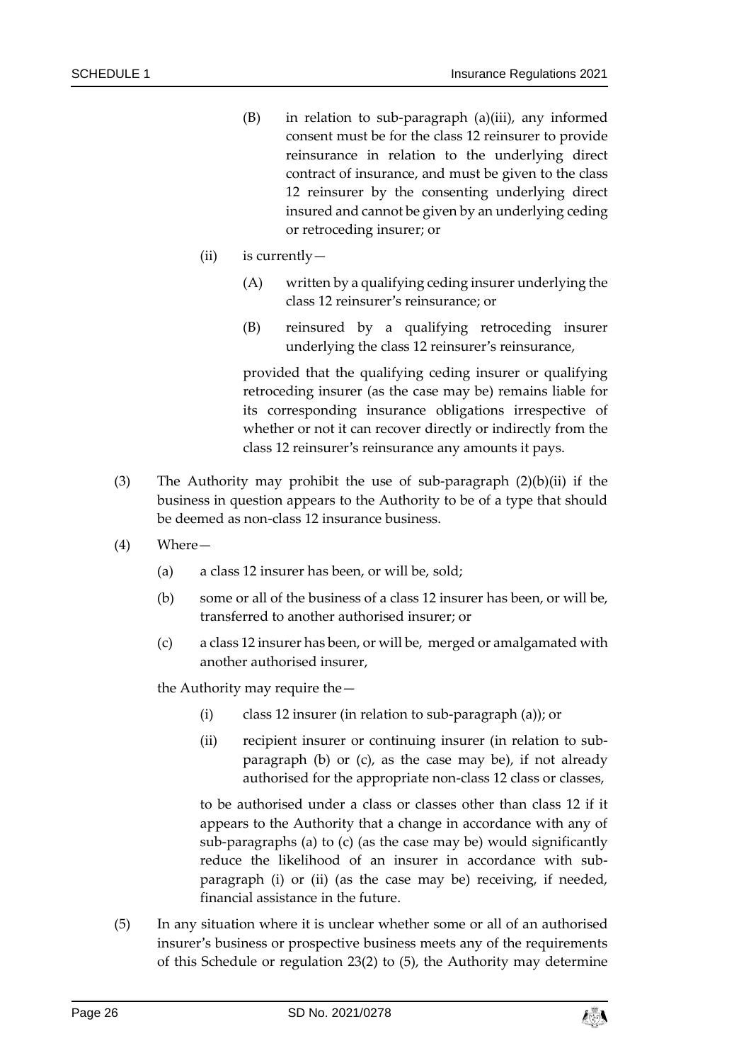(B) in relation to sub-paragraph (a)(iii), any informed consent must be for the class 12 reinsurer to provide reinsurance in relation to the underlying direct contract of insurance, and must be given to the class 12 reinsurer by the consenting underlying direct insured and cannot be given by an underlying ceding or retroceding insurer; or

(ii) is currently—

(A) written by a qualifying ceding insurer underlying the class 12 reinsurer's reinsurance; or

(B) reinsured by a qualifying retroceding insurer underlying the class 12 reinsurer's reinsurance,

provided that the qualifying ceding insurer or qualifying retroceding insurer (as the case may be) remains liable for its corresponding insurance obligations irrespective of whether or not it can recover directly or indirectly from the class 12 reinsurer's reinsurance any amounts it pays.

(3) The Authority may prohibit the use of sub-paragraph (2)(b)(ii) if the business in question appears to the Authority to be of a type that should be deemed as non-class 12 insurance business.

(4) Where—

(a) a class 12 insurer has been, or will be, sold;

(b) some or all of the business of a class 12 insurer has been, or will be, transferred to another authorised insurer; or

(c) a class 12 insurer has been, or will be, merged or amalgamated with another authorised insurer,

the Authority may require the—

(i) class 12 insurer (in relation to sub-paragraph (a)); or

(ii) recipient insurer or continuing insurer (in relation to sub-paragraph (b) or (c), as the case may be), if not already authorised for the appropriate non-class 12 class or classes,

to be authorised under a class or classes other than class 12 if it appears to the Authority that a change in accordance with any of sub-paragraphs (a) to (c) (as the case may be) would significantly reduce the likelihood of an insurer in accordance with sub-paragraph (i) or (ii) (as the case may be) receiving, if needed, financial assistance in the future.

(5) In any situation where it is unclear whether some or all of an authorised insurer's business or prospective business meets any of the requirements of this Schedule or regulation 23(2) to (5), the Authority may determine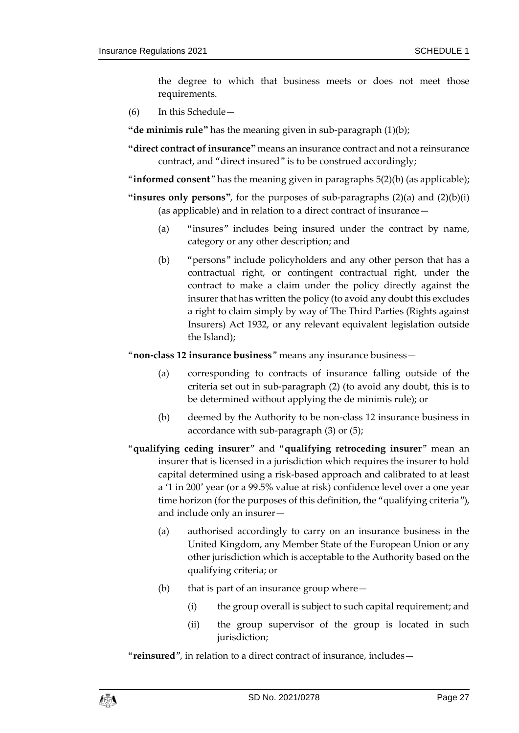the degree to which that business meets or does not meet those requirements.

(6) In this Schedule—

**"de minimis rule"** has the meaning given in sub-paragraph (1)(b);

**"direct contract of insurance"** means an insurance contract and not a reinsurance contract, and "direct insured" is to be construed accordingly;

"**informed consent**" has the meaning given in paragraphs 5(2)(b) (as applicable);

**"insures only persons"**, for the purposes of sub-paragraphs (2)(a) and (2)(b)(i) (as applicable) and in relation to a direct contract of insurance—

(a) "insures" includes being insured under the contract by name, category or any other description; and

(b) "persons" include policyholders and any other person that has a contractual right, or contingent contractual right, under the contract to make a claim under the policy directly against the insurer that has written the policy (to avoid any doubt this excludes a right to claim simply by way of The Third Parties (Rights against Insurers) Act 1932, or any relevant equivalent legislation outside the Island);

"**non-class 12 insurance business**" means any insurance business—

(a) corresponding to contracts of insurance falling outside of the criteria set out in sub-paragraph (2) (to avoid any doubt, this is to be determined without applying the de minimis rule); or

(b) deemed by the Authority to be non-class 12 insurance business in accordance with sub-paragraph (3) or (5);

"**qualifying ceding insurer**" and "**qualifying retroceding insurer**" mean an insurer that is licensed in a jurisdiction which requires the insurer to hold capital determined using a risk-based approach and calibrated to at least a '1 in 200' year (or a 99.5% value at risk) confidence level over a one year time horizon (for the purposes of this definition, the "qualifying criteria"), and include only an insurer—

(a) authorised accordingly to carry on an insurance business in the United Kingdom, any Member State of the European Union or any other jurisdiction which is acceptable to the Authority based on the qualifying criteria; or

(b) that is part of an insurance group where—

(i) the group overall is subject to such capital requirement; and

(ii) the group supervisor of the group is located in such jurisdiction;

"**reinsured**", in relation to a direct contract of insurance, includes—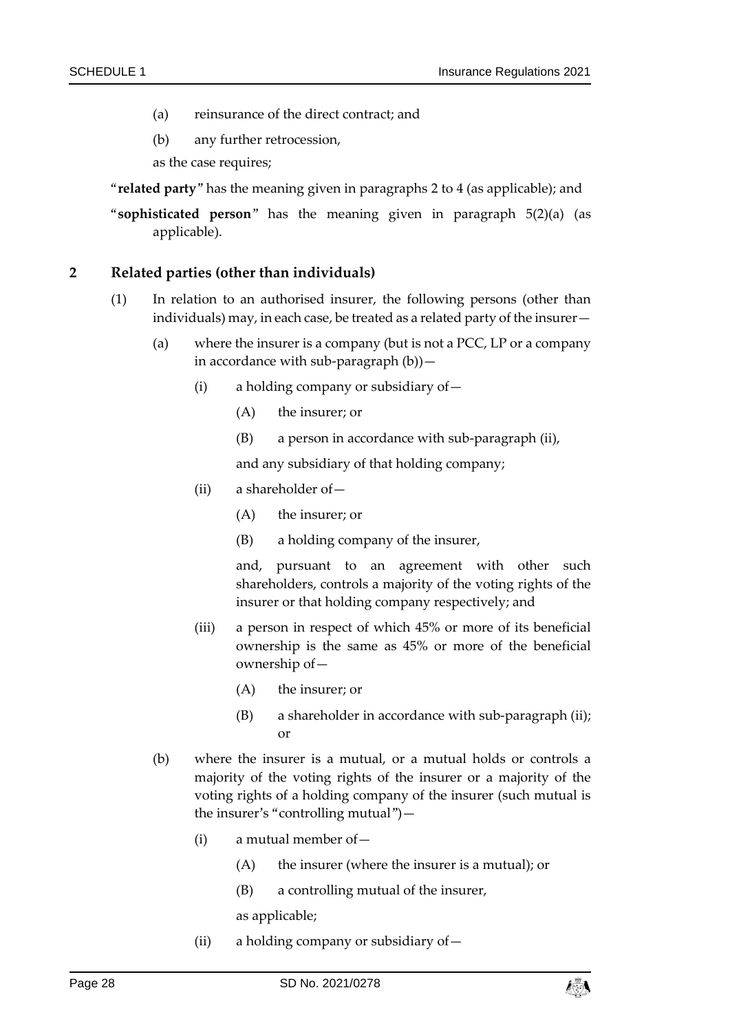(a) reinsurance of the direct contract; and

(b) any further retrocession,

as the case requires;

"**related party**" has the meaning given in paragraphs 2 to 4 (as applicable); and

"**sophisticated person**" has the meaning given in paragraph 5(2)(a) (as applicable).

## 2 Related parties (other than individuals)

(1) In relation to an authorised insurer, the following persons (other than individuals) may, in each case, be treated as a related party of the insurer—

(a) where the insurer is a company (but is not a PCC, LP or a company in accordance with sub-paragraph (b))—

(i) a holding company or subsidiary of—

(A) the insurer; or

(B) a person in accordance with sub-paragraph (ii),

and any subsidiary of that holding company;

(ii) a shareholder of—

(A) the insurer; or

(B) a holding company of the insurer,

and, pursuant to an agreement with other such shareholders, controls a majority of the voting rights of the insurer or that holding company respectively; and

(iii) a person in respect of which 45% or more of its beneficial ownership is the same as 45% or more of the beneficial ownership of—

(A) the insurer; or

(B) a shareholder in accordance with sub-paragraph (ii); or

(b) where the insurer is a mutual, or a mutual holds or controls a majority of the voting rights of the insurer or a majority of the voting rights of a holding company of the insurer (such mutual is the insurer's "controlling mutual")—

(i) a mutual member of—

(A) the insurer (where the insurer is a mutual); or

(B) a controlling mutual of the insurer,

as applicable;

(ii) a holding company or subsidiary of—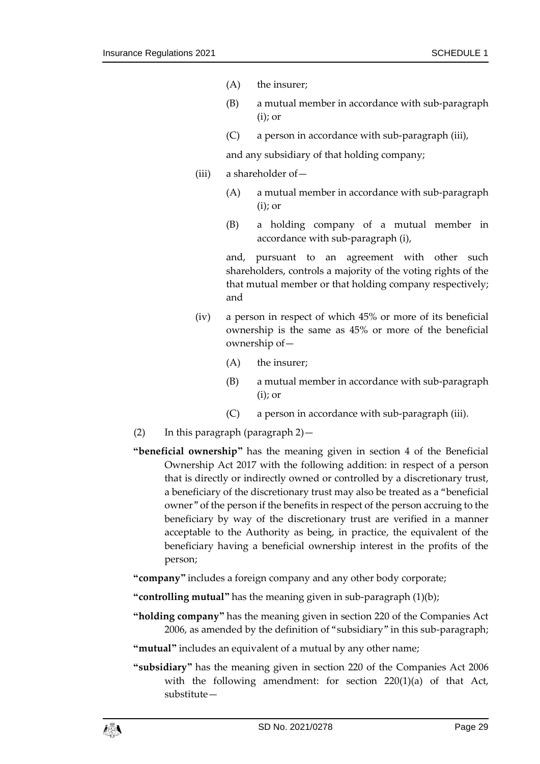(A) the insurer;

(B) a mutual member in accordance with sub-paragraph (i); or

(C) a person in accordance with sub-paragraph (iii),

and any subsidiary of that holding company;

(iii) a shareholder of—

(A) a mutual member in accordance with sub-paragraph (i); or

(B) a holding company of a mutual member in accordance with sub-paragraph (i),

and, pursuant to an agreement with other such shareholders, controls a majority of the voting rights of the that mutual member or that holding company respectively; and

(iv) a person in respect of which 45% or more of its beneficial ownership is the same as 45% or more of the beneficial ownership of—

(A) the insurer;

(B) a mutual member in accordance with sub-paragraph (i); or

(C) a person in accordance with sub-paragraph (iii).

(2) In this paragraph (paragraph 2)—

**"beneficial ownership"** has the meaning given in section 4 of the Beneficial Ownership Act 2017 with the following addition: in respect of a person that is directly or indirectly owned or controlled by a discretionary trust, a beneficiary of the discretionary trust may also be treated as a "beneficial owner" of the person if the benefits in respect of the person accruing to the beneficiary by way of the discretionary trust are verified in a manner acceptable to the Authority as being, in practice, the equivalent of the beneficiary having a beneficial ownership interest in the profits of the person;

**"company"** includes a foreign company and any other body corporate;

**"controlling mutual"** has the meaning given in sub-paragraph (1)(b);

**"holding company"** has the meaning given in section 220 of the Companies Act 2006, as amended by the definition of "subsidiary" in this sub-paragraph;

**"mutual"** includes an equivalent of a mutual by any other name;

**"subsidiary"** has the meaning given in section 220 of the Companies Act 2006 with the following amendment: for section 220(1)(a) of that Act, substitute—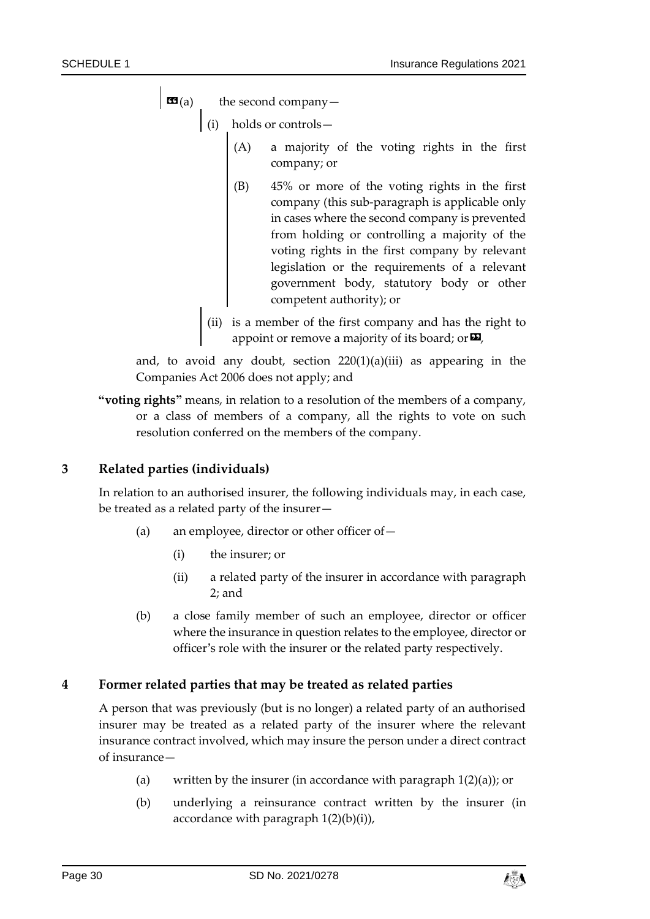(a) the second company—

(i) holds or controls—

(A) a majority of the voting rights in the first company; or

(B) 45% or more of the voting rights in the first company (this sub-paragraph is applicable only in cases where the second company is prevented from holding or controlling a majority of the voting rights in the first company by relevant legislation or the requirements of a relevant government body, statutory body or other competent authority); or

(ii) is a member of the first company and has the right to appoint or remove a majority of its board; or ,

and, to avoid any doubt, section 220(1)(a)(iii) as appearing in the Companies Act 2006 does not apply; and

**"voting rights"** means, in relation to a resolution of the members of a company, or a class of members of a company, all the rights to vote on such resolution conferred on the members of the company.

## 3 Related parties (individuals)

In relation to an authorised insurer, the following individuals may, in each case, be treated as a related party of the insurer—

(a) an employee, director or other officer of—

(i) the insurer; or

(ii) a related party of the insurer in accordance with paragraph 2; and

(b) a close family member of such an employee, director or officer where the insurance in question relates to the employee, director or officer's role with the insurer or the related party respectively.

## 4 Former related parties that may be treated as related parties

A person that was previously (but is no longer) a related party of an authorised insurer may be treated as a related party of the insurer where the relevant insurance contract involved, which may insure the person under a direct contract of insurance—

(a) written by the insurer (in accordance with paragraph 1(2)(a)); or

(b) underlying a reinsurance contract written by the insurer (in accordance with paragraph 1(2)(b)(i)),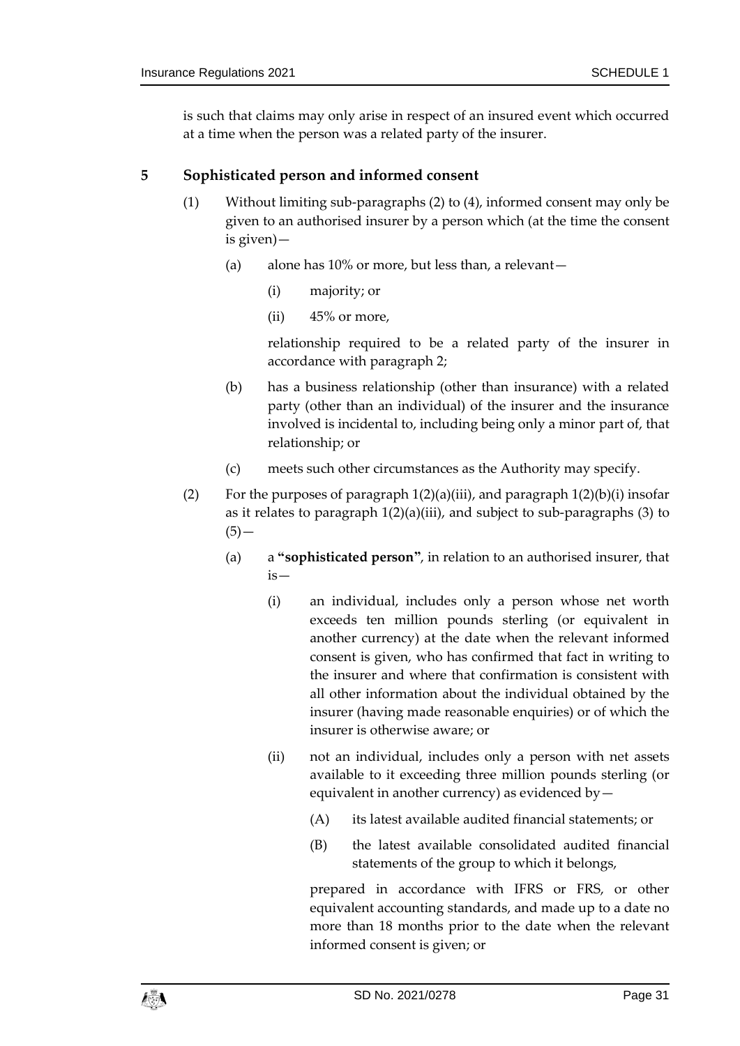is such that claims may only arise in respect of an insured event which occurred at a time when the person was a related party of the insurer.

## 5 Sophisticated person and informed consent

(1) Without limiting sub-paragraphs (2) to (4), informed consent may only be given to an authorised insurer by a person which (at the time the consent is given)—

(a) alone has 10% or more, but less than, a relevant—

(i) majority; or

(ii) 45% or more,

relationship required to be a related party of the insurer in accordance with paragraph 2;

(b) has a business relationship (other than insurance) with a related party (other than an individual) of the insurer and the insurance involved is incidental to, including being only a minor part of, that relationship; or

(c) meets such other circumstances as the Authority may specify.

(2) For the purposes of paragraph 1(2)(a)(iii), and paragraph 1(2)(b)(i) insofar as it relates to paragraph 1(2)(a)(iii), and subject to sub-paragraphs (3) to (5)—

(a) a **"sophisticated person"**, in relation to an authorised insurer, that is—

(i) an individual, includes only a person whose net worth exceeds ten million pounds sterling (or equivalent in another currency) at the date when the relevant informed consent is given, who has confirmed that fact in writing to the insurer and where that confirmation is consistent with all other information about the individual obtained by the insurer (having made reasonable enquiries) or of which the insurer is otherwise aware; or

(ii) not an individual, includes only a person with net assets available to it exceeding three million pounds sterling (or equivalent in another currency) as evidenced by—

(A) its latest available audited financial statements; or

(B) the latest available consolidated audited financial statements of the group to which it belongs,

prepared in accordance with IFRS or FRS, or other equivalent accounting standards, and made up to a date no more than 18 months prior to the date when the relevant informed consent is given; or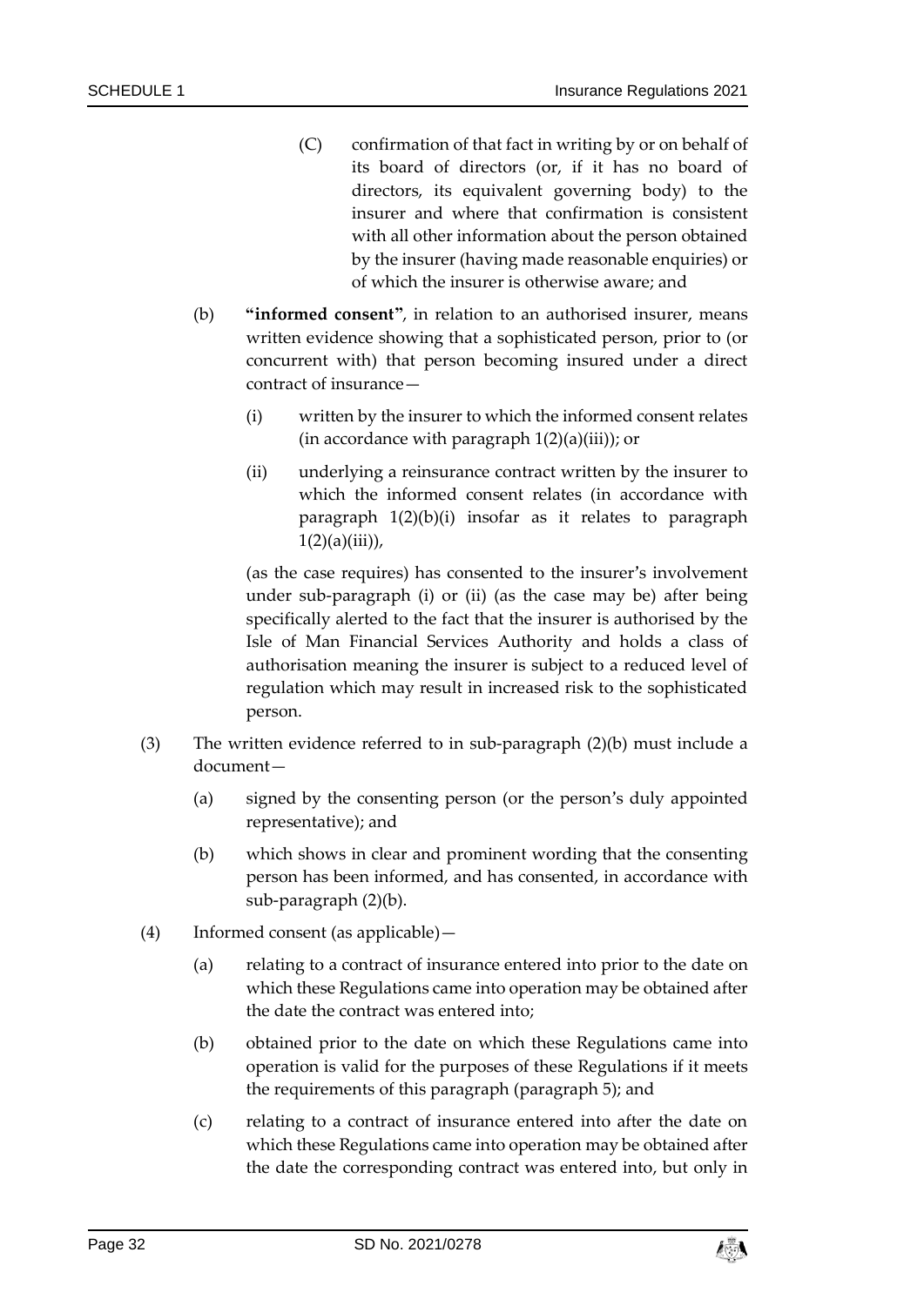(C) confirmation of that fact in writing by or on behalf of its board of directors (or, if it has no board of directors, its equivalent governing body) to the insurer and where that confirmation is consistent with all other information about the person obtained by the insurer (having made reasonable enquiries) or of which the insurer is otherwise aware; and

(b) **"informed consent"**, in relation to an authorised insurer, means written evidence showing that a sophisticated person, prior to (or concurrent with) that person becoming insured under a direct contract of insurance—

(i) written by the insurer to which the informed consent relates (in accordance with paragraph 1(2)(a)(iii)); or

(ii) underlying a reinsurance contract written by the insurer to which the informed consent relates (in accordance with paragraph 1(2)(b)(i) insofar as it relates to paragraph 1(2)(a)(iii)),

(as the case requires) has consented to the insurer's involvement under sub-paragraph (i) or (ii) (as the case may be) after being specifically alerted to the fact that the insurer is authorised by the Isle of Man Financial Services Authority and holds a class of authorisation meaning the insurer is subject to a reduced level of regulation which may result in increased risk to the sophisticated person.

(3) The written evidence referred to in sub-paragraph (2)(b) must include a document—

(a) signed by the consenting person (or the person's duly appointed representative); and

(b) which shows in clear and prominent wording that the consenting person has been informed, and has consented, in accordance with sub-paragraph (2)(b).

(4) Informed consent (as applicable)—

(a) relating to a contract of insurance entered into prior to the date on which these Regulations came into operation may be obtained after the date the contract was entered into;

(b) obtained prior to the date on which these Regulations came into operation is valid for the purposes of these Regulations if it meets the requirements of this paragraph (paragraph 5); and

(c) relating to a contract of insurance entered into after the date on which these Regulations came into operation may be obtained after the date the corresponding contract was entered into, but only in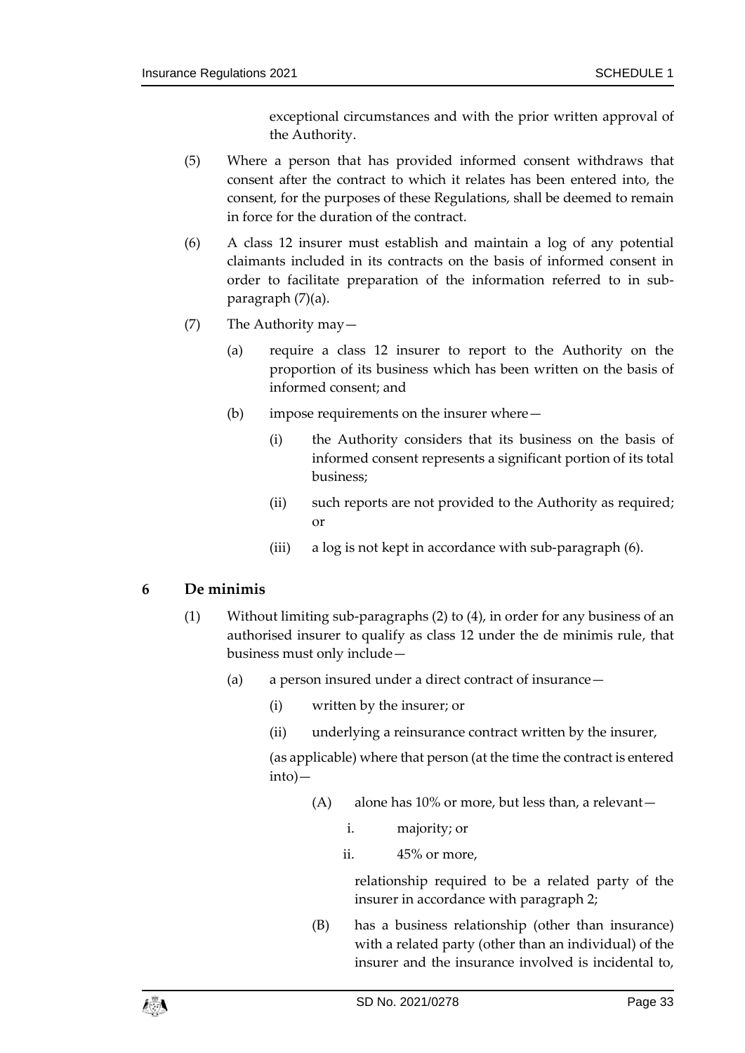exceptional circumstances and with the prior written approval of the Authority.

(5) Where a person that has provided informed consent withdraws that consent after the contract to which it relates has been entered into, the consent, for the purposes of these Regulations, shall be deemed to remain in force for the duration of the contract.

(6) A class 12 insurer must establish and maintain a log of any potential claimants included in its contracts on the basis of informed consent in order to facilitate preparation of the information referred to in sub-paragraph (7)(a).

(7) The Authority may—

(a) require a class 12 insurer to report to the Authority on the proportion of its business which has been written on the basis of informed consent; and

(b) impose requirements on the insurer where—

(i) the Authority considers that its business on the basis of informed consent represents a significant portion of its total business;

(ii) such reports are not provided to the Authority as required; or

(iii) a log is not kept in accordance with sub-paragraph (6).

## 6 De minimis

(1) Without limiting sub-paragraphs (2) to (4), in order for any business of an authorised insurer to qualify as class 12 under the de minimis rule, that business must only include—

(a) a person insured under a direct contract of insurance—

(i) written by the insurer; or

(ii) underlying a reinsurance contract written by the insurer,

(as applicable) where that person (at the time the contract is entered into)—

(A) alone has 10% or more, but less than, a relevant—

i. majority; or

ii. 45% or more,

relationship required to be a related party of the insurer in accordance with paragraph 2;

(B) has a business relationship (other than insurance) with a related party (other than an individual) of the insurer and the insurance involved is incidental to,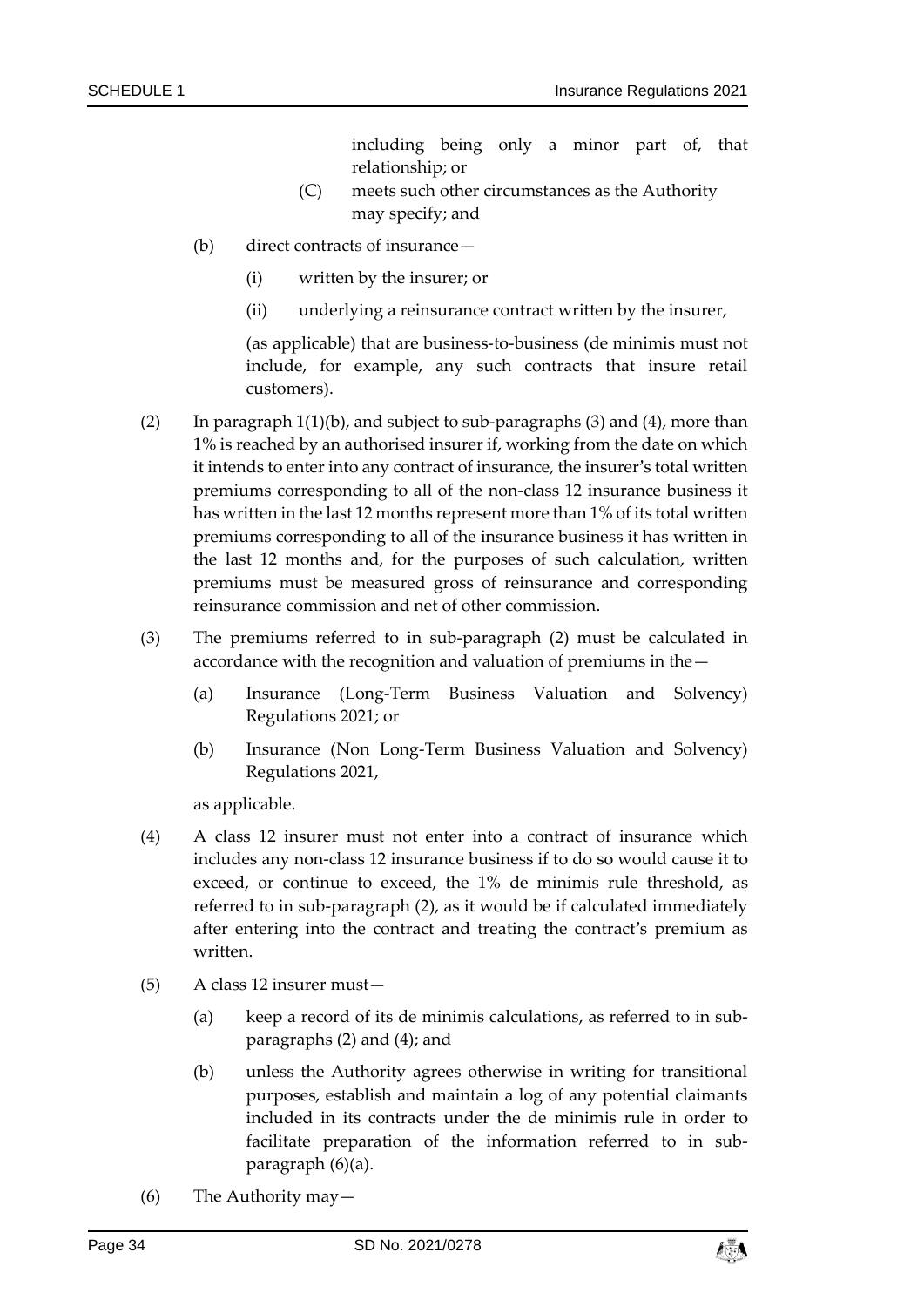including being only a minor part of, that relationship; or

(C) meets such other circumstances as the Authority may specify; and

(b) direct contracts of insurance—

(i) written by the insurer; or

(ii) underlying a reinsurance contract written by the insurer,

(as applicable) that are business-to-business (de minimis must not include, for example, any such contracts that insure retail customers).

(2) In paragraph 1(1)(b), and subject to sub-paragraphs (3) and (4), more than 1% is reached by an authorised insurer if, working from the date on which it intends to enter into any contract of insurance, the insurer's total written premiums corresponding to all of the non-class 12 insurance business it has written in the last 12 months represent more than 1% of its total written premiums corresponding to all of the insurance business it has written in the last 12 months and, for the purposes of such calculation, written premiums must be measured gross of reinsurance and corresponding reinsurance commission and net of other commission.

(3) The premiums referred to in sub-paragraph (2) must be calculated in accordance with the recognition and valuation of premiums in the—

(a) Insurance (Long-Term Business Valuation and Solvency) Regulations 2021; or

(b) Insurance (Non Long-Term Business Valuation and Solvency) Regulations 2021,

as applicable.

(4) A class 12 insurer must not enter into a contract of insurance which includes any non-class 12 insurance business if to do so would cause it to exceed, or continue to exceed, the 1% de minimis rule threshold, as referred to in sub-paragraph (2), as it would be if calculated immediately after entering into the contract and treating the contract's premium as written.

(5) A class 12 insurer must—

(a) keep a record of its de minimis calculations, as referred to in sub-paragraphs (2) and (4); and

(b) unless the Authority agrees otherwise in writing for transitional purposes, establish and maintain a log of any potential claimants included in its contracts under the de minimis rule in order to facilitate preparation of the information referred to in sub-paragraph (6)(a).

(6) The Authority may—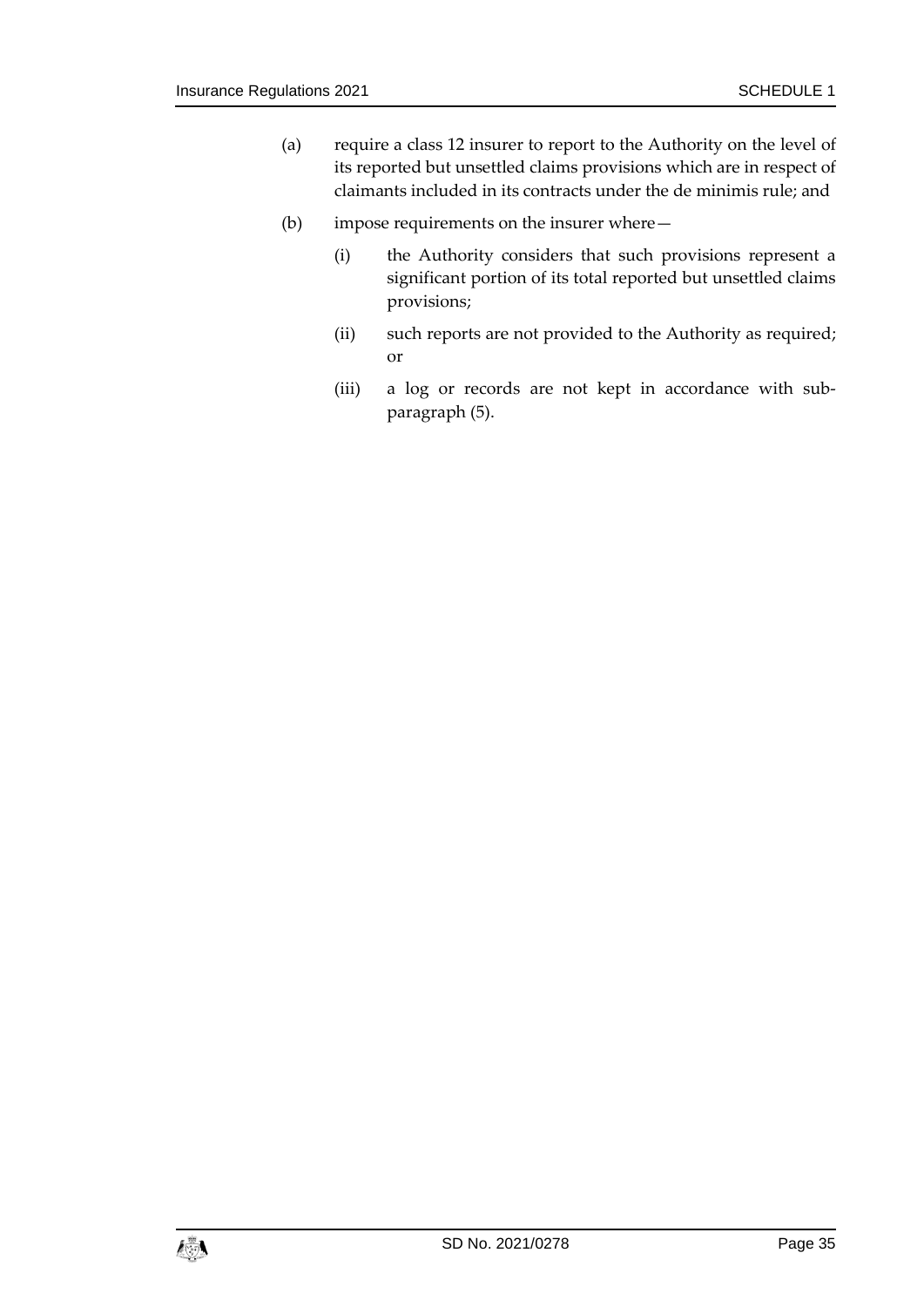(a) require a class 12 insurer to report to the Authority on the level of its reported but unsettled claims provisions which are in respect of claimants included in its contracts under the de minimis rule; and

(b) impose requirements on the insurer where—

  (i) the Authority considers that such provisions represent a significant portion of its total reported but unsettled claims provisions;

  (ii) such reports are not provided to the Authority as required; or

  (iii) a log or records are not kept in accordance with sub-paragraph (5).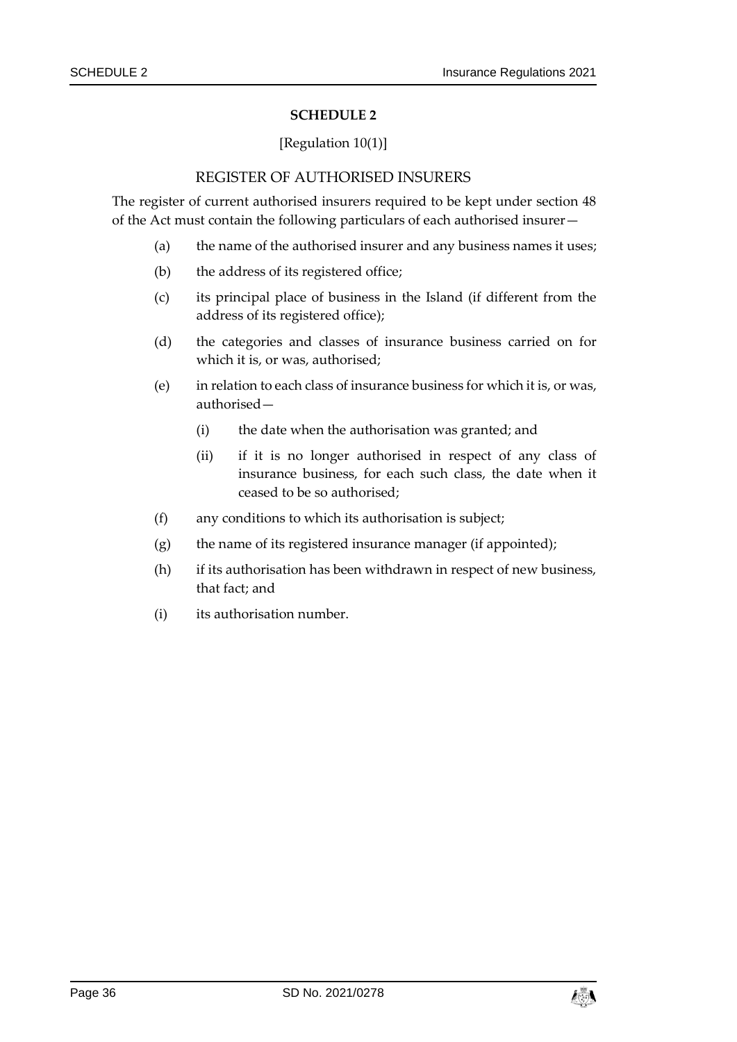## SCHEDULE 2

[Regulation 10(1)]

### REGISTER OF AUTHORISED INSURERS

The register of current authorised insurers required to be kept under section 48 of the Act must contain the following particulars of each authorised insurer—

(a) the name of the authorised insurer and any business names it uses;

(b) the address of its registered office;

(c) its principal place of business in the Island (if different from the address of its registered office);

(d) the categories and classes of insurance business carried on for which it is, or was, authorised;

(e) in relation to each class of insurance business for which it is, or was, authorised—

 (i) the date when the authorisation was granted; and

 (ii) if it is no longer authorised in respect of any class of insurance business, for each such class, the date when it ceased to be so authorised;

(f) any conditions to which its authorisation is subject;

(g) the name of its registered insurance manager (if appointed);

(h) if its authorisation has been withdrawn in respect of new business, that fact; and

(i) its authorisation number.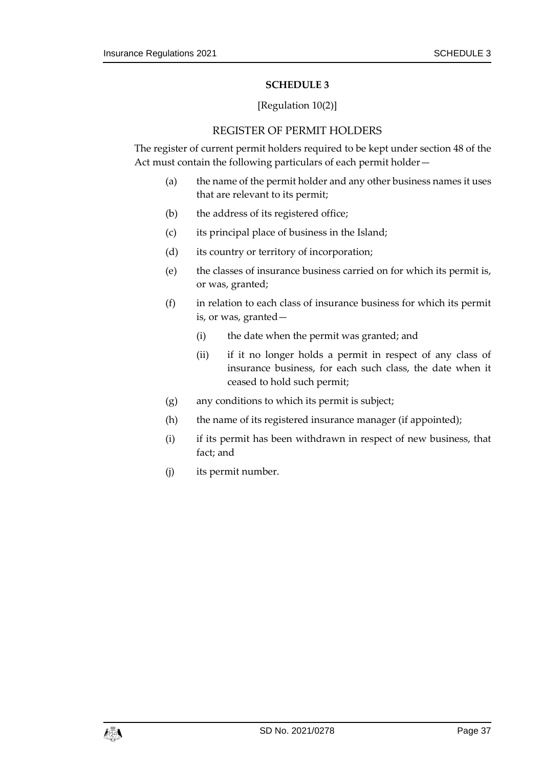# SCHEDULE 3

[Regulation 10(2)]

## REGISTER OF PERMIT HOLDERS

The register of current permit holders required to be kept under section 48 of the Act must contain the following particulars of each permit holder—

(a) the name of the permit holder and any other business names it uses that are relevant to its permit;

(b) the address of its registered office;

(c) its principal place of business in the Island;

(d) its country or territory of incorporation;

(e) the classes of insurance business carried on for which its permit is, or was, granted;

(f) in relation to each class of insurance business for which its permit is, or was, granted—

    (i) the date when the permit was granted; and

    (ii) if it no longer holds a permit in respect of any class of insurance business, for each such class, the date when it ceased to hold such permit;

(g) any conditions to which its permit is subject;

(h) the name of its registered insurance manager (if appointed);

(i) if its permit has been withdrawn in respect of new business, that fact; and

(j) its permit number.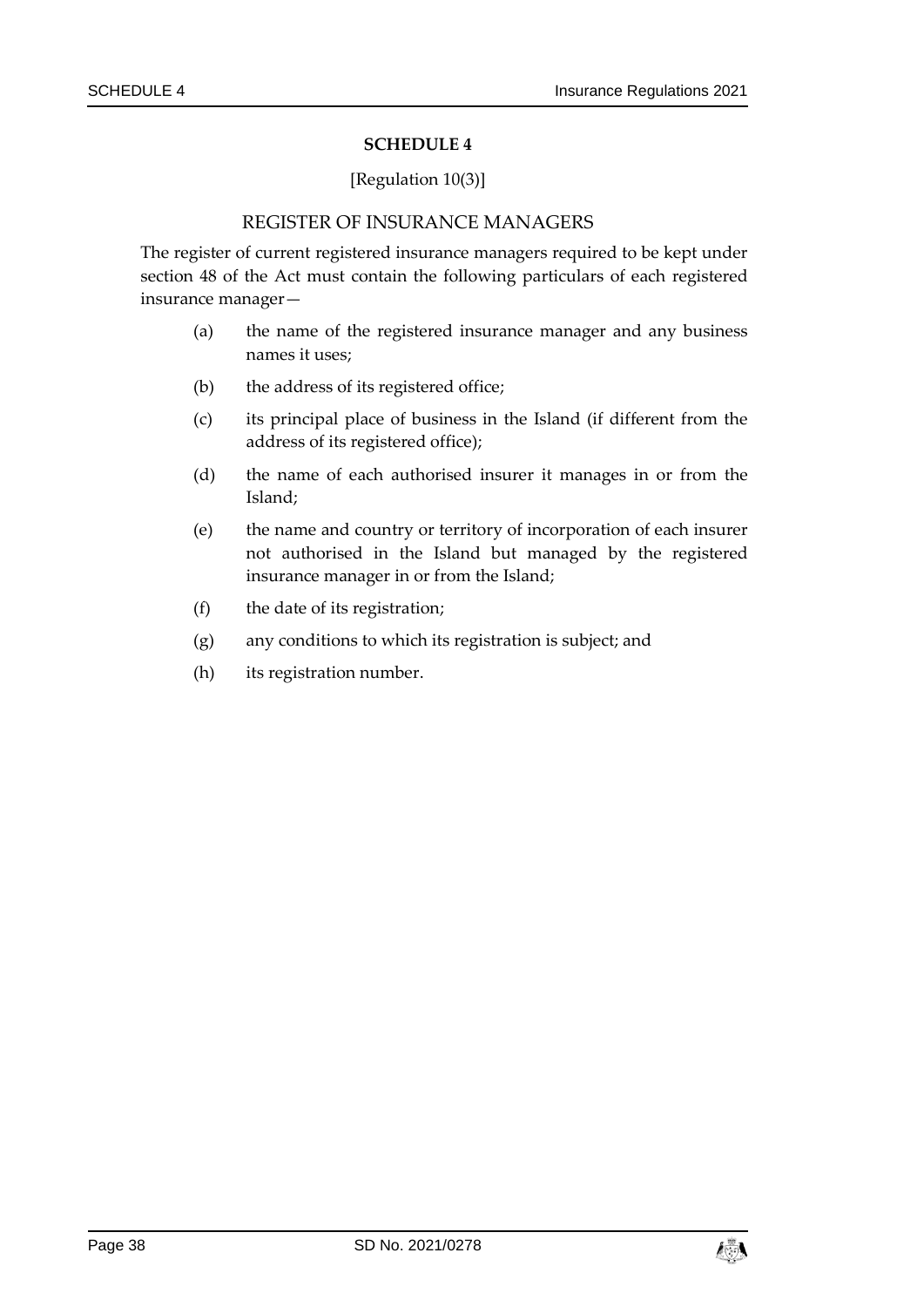## SCHEDULE 4

[Regulation 10(3)]

### REGISTER OF INSURANCE MANAGERS

The register of current registered insurance managers required to be kept under section 48 of the Act must contain the following particulars of each registered insurance manager—

(a) the name of the registered insurance manager and any business names it uses;

(b) the address of its registered office;

(c) its principal place of business in the Island (if different from the address of its registered office);

(d) the name of each authorised insurer it manages in or from the Island;

(e) the name and country or territory of incorporation of each insurer not authorised in the Island but managed by the registered insurance manager in or from the Island;

(f) the date of its registration;

(g) any conditions to which its registration is subject; and

(h) its registration number.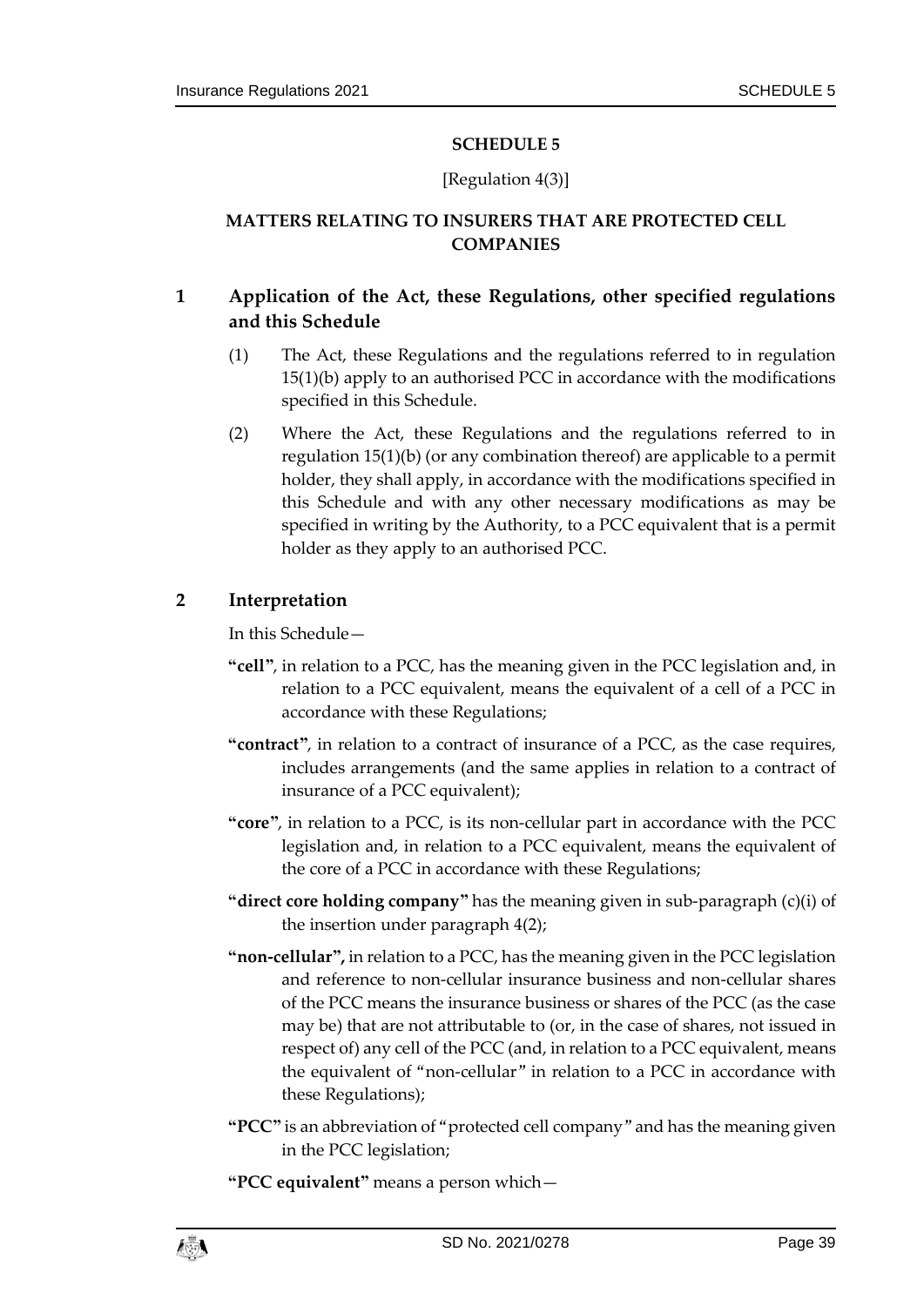## SCHEDULE 5

[Regulation 4(3)]

## MATTERS RELATING TO INSURERS THAT ARE PROTECTED CELL COMPANIES

### 1 Application of the Act, these Regulations, other specified regulations and this Schedule

(1) The Act, these Regulations and the regulations referred to in regulation 15(1)(b) apply to an authorised PCC in accordance with the modifications specified in this Schedule.

(2) Where the Act, these Regulations and the regulations referred to in regulation 15(1)(b) (or any combination thereof) are applicable to a permit holder, they shall apply, in accordance with the modifications specified in this Schedule and with any other necessary modifications as may be specified in writing by the Authority, to a PCC equivalent that is a permit holder as they apply to an authorised PCC.

### 2 Interpretation

In this Schedule—

**"cell"**, in relation to a PCC, has the meaning given in the PCC legislation and, in relation to a PCC equivalent, means the equivalent of a cell of a PCC in accordance with these Regulations;

**"contract"**, in relation to a contract of insurance of a PCC, as the case requires, includes arrangements (and the same applies in relation to a contract of insurance of a PCC equivalent);

**"core"**, in relation to a PCC, is its non-cellular part in accordance with the PCC legislation and, in relation to a PCC equivalent, means the equivalent of the core of a PCC in accordance with these Regulations;

**"direct core holding company"** has the meaning given in sub-paragraph (c)(i) of the insertion under paragraph 4(2);

**"non-cellular",** in relation to a PCC, has the meaning given in the PCC legislation and reference to non-cellular insurance business and non-cellular shares of the PCC means the insurance business or shares of the PCC (as the case may be) that are not attributable to (or, in the case of shares, not issued in respect of) any cell of the PCC (and, in relation to a PCC equivalent, means the equivalent of "non-cellular" in relation to a PCC in accordance with these Regulations);

**"PCC"** is an abbreviation of "protected cell company" and has the meaning given in the PCC legislation;

**"PCC equivalent"** means a person which—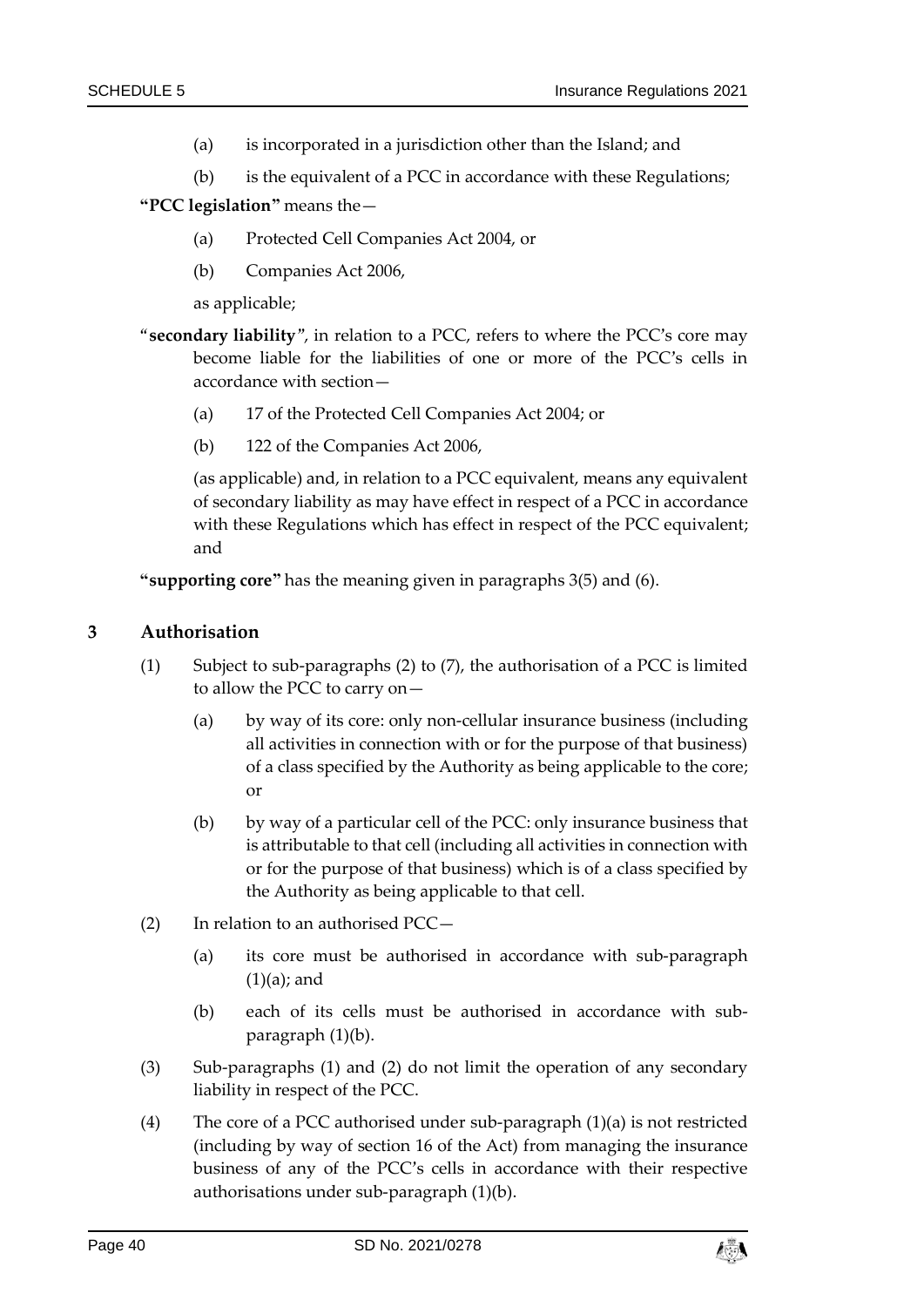(a) is incorporated in a jurisdiction other than the Island; and

(b) is the equivalent of a PCC in accordance with these Regulations;

**"PCC legislation"** means the—

(a) Protected Cell Companies Act 2004, or

(b) Companies Act 2006,

as applicable;

"**secondary liability**", in relation to a PCC, refers to where the PCC's core may become liable for the liabilities of one or more of the PCC's cells in accordance with section—

(a) 17 of the Protected Cell Companies Act 2004; or

(b) 122 of the Companies Act 2006,

(as applicable) and, in relation to a PCC equivalent, means any equivalent of secondary liability as may have effect in respect of a PCC in accordance with these Regulations which has effect in respect of the PCC equivalent; and

**"supporting core"** has the meaning given in paragraphs 3(5) and (6).

## 3 Authorisation

(1) Subject to sub-paragraphs (2) to (7), the authorisation of a PCC is limited to allow the PCC to carry on—

(a) by way of its core: only non-cellular insurance business (including all activities in connection with or for the purpose of that business) of a class specified by the Authority as being applicable to the core; or

(b) by way of a particular cell of the PCC: only insurance business that is attributable to that cell (including all activities in connection with or for the purpose of that business) which is of a class specified by the Authority as being applicable to that cell.

(2) In relation to an authorised PCC—

(a) its core must be authorised in accordance with sub-paragraph (1)(a); and

(b) each of its cells must be authorised in accordance with sub-paragraph (1)(b).

(3) Sub-paragraphs (1) and (2) do not limit the operation of any secondary liability in respect of the PCC.

(4) The core of a PCC authorised under sub-paragraph (1)(a) is not restricted (including by way of section 16 of the Act) from managing the insurance business of any of the PCC's cells in accordance with their respective authorisations under sub-paragraph (1)(b).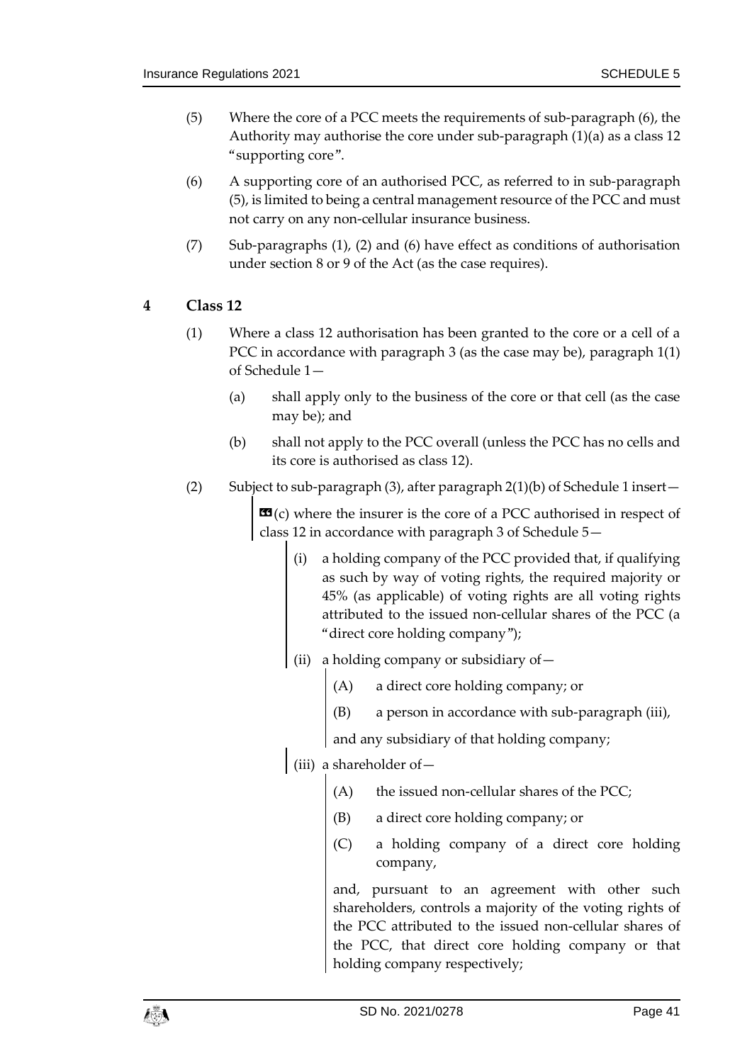(5) Where the core of a PCC meets the requirements of sub-paragraph (6), the Authority may authorise the core under sub-paragraph (1)(a) as a class 12 "supporting core".

(6) A supporting core of an authorised PCC, as referred to in sub-paragraph (5), is limited to being a central management resource of the PCC and must not carry on any non-cellular insurance business.

(7) Sub-paragraphs (1), (2) and (6) have effect as conditions of authorisation under section 8 or 9 of the Act (as the case requires).

## 4 Class 12

(1) Where a class 12 authorisation has been granted to the core or a cell of a PCC in accordance with paragraph 3 (as the case may be), paragraph 1(1) of Schedule 1—

(a) shall apply only to the business of the core or that cell (as the case may be); and

(b) shall not apply to the PCC overall (unless the PCC has no cells and its core is authorised as class 12).

(2) Subject to sub-paragraph (3), after paragraph 2(1)(b) of Schedule 1 insert—

> «(c) where the insurer is the core of a PCC authorised in respect of class 12 in accordance with paragraph 3 of Schedule 5—
>
> (i) a holding company of the PCC provided that, if qualifying as such by way of voting rights, the required majority or 45% (as applicable) of voting rights are all voting rights attributed to the issued non-cellular shares of the PCC (a "direct core holding company");
>
> (ii) a holding company or subsidiary of—
>
> (A) a direct core holding company; or
>
> (B) a person in accordance with sub-paragraph (iii),
>
> and any subsidiary of that holding company;
>
> (iii) a shareholder of—
>
> (A) the issued non-cellular shares of the PCC;
>
> (B) a direct core holding company; or
>
> (C) a holding company of a direct core holding company,
>
> and, pursuant to an agreement with other such shareholders, controls a majority of the voting rights of the PCC attributed to the issued non-cellular shares of the PCC, that direct core holding company or that holding company respectively;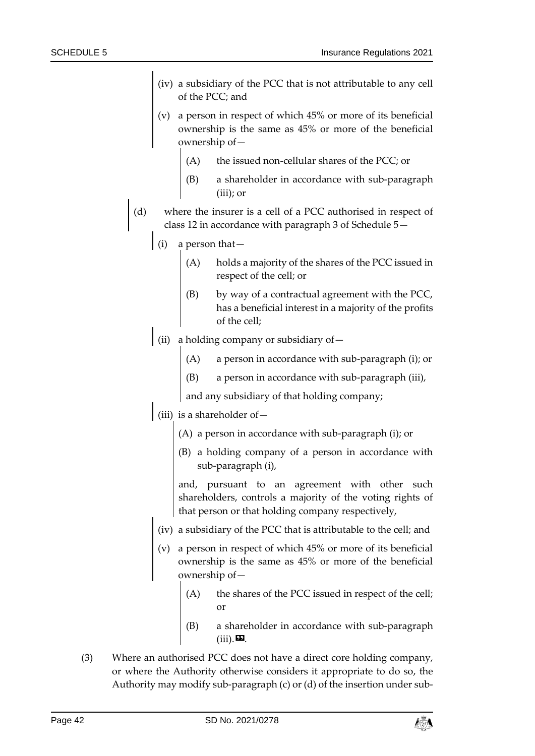(iv) a subsidiary of the PCC that is not attributable to any cell of the PCC; and

(v) a person in respect of which 45% or more of its beneficial ownership is the same as 45% or more of the beneficial ownership of—

(A) the issued non-cellular shares of the PCC; or

(B) a shareholder in accordance with sub-paragraph (iii); or

(d) where the insurer is a cell of a PCC authorised in respect of class 12 in accordance with paragraph 3 of Schedule 5—

(i) a person that—

(A) holds a majority of the shares of the PCC issued in respect of the cell; or

(B) by way of a contractual agreement with the PCC, has a beneficial interest in a majority of the profits of the cell;

(ii) a holding company or subsidiary of—

(A) a person in accordance with sub-paragraph (i); or

(B) a person in accordance with sub-paragraph (iii),

and any subsidiary of that holding company;

(iii) is a shareholder of—

(A) a person in accordance with sub-paragraph (i); or

(B) a holding company of a person in accordance with sub-paragraph (i),

and, pursuant to an agreement with other such shareholders, controls a majority of the voting rights of that person or that holding company respectively,

(iv) a subsidiary of the PCC that is attributable to the cell; and

(v) a person in respect of which 45% or more of its beneficial ownership is the same as 45% or more of the beneficial ownership of—

(A) the shares of the PCC issued in respect of the cell; or

(B) a shareholder in accordance with sub-paragraph (iii).».

(3) Where an authorised PCC does not have a direct core holding company, or where the Authority otherwise considers it appropriate to do so, the Authority may modify sub-paragraph (c) or (d) of the insertion under sub-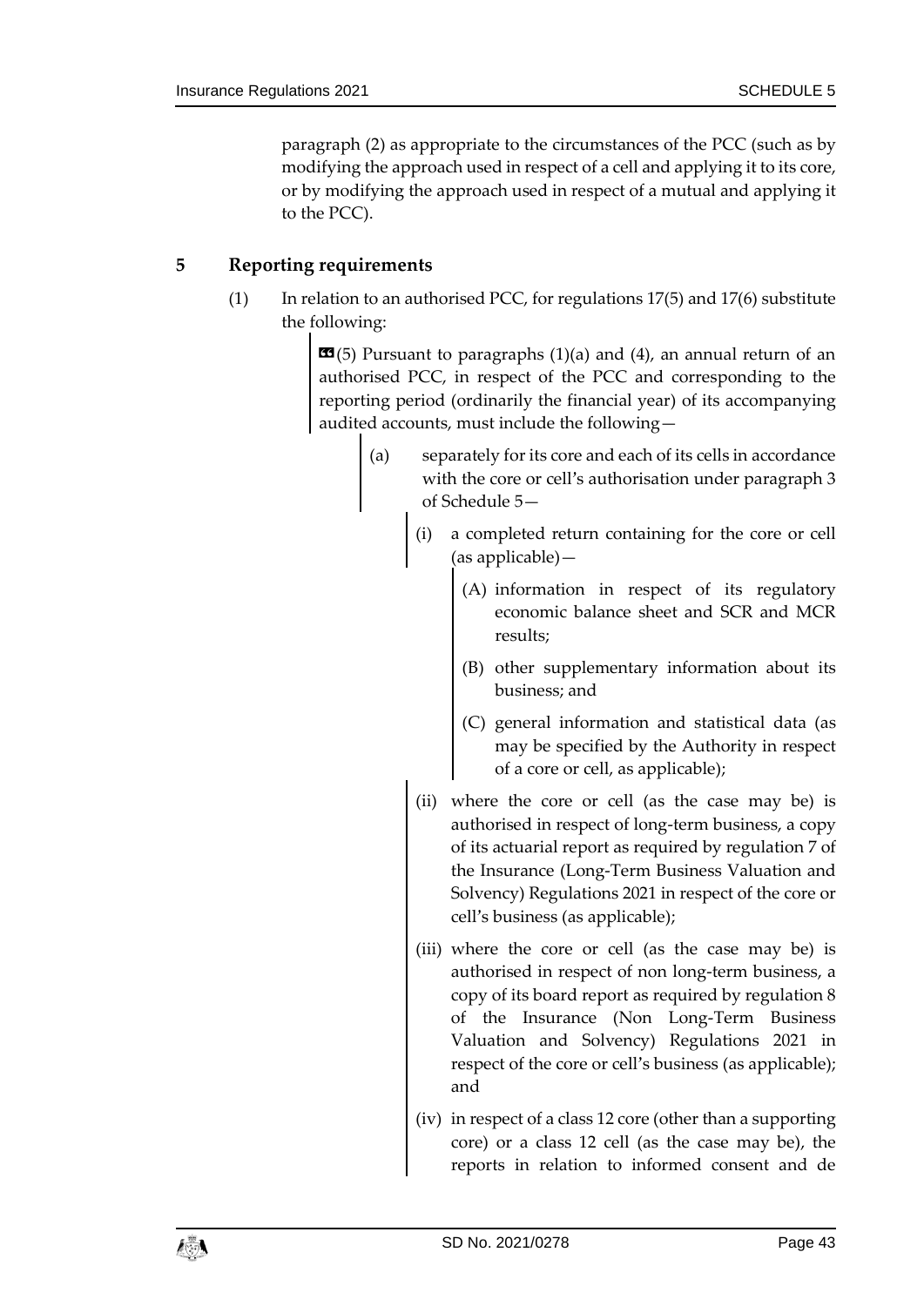paragraph (2) as appropriate to the circumstances of the PCC (such as by modifying the approach used in respect of a cell and applying it to its core, or by modifying the approach used in respect of a mutual and applying it to the PCC).

## 5 Reporting requirements

(1) In relation to an authorised PCC, for regulations 17(5) and 17(6) substitute the following:

> «(5) Pursuant to paragraphs (1)(a) and (4), an annual return of an authorised PCC, in respect of the PCC and corresponding to the reporting period (ordinarily the financial year) of its accompanying audited accounts, must include the following—
>
> (a) separately for its core and each of its cells in accordance with the core or cell's authorisation under paragraph 3 of Schedule 5—
>
> (i) a completed return containing for the core or cell (as applicable)—
>
> (A) information in respect of its regulatory economic balance sheet and SCR and MCR results;
>
> (B) other supplementary information about its business; and
>
> (C) general information and statistical data (as may be specified by the Authority in respect of a core or cell, as applicable);
>
> (ii) where the core or cell (as the case may be) is authorised in respect of long-term business, a copy of its actuarial report as required by regulation 7 of the Insurance (Long-Term Business Valuation and Solvency) Regulations 2021 in respect of the core or cell's business (as applicable);
>
> (iii) where the core or cell (as the case may be) is authorised in respect of non long-term business, a copy of its board report as required by regulation 8 of the Insurance (Non Long-Term Business Valuation and Solvency) Regulations 2021 in respect of the core or cell's business (as applicable); and
>
> (iv) in respect of a class 12 core (other than a supporting core) or a class 12 cell (as the case may be), the reports in relation to informed consent and de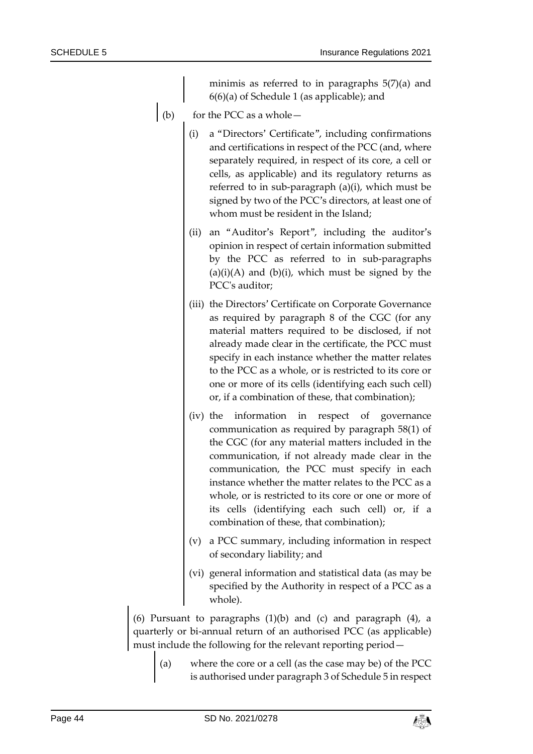minimis as referred to in paragraphs 5(7)(a) and 6(6)(a) of Schedule 1 (as applicable); and

(b) for the PCC as a whole—

(i) a "Directors' Certificate", including confirmations and certifications in respect of the PCC (and, where separately required, in respect of its core, a cell or cells, as applicable) and its regulatory returns as referred to in sub-paragraph (a)(i), which must be signed by two of the PCC's directors, at least one of whom must be resident in the Island;

(ii) an "Auditor's Report", including the auditor's opinion in respect of certain information submitted by the PCC as referred to in sub-paragraphs (a)(i)(A) and (b)(i), which must be signed by the PCC's auditor;

(iii) the Directors' Certificate on Corporate Governance as required by paragraph 8 of the CGC (for any material matters required to be disclosed, if not already made clear in the certificate, the PCC must specify in each instance whether the matter relates to the PCC as a whole, or is restricted to its core or one or more of its cells (identifying each such cell) or, if a combination of these, that combination);

(iv) the information in respect of governance communication as required by paragraph 58(1) of the CGC (for any material matters included in the communication, if not already made clear in the communication, the PCC must specify in each instance whether the matter relates to the PCC as a whole, or is restricted to its core or one or more of its cells (identifying each such cell) or, if a combination of these, that combination);

(v) a PCC summary, including information in respect of secondary liability; and

(vi) general information and statistical data (as may be specified by the Authority in respect of a PCC as a whole).

(6) Pursuant to paragraphs (1)(b) and (c) and paragraph (4), a quarterly or bi-annual return of an authorised PCC (as applicable) must include the following for the relevant reporting period—

(a) where the core or a cell (as the case may be) of the PCC is authorised under paragraph 3 of Schedule 5 in respect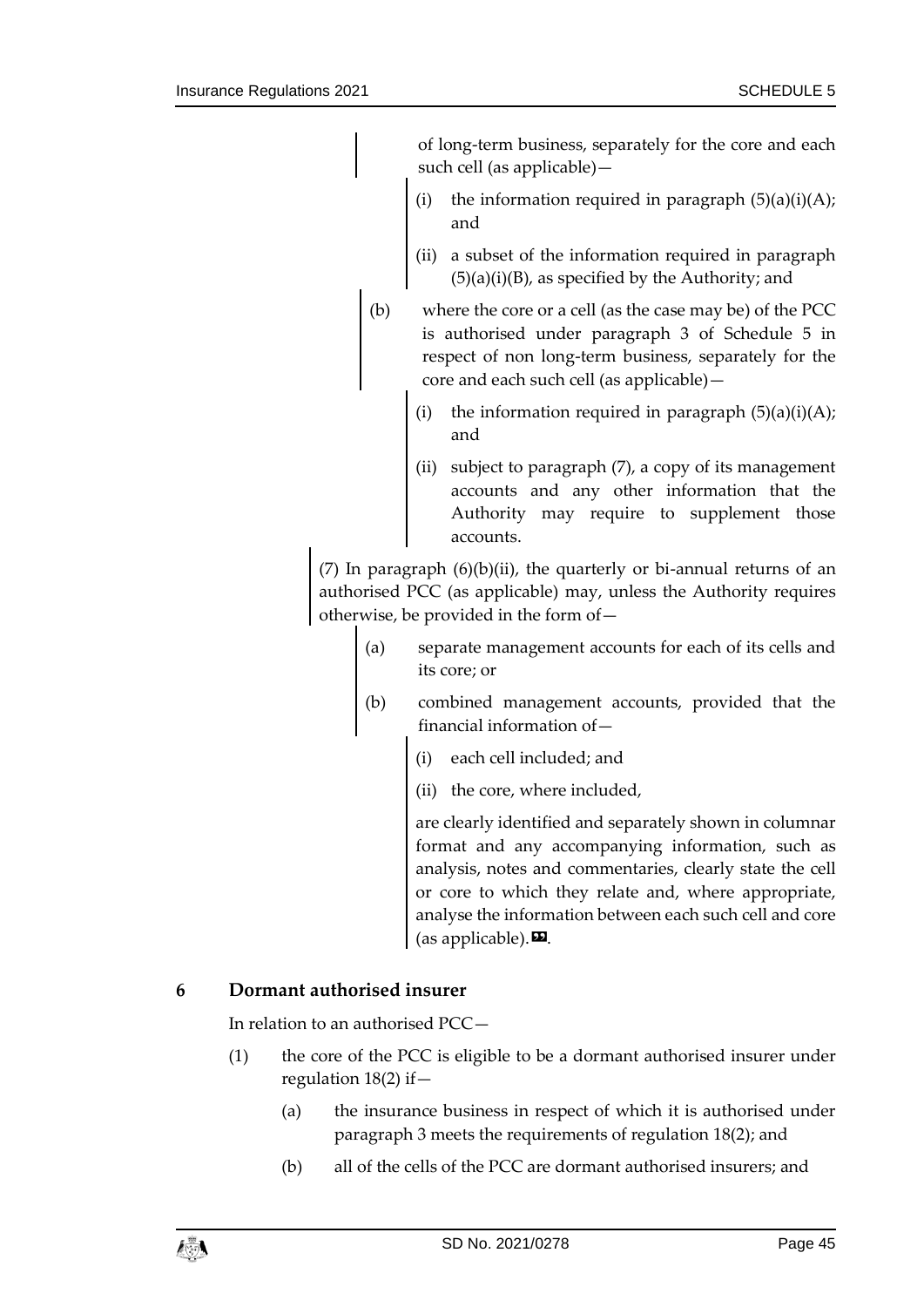of long-term business, separately for the core and each such cell (as applicable)—

(i) the information required in paragraph (5)(a)(i)(A); and

(ii) a subset of the information required in paragraph (5)(a)(i)(B), as specified by the Authority; and

(b) where the core or a cell (as the case may be) of the PCC is authorised under paragraph 3 of Schedule 5 in respect of non long-term business, separately for the core and each such cell (as applicable)—

(i) the information required in paragraph (5)(a)(i)(A); and

(ii) subject to paragraph (7), a copy of its management accounts and any other information that the Authority may require to supplement those accounts.

(7) In paragraph (6)(b)(ii), the quarterly or bi-annual returns of an authorised PCC (as applicable) may, unless the Authority requires otherwise, be provided in the form of—

(a) separate management accounts for each of its cells and its core; or

(b) combined management accounts, provided that the financial information of—

(i) each cell included; and

(ii) the core, where included,

are clearly identified and separately shown in columnar format and any accompanying information, such as analysis, notes and commentaries, clearly state the cell or core to which they relate and, where appropriate, analyse the information between each such cell and core (as applicable).».

## 6 Dormant authorised insurer

In relation to an authorised PCC—

(1) the core of the PCC is eligible to be a dormant authorised insurer under regulation 18(2) if—

(a) the insurance business in respect of which it is authorised under paragraph 3 meets the requirements of regulation 18(2); and

(b) all of the cells of the PCC are dormant authorised insurers; and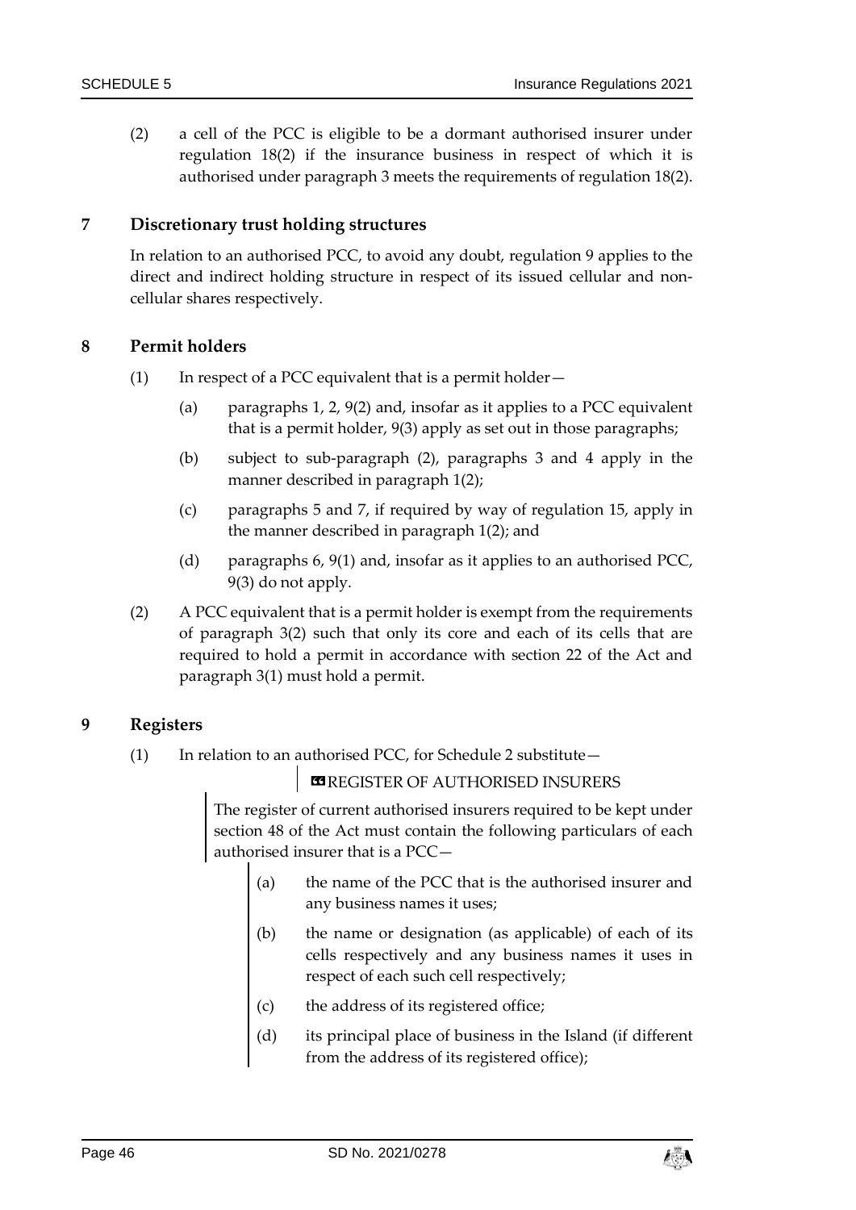(2) a cell of the PCC is eligible to be a dormant authorised insurer under regulation 18(2) if the insurance business in respect of which it is authorised under paragraph 3 meets the requirements of regulation 18(2).

## 7 Discretionary trust holding structures

In relation to an authorised PCC, to avoid any doubt, regulation 9 applies to the direct and indirect holding structure in respect of its issued cellular and non-cellular shares respectively.

## 8 Permit holders

(1) In respect of a PCC equivalent that is a permit holder—

(a) paragraphs 1, 2, 9(2) and, insofar as it applies to a PCC equivalent that is a permit holder, 9(3) apply as set out in those paragraphs;

(b) subject to sub-paragraph (2), paragraphs 3 and 4 apply in the manner described in paragraph 1(2);

(c) paragraphs 5 and 7, if required by way of regulation 15, apply in the manner described in paragraph 1(2); and

(d) paragraphs 6, 9(1) and, insofar as it applies to an authorised PCC, 9(3) do not apply.

(2) A PCC equivalent that is a permit holder is exempt from the requirements of paragraph 3(2) such that only its core and each of its cells that are required to hold a permit in accordance with section 22 of the Act and paragraph 3(1) must hold a permit.

## 9 Registers

(1) In relation to an authorised PCC, for Schedule 2 substitute—

«REGISTER OF AUTHORISED INSURERS

The register of current authorised insurers required to be kept under section 48 of the Act must contain the following particulars of each authorised insurer that is a PCC—

(a) the name of the PCC that is the authorised insurer and any business names it uses;

(b) the name or designation (as applicable) of each of its cells respectively and any business names it uses in respect of each such cell respectively;

(c) the address of its registered office;

(d) its principal place of business in the Island (if different from the address of its registered office);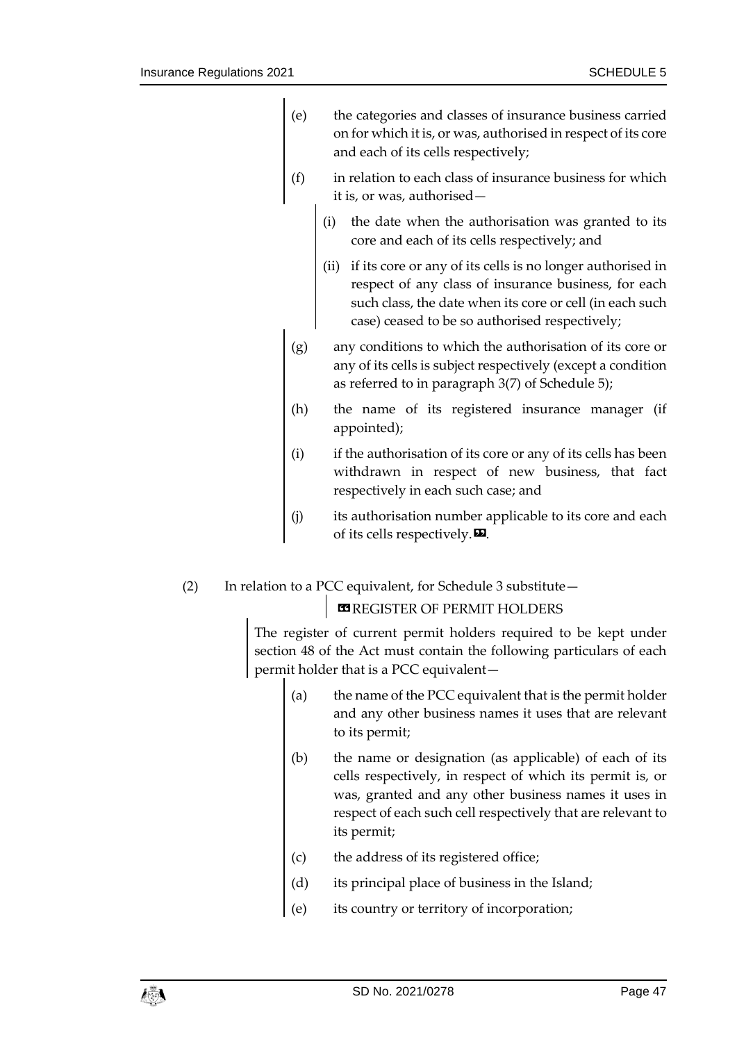(e) the categories and classes of insurance business carried on for which it is, or was, authorised in respect of its core and each of its cells respectively;

(f) in relation to each class of insurance business for which it is, or was, authorised—

(i) the date when the authorisation was granted to its core and each of its cells respectively; and

(ii) if its core or any of its cells is no longer authorised in respect of any class of insurance business, for each such class, the date when its core or cell (in each such case) ceased to be so authorised respectively;

(g) any conditions to which the authorisation of its core or any of its cells is subject respectively (except a condition as referred to in paragraph 3(7) of Schedule 5);

(h) the name of its registered insurance manager (if appointed);

(i) if the authorisation of its core or any of its cells has been withdrawn in respect of new business, that fact respectively in each such case; and

(j) its authorisation number applicable to its core and each of its cells respectively.».

(2) In relation to a PCC equivalent, for Schedule 3 substitute—

«REGISTER OF PERMIT HOLDERS

The register of current permit holders required to be kept under section 48 of the Act must contain the following particulars of each permit holder that is a PCC equivalent—

(a) the name of the PCC equivalent that is the permit holder and any other business names it uses that are relevant to its permit;

(b) the name or designation (as applicable) of each of its cells respectively, in respect of which its permit is, or was, granted and any other business names it uses in respect of each such cell respectively that are relevant to its permit;

(c) the address of its registered office;

(d) its principal place of business in the Island;

(e) its country or territory of incorporation;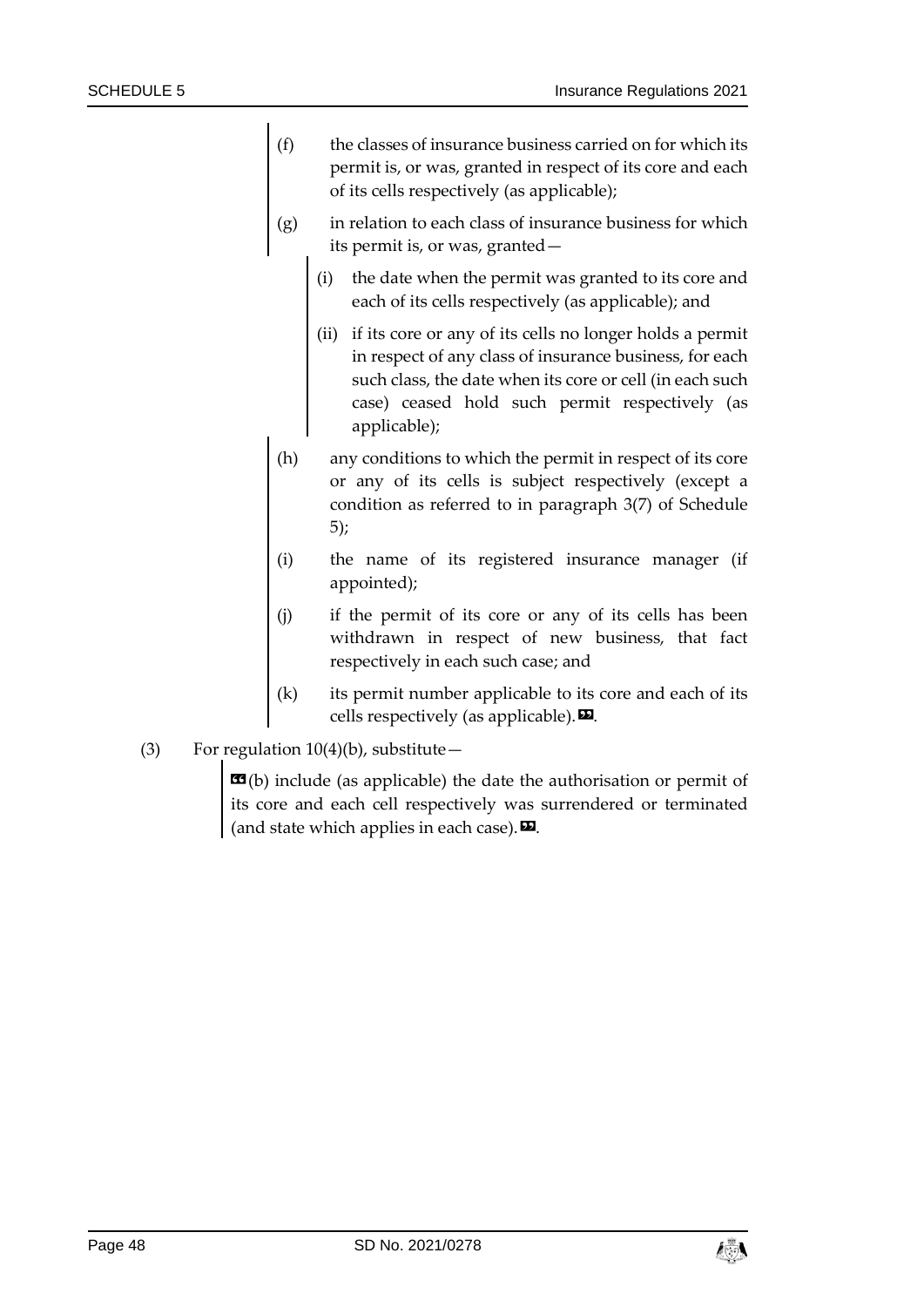(f) the classes of insurance business carried on for which its permit is, or was, granted in respect of its core and each of its cells respectively (as applicable);

(g) in relation to each class of insurance business for which its permit is, or was, granted—

(i) the date when the permit was granted to its core and each of its cells respectively (as applicable); and

(ii) if its core or any of its cells no longer holds a permit in respect of any class of insurance business, for each such class, the date when its core or cell (in each such case) ceased hold such permit respectively (as applicable);

(h) any conditions to which the permit in respect of its core or any of its cells is subject respectively (except a condition as referred to in paragraph 3(7) of Schedule 5);

(i) the name of its registered insurance manager (if appointed);

(j) if the permit of its core or any of its cells has been withdrawn in respect of new business, that fact respectively in each such case; and

(k) its permit number applicable to its core and each of its cells respectively (as applicable).».

(3) For regulation 10(4)(b), substitute—

«(b) include (as applicable) the date the authorisation or permit of its core and each cell respectively was surrendered or terminated (and state which applies in each case).».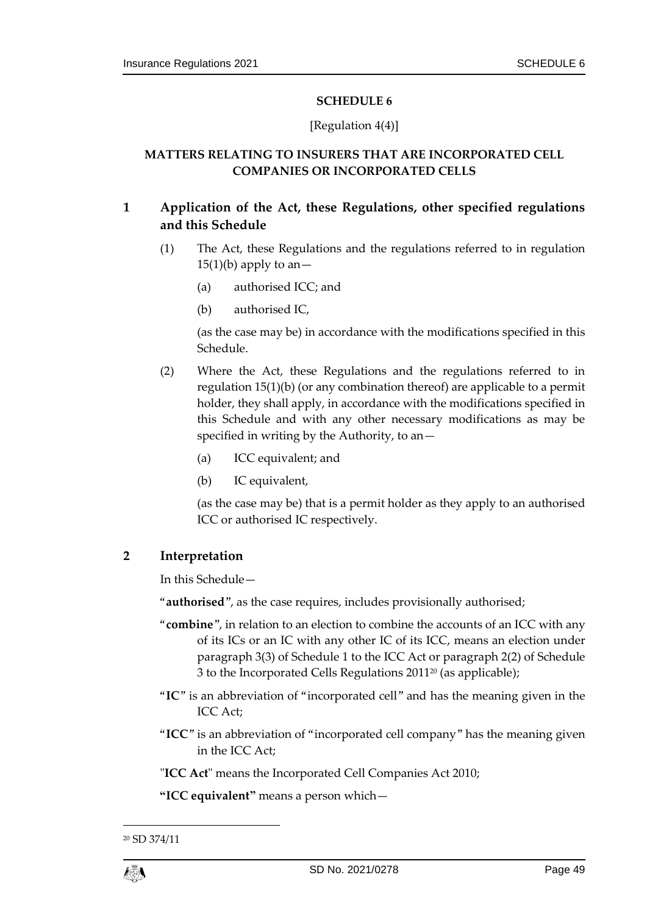# SCHEDULE 6

[Regulation 4(4)]

## MATTERS RELATING TO INSURERS THAT ARE INCORPORATED CELL COMPANIES OR INCORPORATED CELLS

### 1 Application of the Act, these Regulations, other specified regulations and this Schedule

(1) The Act, these Regulations and the regulations referred to in regulation 15(1)(b) apply to an—

(a) authorised ICC; and

(b) authorised IC,

(as the case may be) in accordance with the modifications specified in this Schedule.

(2) Where the Act, these Regulations and the regulations referred to in regulation 15(1)(b) (or any combination thereof) are applicable to a permit holder, they shall apply, in accordance with the modifications specified in this Schedule and with any other necessary modifications as may be specified in writing by the Authority, to an—

(a) ICC equivalent; and

(b) IC equivalent,

(as the case may be) that is a permit holder as they apply to an authorised ICC or authorised IC respectively.

### 2 Interpretation

In this Schedule—

"**authorised**", as the case requires, includes provisionally authorised;

"**combine**", in relation to an election to combine the accounts of an ICC with any of its ICs or an IC with any other IC of its ICC, means an election under paragraph 3(3) of Schedule 1 to the ICC Act or paragraph 2(2) of Schedule 3 to the Incorporated Cells Regulations 2011[20] (as applicable);

"**IC**" is an abbreviation of "incorporated cell" and has the meaning given in the ICC Act;

"**ICC**" is an abbreviation of "incorporated cell company" has the meaning given in the ICC Act;

"**ICC Act**" means the Incorporated Cell Companies Act 2010;

**"ICC equivalent"** means a person which—

[20] SD 374/11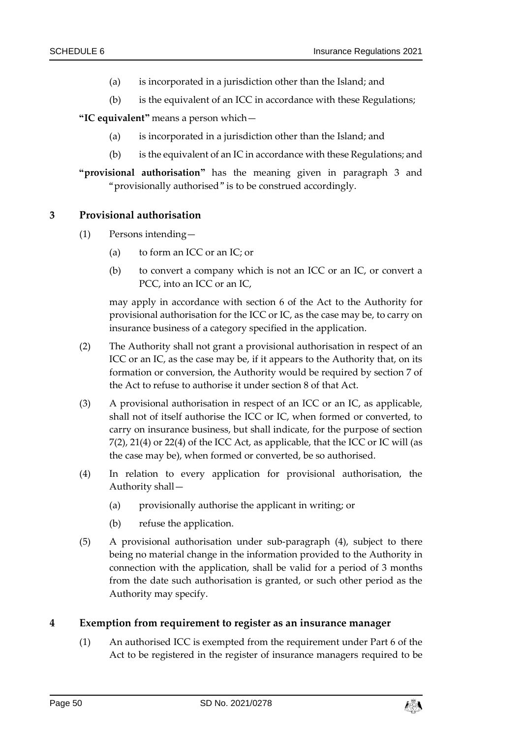(a) is incorporated in a jurisdiction other than the Island; and

(b) is the equivalent of an ICC in accordance with these Regulations;

**"IC equivalent"** means a person which—

(a) is incorporated in a jurisdiction other than the Island; and

(b) is the equivalent of an IC in accordance with these Regulations; and

**"provisional authorisation"** has the meaning given in paragraph 3 and "provisionally authorised" is to be construed accordingly.

### 3 Provisional authorisation

(1) Persons intending—

(a) to form an ICC or an IC; or

(b) to convert a company which is not an ICC or an IC, or convert a PCC, into an ICC or an IC,

may apply in accordance with section 6 of the Act to the Authority for provisional authorisation for the ICC or IC, as the case may be, to carry on insurance business of a category specified in the application.

(2) The Authority shall not grant a provisional authorisation in respect of an ICC or an IC, as the case may be, if it appears to the Authority that, on its formation or conversion, the Authority would be required by section 7 of the Act to refuse to authorise it under section 8 of that Act.

(3) A provisional authorisation in respect of an ICC or an IC, as applicable, shall not of itself authorise the ICC or IC, when formed or converted, to carry on insurance business, but shall indicate, for the purpose of section 7(2), 21(4) or 22(4) of the ICC Act, as applicable, that the ICC or IC will (as the case may be), when formed or converted, be so authorised.

(4) In relation to every application for provisional authorisation, the Authority shall—

(a) provisionally authorise the applicant in writing; or

(b) refuse the application.

(5) A provisional authorisation under sub-paragraph (4), subject to there being no material change in the information provided to the Authority in connection with the application, shall be valid for a period of 3 months from the date such authorisation is granted, or such other period as the Authority may specify.

### 4 Exemption from requirement to register as an insurance manager

(1) An authorised ICC is exempted from the requirement under Part 6 of the Act to be registered in the register of insurance managers required to be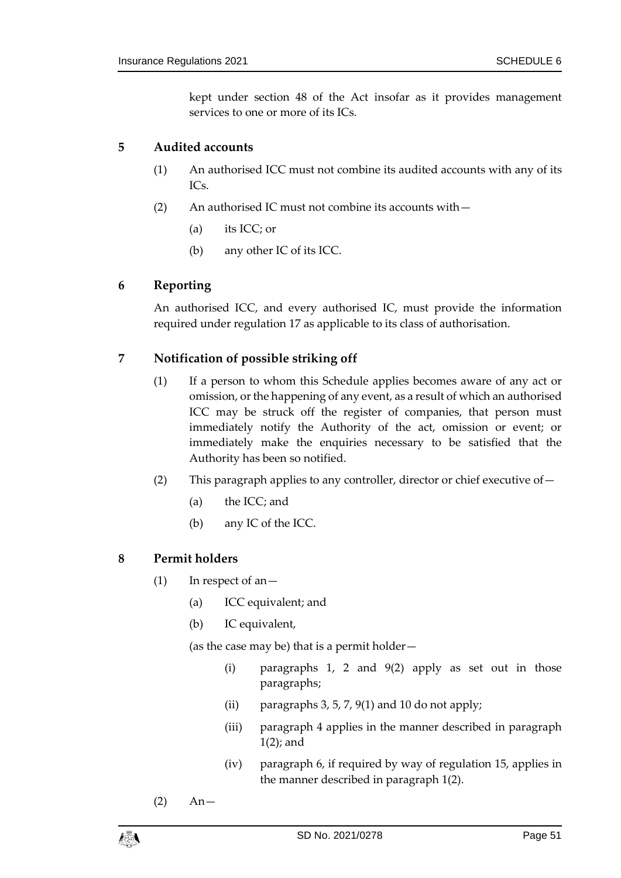kept under section 48 of the Act insofar as it provides management services to one or more of its ICs.

## 5 Audited accounts

(1) An authorised ICC must not combine its audited accounts with any of its ICs.

(2) An authorised IC must not combine its accounts with—

(a) its ICC; or

(b) any other IC of its ICC.

## 6 Reporting

An authorised ICC, and every authorised IC, must provide the information required under regulation 17 as applicable to its class of authorisation.

## 7 Notification of possible striking off

(1) If a person to whom this Schedule applies becomes aware of any act or omission, or the happening of any event, as a result of which an authorised ICC may be struck off the register of companies, that person must immediately notify the Authority of the act, omission or event; or immediately make the enquiries necessary to be satisfied that the Authority has been so notified.

(2) This paragraph applies to any controller, director or chief executive of—

(a) the ICC; and

(b) any IC of the ICC.

## 8 Permit holders

(1) In respect of an—

(a) ICC equivalent; and

(b) IC equivalent,

(as the case may be) that is a permit holder—

(i) paragraphs 1, 2 and 9(2) apply as set out in those paragraphs;

(ii) paragraphs 3, 5, 7, 9(1) and 10 do not apply;

(iii) paragraph 4 applies in the manner described in paragraph 1(2); and

(iv) paragraph 6, if required by way of regulation 15, applies in the manner described in paragraph 1(2).

(2) An—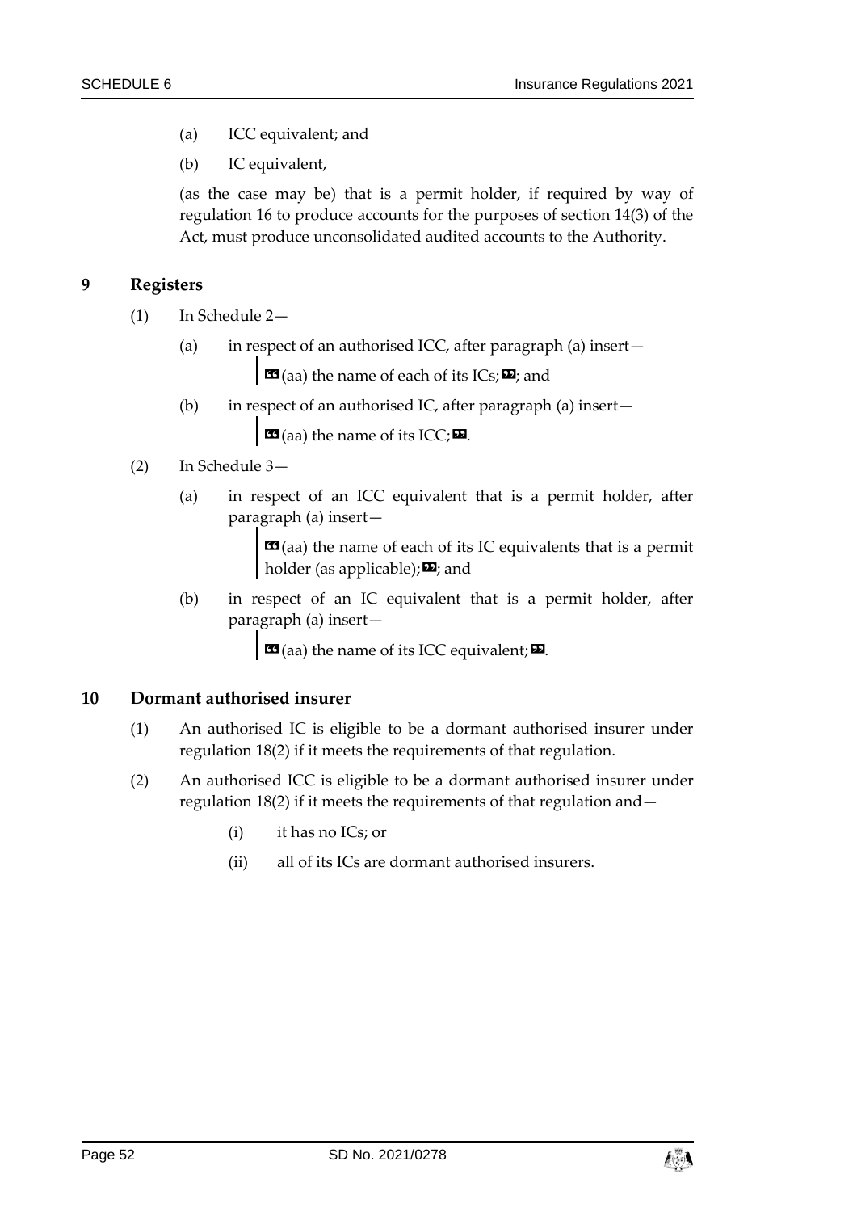(a) ICC equivalent; and

(b) IC equivalent,

(as the case may be) that is a permit holder, if required by way of regulation 16 to produce accounts for the purposes of section 14(3) of the Act, must produce unconsolidated audited accounts to the Authority.

## 9 Registers

(1) In Schedule 2—

(a) in respect of an authorised ICC, after paragraph (a) insert—

> «(aa) the name of each of its ICs;»; and

(b) in respect of an authorised IC, after paragraph (a) insert—

> «(aa) the name of its ICC;».

(2) In Schedule 3—

(a) in respect of an ICC equivalent that is a permit holder, after paragraph (a) insert—

> «(aa) the name of each of its IC equivalents that is a permit holder (as applicable);»; and

(b) in respect of an IC equivalent that is a permit holder, after paragraph (a) insert—

> «(aa) the name of its ICC equivalent;».

## 10 Dormant authorised insurer

(1) An authorised IC is eligible to be a dormant authorised insurer under regulation 18(2) if it meets the requirements of that regulation.

(2) An authorised ICC is eligible to be a dormant authorised insurer under regulation 18(2) if it meets the requirements of that regulation and—

(i) it has no ICs; or

(ii) all of its ICs are dormant authorised insurers.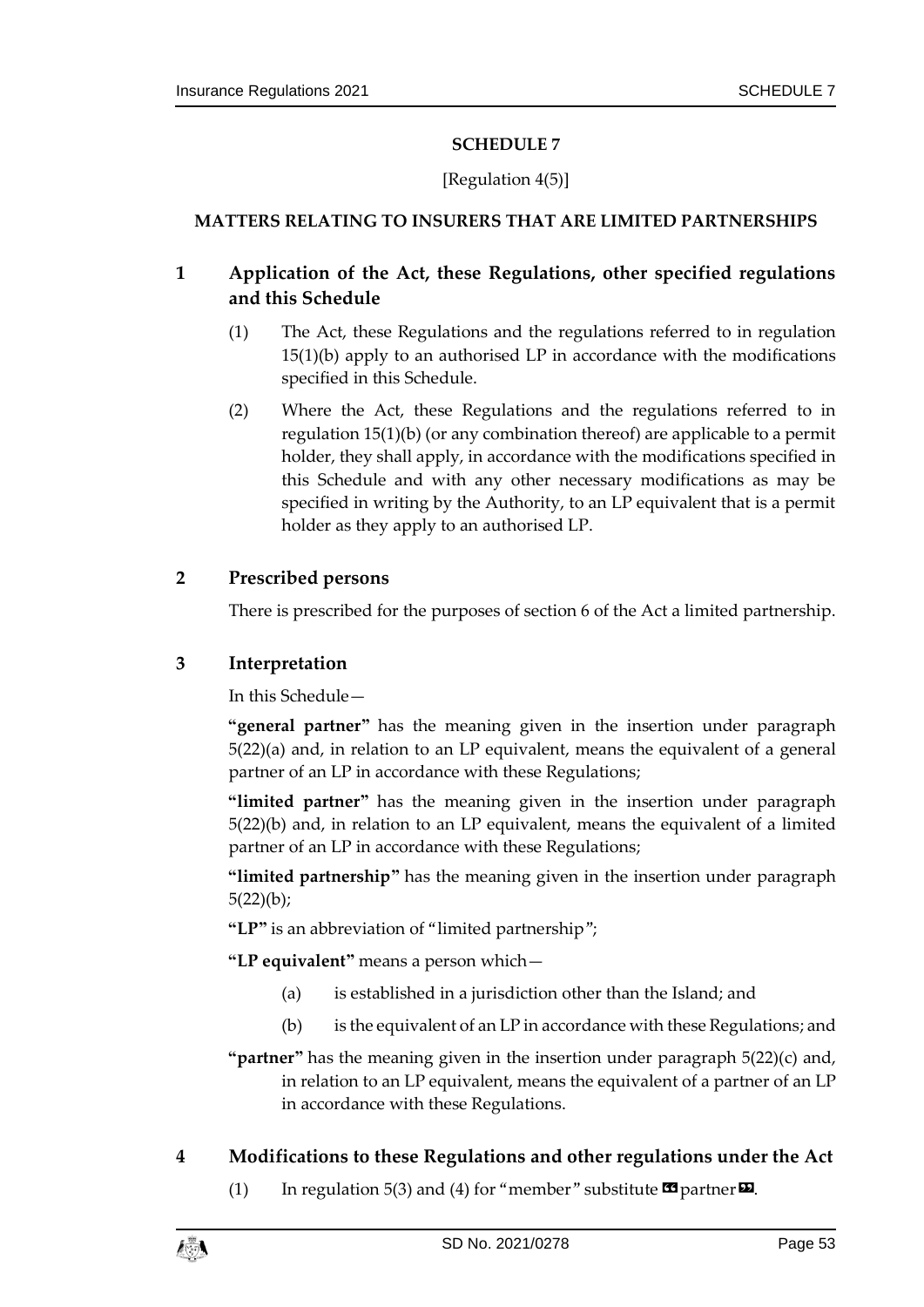**SCHEDULE 7**

[Regulation 4(5)]

**MATTERS RELATING TO INSURERS THAT ARE LIMITED PARTNERSHIPS**

## 1 Application of the Act, these Regulations, other specified regulations and this Schedule

(1) The Act, these Regulations and the regulations referred to in regulation 15(1)(b) apply to an authorised LP in accordance with the modifications specified in this Schedule.

(2) Where the Act, these Regulations and the regulations referred to in regulation 15(1)(b) (or any combination thereof) are applicable to a permit holder, they shall apply, in accordance with the modifications specified in this Schedule and with any other necessary modifications as may be specified in writing by the Authority, to an LP equivalent that is a permit holder as they apply to an authorised LP.

## 2 Prescribed persons

There is prescribed for the purposes of section 6 of the Act a limited partnership.

## 3 Interpretation

In this Schedule—

**"general partner"** has the meaning given in the insertion under paragraph 5(22)(a) and, in relation to an LP equivalent, means the equivalent of a general partner of an LP in accordance with these Regulations;

**"limited partner"** has the meaning given in the insertion under paragraph 5(22)(b) and, in relation to an LP equivalent, means the equivalent of a limited partner of an LP in accordance with these Regulations;

**"limited partnership"** has the meaning given in the insertion under paragraph 5(22)(b);

**"LP"** is an abbreviation of "limited partnership";

**"LP equivalent"** means a person which—

(a) is established in a jurisdiction other than the Island; and

(b) is the equivalent of an LP in accordance with these Regulations; and

**"partner"** has the meaning given in the insertion under paragraph 5(22)(c) and, in relation to an LP equivalent, means the equivalent of a partner of an LP in accordance with these Regulations.

## 4 Modifications to these Regulations and other regulations under the Act

(1) In regulation 5(3) and (4) for "member" substitute «partner».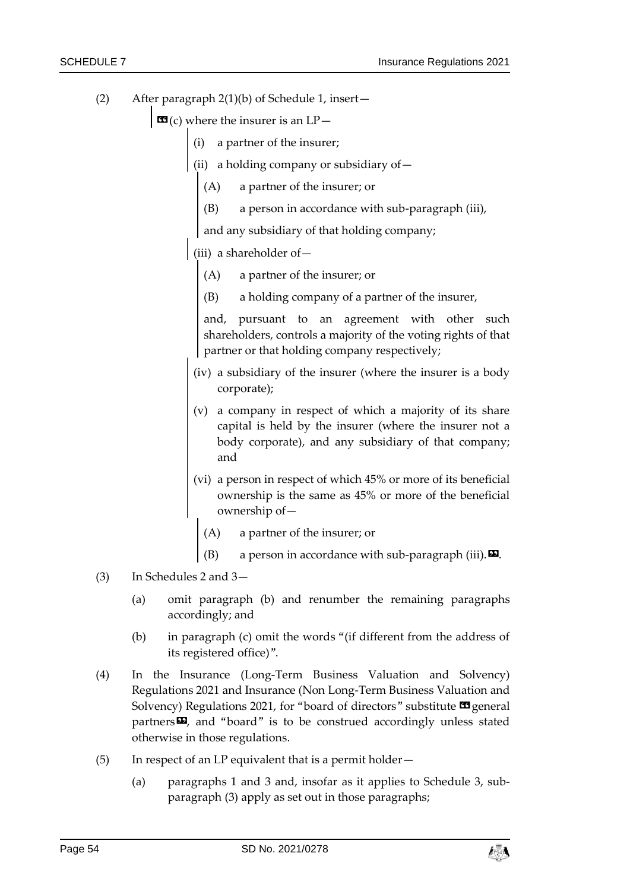(2) After paragraph 2(1)(b) of Schedule 1, insert—

> «(c) where the insurer is an LP—
>
> (i) a partner of the insurer;
>
> (ii) a holding company or subsidiary of—
>
> (A) a partner of the insurer; or
>
> (B) a person in accordance with sub-paragraph (iii),
>
> and any subsidiary of that holding company;
>
> (iii) a shareholder of—
>
> (A) a partner of the insurer; or
>
> (B) a holding company of a partner of the insurer,
>
> and, pursuant to an agreement with other such shareholders, controls a majority of the voting rights of that partner or that holding company respectively;
>
> (iv) a subsidiary of the insurer (where the insurer is a body corporate);
>
> (v) a company in respect of which a majority of its share capital is held by the insurer (where the insurer not a body corporate), and any subsidiary of that company; and
>
> (vi) a person in respect of which 45% or more of its beneficial ownership is the same as 45% or more of the beneficial ownership of—
>
> (A) a partner of the insurer; or
>
> (B) a person in accordance with sub-paragraph (iii).».

(3) In Schedules 2 and 3—

(a) omit paragraph (b) and renumber the remaining paragraphs accordingly; and

(b) in paragraph (c) omit the words "(if different from the address of its registered office)".

(4) In the Insurance (Long-Term Business Valuation and Solvency) Regulations 2021 and Insurance (Non Long-Term Business Valuation and Solvency) Regulations 2021, for "board of directors" substitute «general partners», and "board" is to be construed accordingly unless stated otherwise in those regulations.

(5) In respect of an LP equivalent that is a permit holder—

(a) paragraphs 1 and 3 and, insofar as it applies to Schedule 3, sub-paragraph (3) apply as set out in those paragraphs;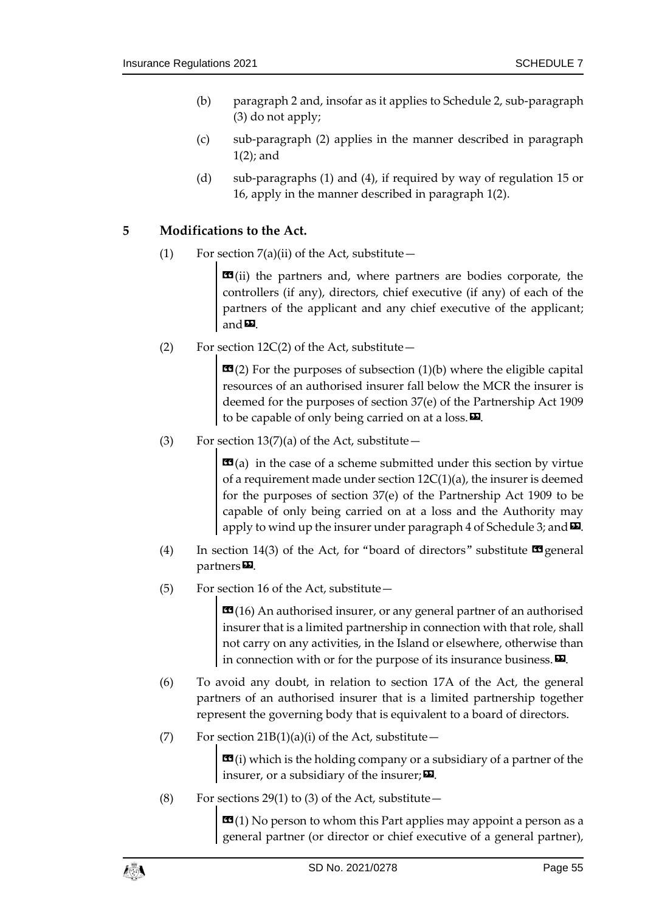(b) paragraph 2 and, insofar as it applies to Schedule 2, sub-paragraph (3) do not apply;

(c) sub-paragraph (2) applies in the manner described in paragraph 1(2); and

(d) sub-paragraphs (1) and (4), if required by way of regulation 15 or 16, apply in the manner described in paragraph 1(2).

## 5 Modifications to the Act.

(1) For section 7(a)(ii) of the Act, substitute—

> "(ii) the partners and, where partners are bodies corporate, the controllers (if any), directors, chief executive (if any) of each of the partners of the applicant and any chief executive of the applicant; and".

(2) For section 12C(2) of the Act, substitute—

> "(2) For the purposes of subsection (1)(b) where the eligible capital resources of an authorised insurer fall below the MCR the insurer is deemed for the purposes of section 37(e) of the Partnership Act 1909 to be capable of only being carried on at a loss.".

(3) For section 13(7)(a) of the Act, substitute—

> "(a) in the case of a scheme submitted under this section by virtue of a requirement made under section 12C(1)(a), the insurer is deemed for the purposes of section 37(e) of the Partnership Act 1909 to be capable of only being carried on at a loss and the Authority may apply to wind up the insurer under paragraph 4 of Schedule 3; and".

(4) In section 14(3) of the Act, for "board of directors" substitute "general partners".

(5) For section 16 of the Act, substitute—

> "(16) An authorised insurer, or any general partner of an authorised insurer that is a limited partnership in connection with that role, shall not carry on any activities, in the Island or elsewhere, otherwise than in connection with or for the purpose of its insurance business.".

(6) To avoid any doubt, in relation to section 17A of the Act, the general partners of an authorised insurer that is a limited partnership together represent the governing body that is equivalent to a board of directors.

(7) For section 21B(1)(a)(i) of the Act, substitute—

> "(i) which is the holding company or a subsidiary of a partner of the insurer, or a subsidiary of the insurer;".

(8) For sections 29(1) to (3) of the Act, substitute—

> "(1) No person to whom this Part applies may appoint a person as a general partner (or director or chief executive of a general partner),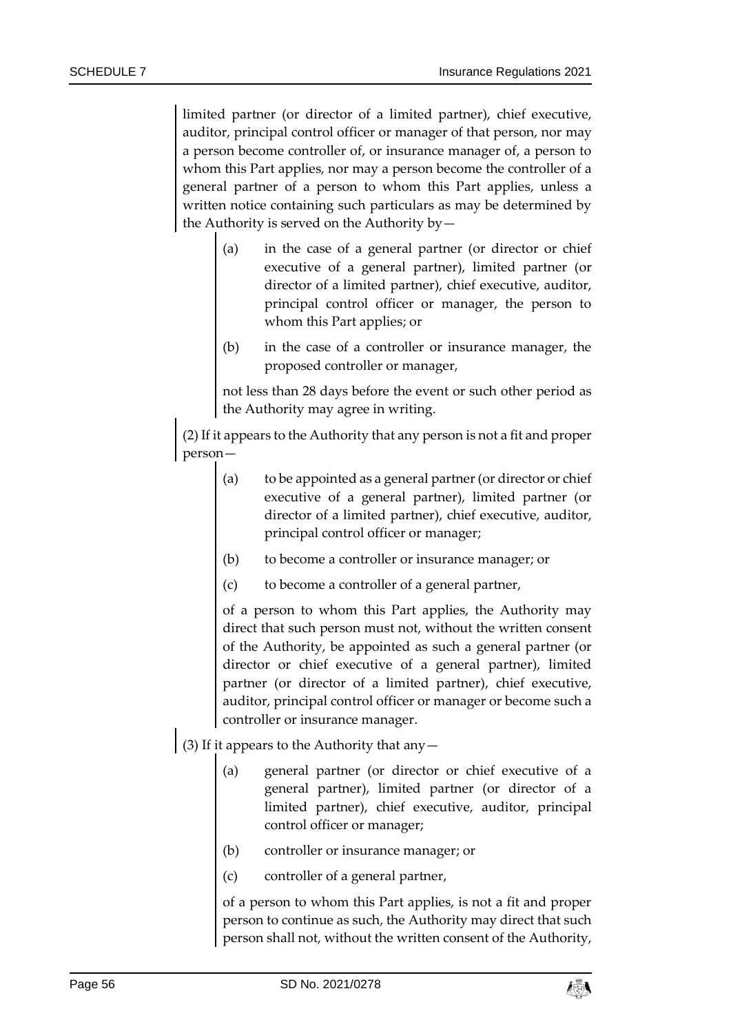limited partner (or director of a limited partner), chief executive, auditor, principal control officer or manager of that person, nor may a person become controller of, or insurance manager of, a person to whom this Part applies, nor may a person become the controller of a general partner of a person to whom this Part applies, unless a written notice containing such particulars as may be determined by the Authority is served on the Authority by—

(a) in the case of a general partner (or director or chief executive of a general partner), limited partner (or director of a limited partner), chief executive, auditor, principal control officer or manager, the person to whom this Part applies; or

(b) in the case of a controller or insurance manager, the proposed controller or manager,

not less than 28 days before the event or such other period as the Authority may agree in writing.

(2) If it appears to the Authority that any person is not a fit and proper person—

(a) to be appointed as a general partner (or director or chief executive of a general partner), limited partner (or director of a limited partner), chief executive, auditor, principal control officer or manager;

(b) to become a controller or insurance manager; or

(c) to become a controller of a general partner,

of a person to whom this Part applies, the Authority may direct that such person must not, without the written consent of the Authority, be appointed as such a general partner (or director or chief executive of a general partner), limited partner (or director of a limited partner), chief executive, auditor, principal control officer or manager or become such a controller or insurance manager.

(3) If it appears to the Authority that any—

(a) general partner (or director or chief executive of a general partner), limited partner (or director of a limited partner), chief executive, auditor, principal control officer or manager;

(b) controller or insurance manager; or

(c) controller of a general partner,

of a person to whom this Part applies, is not a fit and proper person to continue as such, the Authority may direct that such person shall not, without the written consent of the Authority,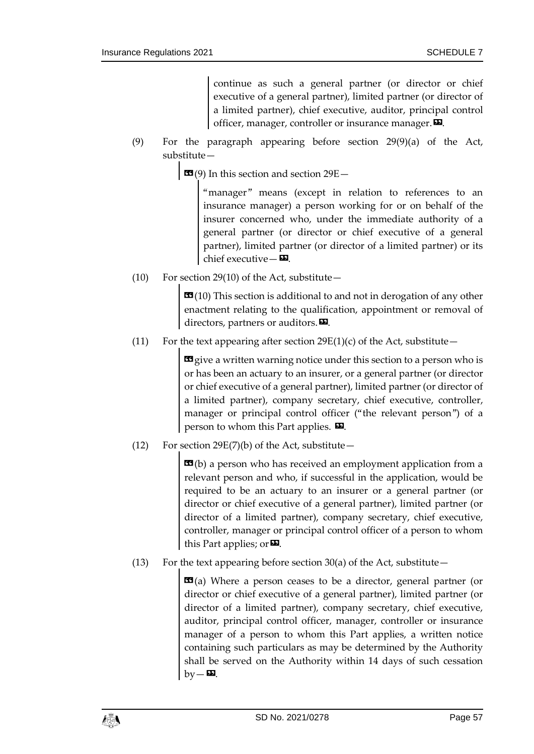continue as such a general partner (or director or chief executive of a general partner), limited partner (or director of a limited partner), chief executive, auditor, principal control officer, manager, controller or insurance manager.».

(9) For the paragraph appearing before section 29(9)(a) of the Act, substitute—

«(9) In this section and section 29E—

"manager" means (except in relation to references to an insurance manager) a person working for or on behalf of the insurer concerned who, under the immediate authority of a general partner (or director or chief executive of a general partner), limited partner (or director of a limited partner) or its chief executive—».

(10) For section 29(10) of the Act, substitute—

«(10) This section is additional to and not in derogation of any other enactment relating to the qualification, appointment or removal of directors, partners or auditors.».

(11) For the text appearing after section 29E(1)(c) of the Act, substitute—

«give a written warning notice under this section to a person who is or has been an actuary to an insurer, or a general partner (or director or chief executive of a general partner), limited partner (or director of a limited partner), company secretary, chief executive, controller, manager or principal control officer ("the relevant person") of a person to whom this Part applies. ».

(12) For section 29E(7)(b) of the Act, substitute—

«(b) a person who has received an employment application from a relevant person and who, if successful in the application, would be required to be an actuary to an insurer or a general partner (or director or chief executive of a general partner), limited partner (or director of a limited partner), company secretary, chief executive, controller, manager or principal control officer of a person to whom this Part applies; or».

(13) For the text appearing before section 30(a) of the Act, substitute—

«(a) Where a person ceases to be a director, general partner (or director or chief executive of a general partner), limited partner (or director of a limited partner), company secretary, chief executive, auditor, principal control officer, manager, controller or insurance manager of a person to whom this Part applies, a written notice containing such particulars as may be determined by the Authority shall be served on the Authority within 14 days of such cessation by—».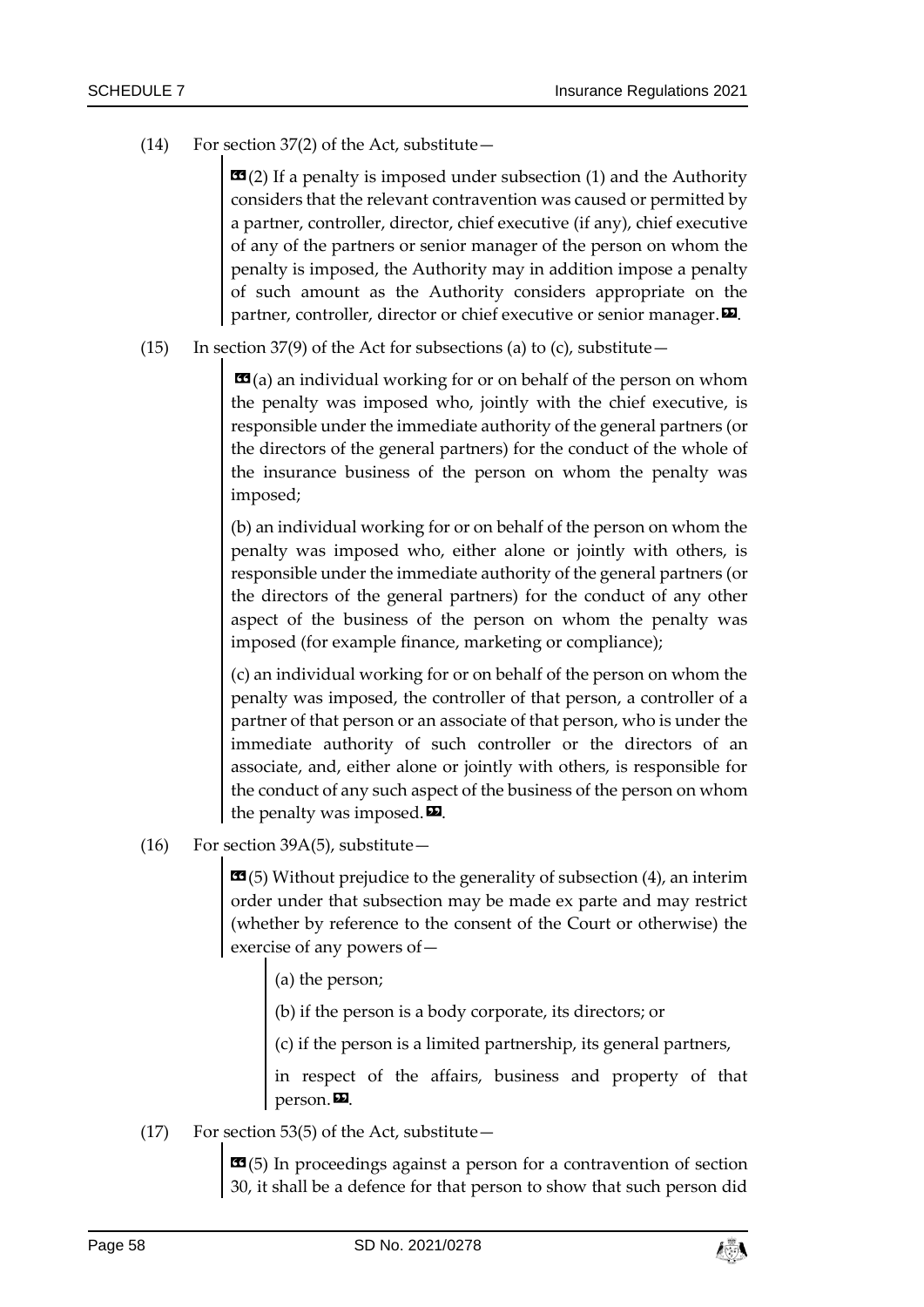(14) For section 37(2) of the Act, substitute—

> «(2) If a penalty is imposed under subsection (1) and the Authority considers that the relevant contravention was caused or permitted by a partner, controller, director, chief executive (if any), chief executive of any of the partners or senior manager of the person on whom the penalty is imposed, the Authority may in addition impose a penalty of such amount as the Authority considers appropriate on the partner, controller, director or chief executive or senior manager.».

(15) In section 37(9) of the Act for subsections (a) to (c), substitute—

> «(a) an individual working for or on behalf of the person on whom the penalty was imposed who, jointly with the chief executive, is responsible under the immediate authority of the general partners (or the directors of the general partners) for the conduct of the whole of the insurance business of the person on whom the penalty was imposed;
>
> (b) an individual working for or on behalf of the person on whom the penalty was imposed who, either alone or jointly with others, is responsible under the immediate authority of the general partners (or the directors of the general partners) for the conduct of any other aspect of the business of the person on whom the penalty was imposed (for example finance, marketing or compliance);
>
> (c) an individual working for or on behalf of the person on whom the penalty was imposed, the controller of that person, a controller of a partner of that person or an associate of that person, who is under the immediate authority of such controller or the directors of an associate, and, either alone or jointly with others, is responsible for the conduct of any such aspect of the business of the person on whom the penalty was imposed.».

(16) For section 39A(5), substitute—

> «(5) Without prejudice to the generality of subsection (4), an interim order under that subsection may be made ex parte and may restrict (whether by reference to the consent of the Court or otherwise) the exercise of any powers of—
>
> > (a) the person;
> >
> > (b) if the person is a body corporate, its directors; or
> >
> > (c) if the person is a limited partnership, its general partners,
> >
> > in respect of the affairs, business and property of that person.».

(17) For section 53(5) of the Act, substitute—

> «(5) In proceedings against a person for a contravention of section 30, it shall be a defence for that person to show that such person did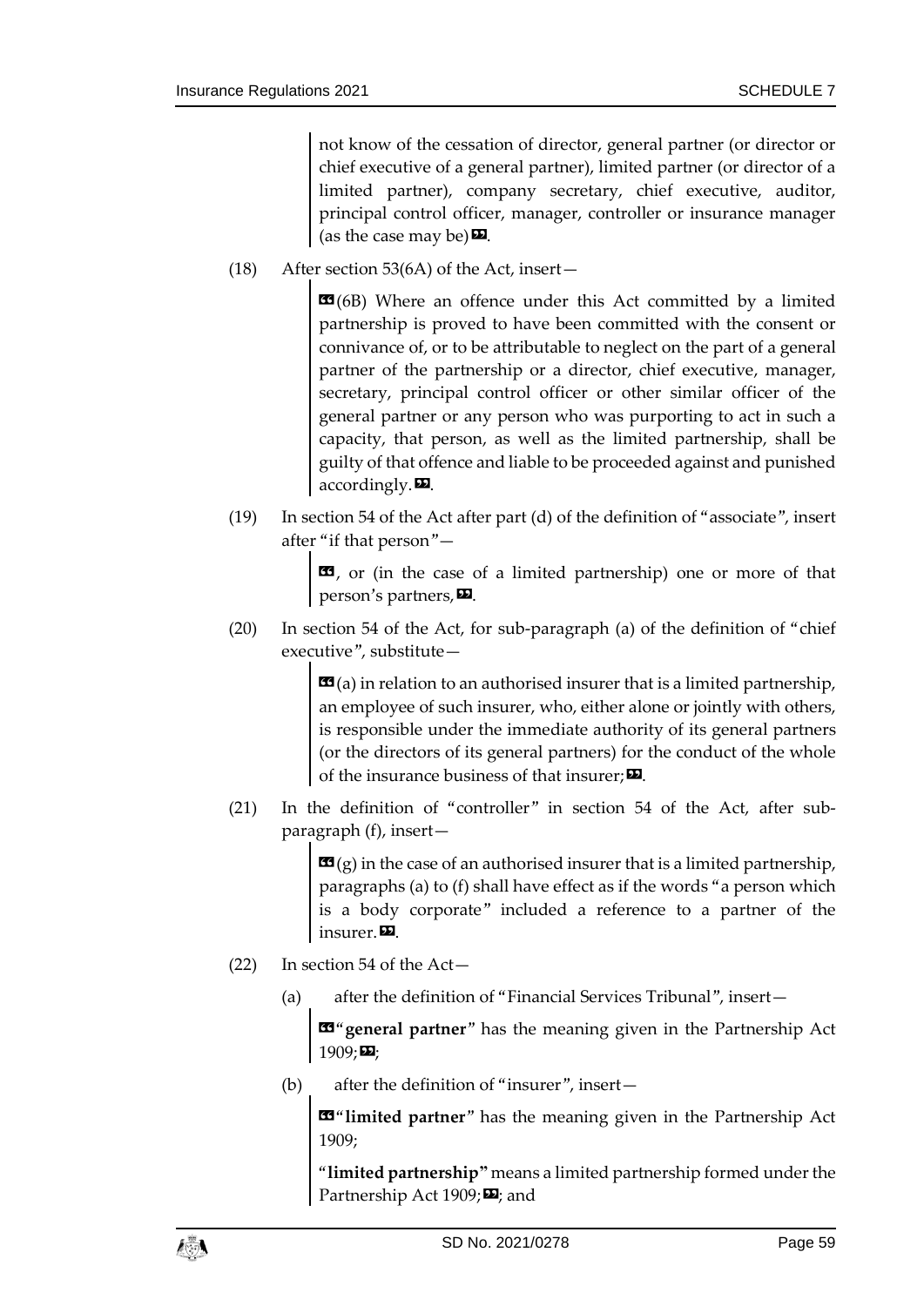not know of the cessation of director, general partner (or director or chief executive of a general partner), limited partner (or director of a limited partner), company secretary, chief executive, auditor, principal control officer, manager, controller or insurance manager (as the case may be)».

(18) After section 53(6A) of the Act, insert—

> «(6B) Where an offence under this Act committed by a limited partnership is proved to have been committed with the consent or connivance of, or to be attributable to neglect on the part of a general partner of the partnership or a director, chief executive, manager, secretary, principal control officer or other similar officer of the general partner or any person who was purporting to act in such a capacity, that person, as well as the limited partnership, shall be guilty of that offence and liable to be proceeded against and punished accordingly.».

(19) In section 54 of the Act after part (d) of the definition of "associate", insert after "if that person"—

> «, or (in the case of a limited partnership) one or more of that person's partners,».

(20) In section 54 of the Act, for sub-paragraph (a) of the definition of "chief executive", substitute—

> «(a) in relation to an authorised insurer that is a limited partnership, an employee of such insurer, who, either alone or jointly with others, is responsible under the immediate authority of its general partners (or the directors of its general partners) for the conduct of the whole of the insurance business of that insurer;».

(21) In the definition of "controller" in section 54 of the Act, after sub-paragraph (f), insert—

> «(g) in the case of an authorised insurer that is a limited partnership, paragraphs (a) to (f) shall have effect as if the words "a person which is a body corporate" included a reference to a partner of the insurer.».

(22) In section 54 of the Act—

(a) after the definition of "Financial Services Tribunal", insert—

> «"**general partner**" has the meaning given in the Partnership Act 1909;»;

(b) after the definition of "insurer", insert—

> «"**limited partner**" has the meaning given in the Partnership Act 1909;
>
> "**limited partnership**" means a limited partnership formed under the Partnership Act 1909;»; and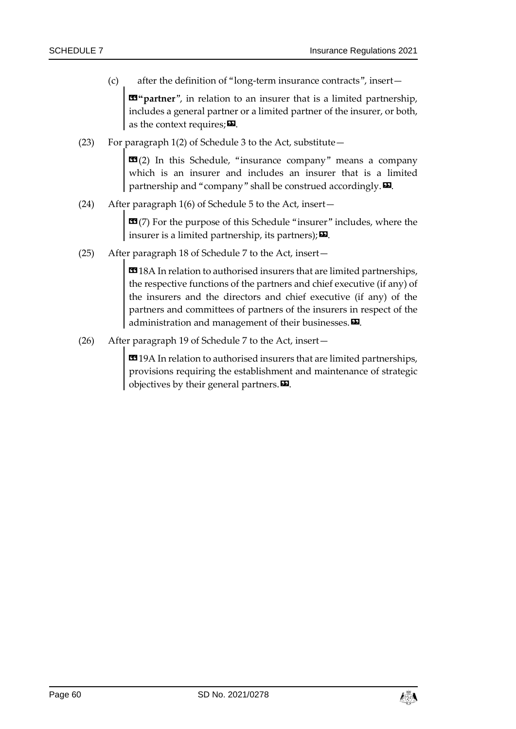(c) after the definition of "long-term insurance contracts", insert—

> «**"partner**", in relation to an insurer that is a limited partnership, includes a general partner or a limited partner of the insurer, or both, as the context requires;».

(23) For paragraph 1(2) of Schedule 3 to the Act, substitute—

> «(2) In this Schedule, "insurance company" means a company which is an insurer and includes an insurer that is a limited partnership and "company" shall be construed accordingly.».

(24) After paragraph 1(6) of Schedule 5 to the Act, insert—

> «(7) For the purpose of this Schedule "insurer" includes, where the insurer is a limited partnership, its partners);».

(25) After paragraph 18 of Schedule 7 to the Act, insert—

> «18A In relation to authorised insurers that are limited partnerships, the respective functions of the partners and chief executive (if any) of the insurers and the directors and chief executive (if any) of the partners and committees of partners of the insurers in respect of the administration and management of their businesses.».

(26) After paragraph 19 of Schedule 7 to the Act, insert—

> «19A In relation to authorised insurers that are limited partnerships, provisions requiring the establishment and maintenance of strategic objectives by their general partners.».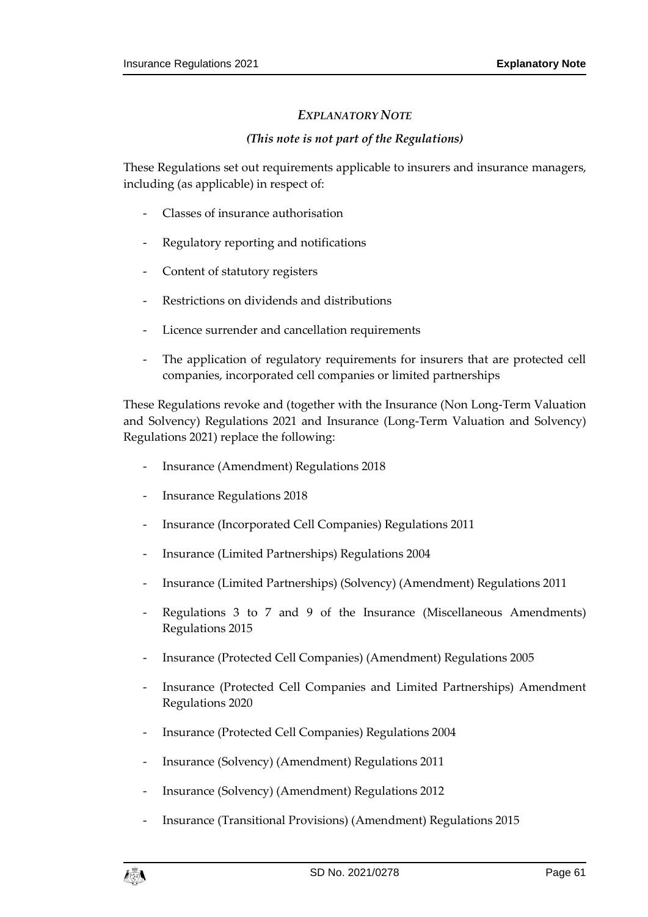## *EXPLANATORY NOTE*

***(This note is not part of the Regulations)***

These Regulations set out requirements applicable to insurers and insurance managers, including (as applicable) in respect of:

- Classes of insurance authorisation
- Regulatory reporting and notifications
- Content of statutory registers
- Restrictions on dividends and distributions
- Licence surrender and cancellation requirements
- The application of regulatory requirements for insurers that are protected cell companies, incorporated cell companies or limited partnerships

These Regulations revoke and (together with the Insurance (Non Long-Term Valuation and Solvency) Regulations 2021 and Insurance (Long-Term Valuation and Solvency) Regulations 2021) replace the following:

- Insurance (Amendment) Regulations 2018
- Insurance Regulations 2018
- Insurance (Incorporated Cell Companies) Regulations 2011
- Insurance (Limited Partnerships) Regulations 2004
- Insurance (Limited Partnerships) (Solvency) (Amendment) Regulations 2011
- Regulations 3 to 7 and 9 of the Insurance (Miscellaneous Amendments) Regulations 2015
- Insurance (Protected Cell Companies) (Amendment) Regulations 2005
- Insurance (Protected Cell Companies and Limited Partnerships) Amendment Regulations 2020
- Insurance (Protected Cell Companies) Regulations 2004
- Insurance (Solvency) (Amendment) Regulations 2011
- Insurance (Solvency) (Amendment) Regulations 2012
- Insurance (Transitional Provisions) (Amendment) Regulations 2015